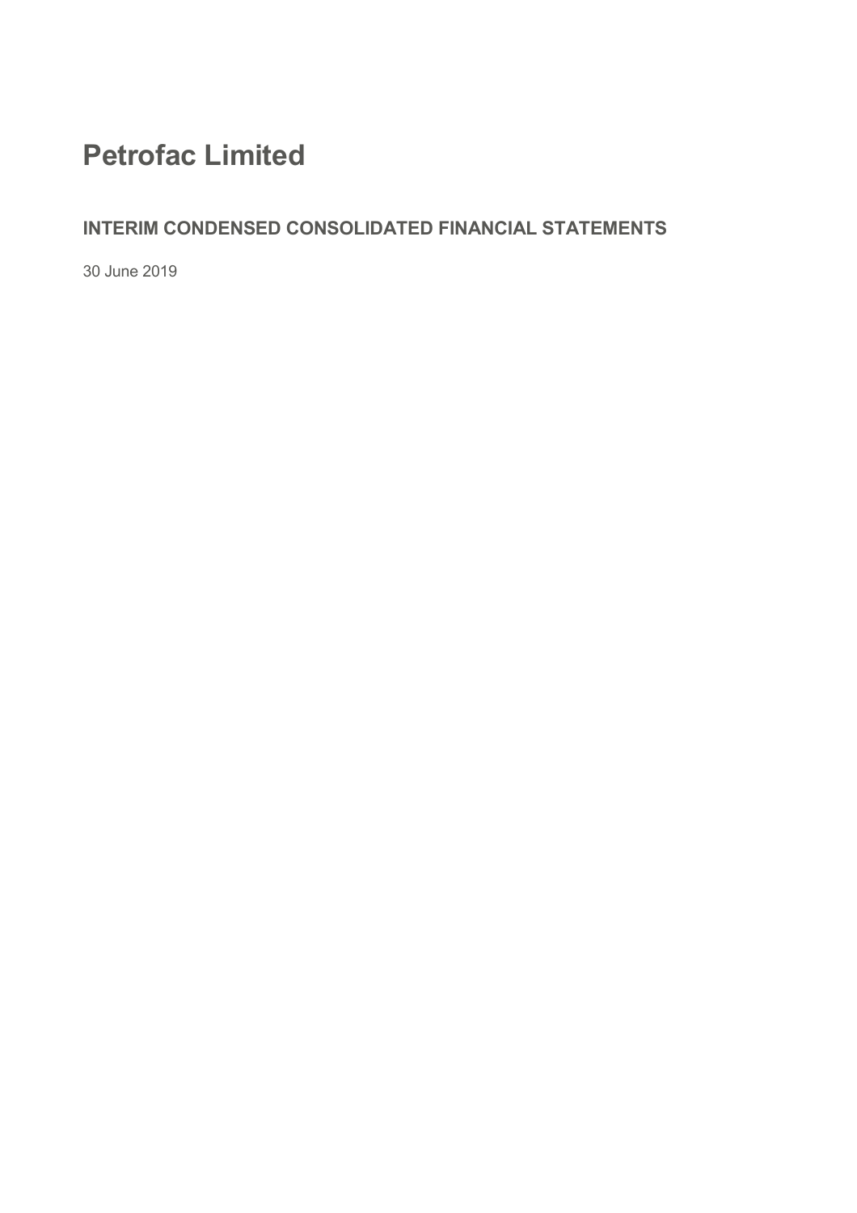# Petrofac Limited

## INTERIM CONDENSED CONSOLIDATED FINANCIAL STATEMENTS

30 June 2019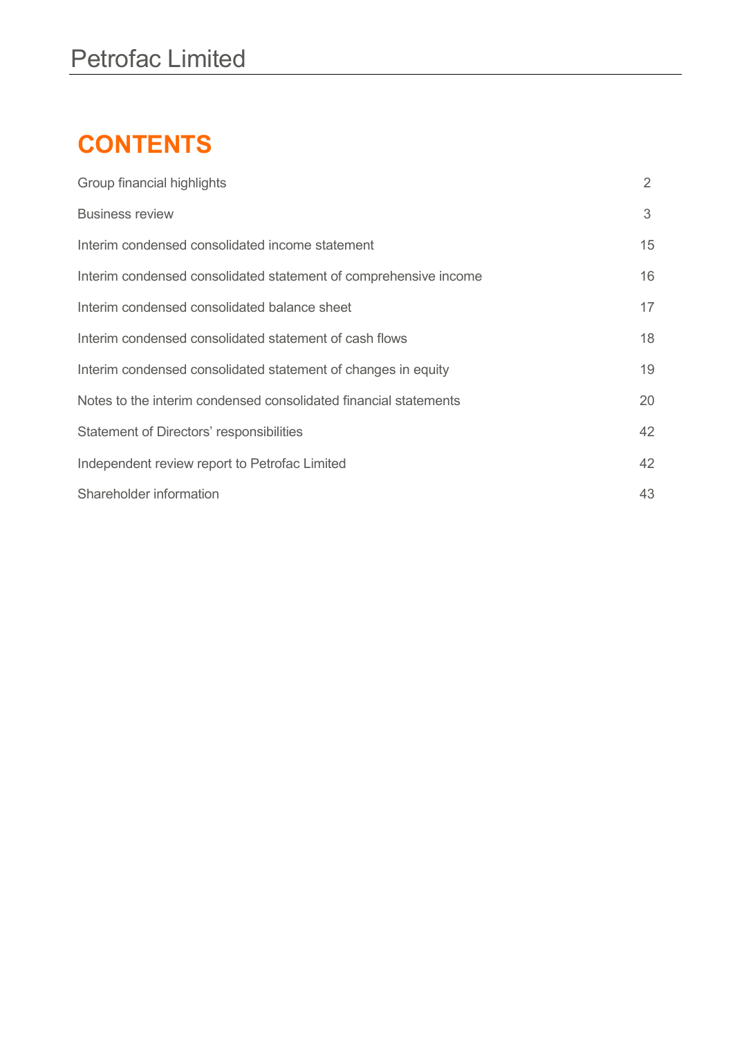# CONTENTS

| | |
|---|---|
| Group financial highlights | 2 |
| Business review | 3 |
| Interim condensed consolidated income statement | 15 |
| Interim condensed consolidated statement of comprehensive income | 16 |
| Interim condensed consolidated balance sheet | 17 |
| Interim condensed consolidated statement of cash flows | 18 |
| Interim condensed consolidated statement of changes in equity | 19 |
| Notes to the interim condensed consolidated financial statements | 20 |
| Statement of Directors' responsibilities | 42 |
| Independent review report to Petrofac Limited | 42 |
| Shareholder information | 43 |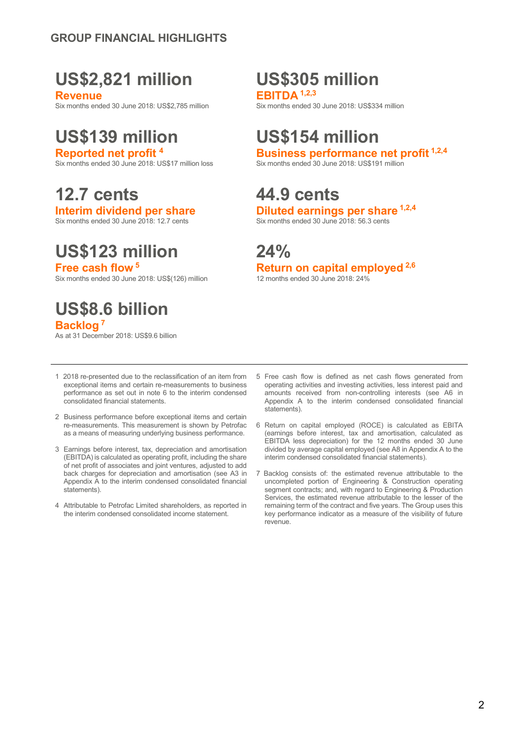## GROUP FINANCIAL HIGHLIGHTS

**US$2,821 million**
**Revenue**
Six months ended 30 June 2018: US$2,785 million

**US$305 million**
**EBITDA** [1,2,3]
Six months ended 30 June 2018: US$334 million

**US$139 million**
**Reported net profit** [4]
Six months ended 30 June 2018: US$17 million loss

**US$154 million**
**Business performance net profit** [1,2,4]
Six months ended 30 June 2018: US$191 million

**12.7 cents**
**Interim dividend per share**
Six months ended 30 June 2018: 12.7 cents

**44.9 cents**
**Diluted earnings per share** [1,2,4]
Six months ended 30 June 2018: 56.3 cents

**US$123 million**
**Free cash flow** [5]
Six months ended 30 June 2018: US$(126) million

**24%**
**Return on capital employed** [2,6]
12 months ended 30 June 2018: 24%

**US$8.6 billion**
**Backlog** [7]
As at 31 December 2018: US$9.6 billion

---

1. 2018 re-presented due to the reclassification of an item from exceptional items and certain re-measurements to business performance as set out in note 6 to the interim condensed consolidated financial statements.
2. Business performance before exceptional items and certain re-measurements. This measurement is shown by Petrofac as a means of measuring underlying business performance.
3. Earnings before interest, tax, depreciation and amortisation (EBITDA) is calculated as operating profit, including the share of net profit of associates and joint ventures, adjusted to add back charges for depreciation and amortisation (see A3 in Appendix A to the interim condensed consolidated financial statements).
4. Attributable to Petrofac Limited shareholders, as reported in the interim condensed consolidated income statement.
5. Free cash flow is defined as net cash flows generated from operating activities and investing activities, less interest paid and amounts received from non-controlling interests (see A6 in Appendix A to the interim condensed consolidated financial statements).
6. Return on capital employed (ROCE) is calculated as EBITA (earnings before interest, tax and amortisation, calculated as EBITDA less depreciation) for the 12 months ended 30 June divided by average capital employed (see A8 in Appendix A to the interim condensed consolidated financial statements).
7. Backlog consists of: the estimated revenue attributable to the uncompleted portion of Engineering & Construction operating segment contracts; and, with regard to Engineering & Production Services, the estimated revenue attributable to the lesser of the remaining term of the contract and five years. The Group uses this key performance indicator as a measure of the visibility of future revenue.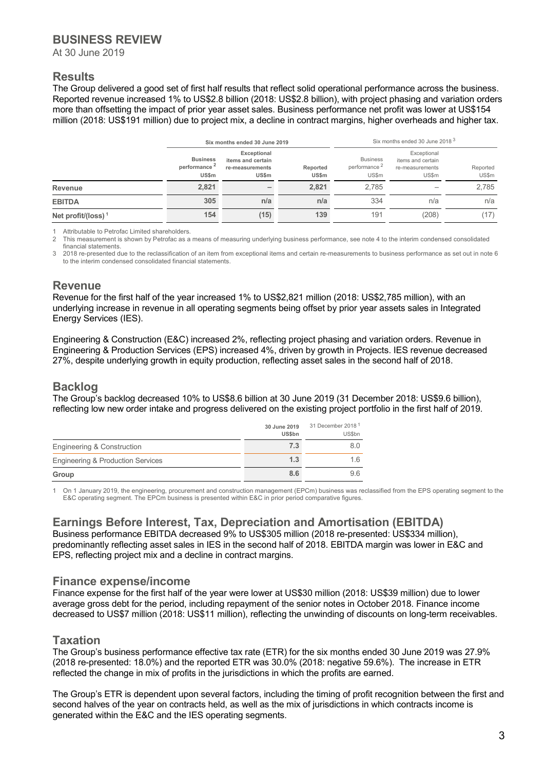# BUSINESS REVIEW

At 30 June 2019

## Results

The Group delivered a good set of first half results that reflect solid operational performance across the business. Reported revenue increased 1% to US$2.8 billion (2018: US$2.8 billion), with project phasing and variation orders more than offsetting the impact of prior year asset sales. Business performance net profit was lower at US$154 million (2018: US$191 million) due to project mix, a decline in contract margins, higher overheads and higher tax.

| | Six months ended 30 June 2019 | | | Six months ended 30 June 2018 [3] | | |
|---|---|---|---|---|---|---|
| | Business performance [2] US$m | Exceptional items and certain re-measurements US$m | Reported US$m | Business performance [2] US$m | Exceptional items and certain re-measurements US$m | Reported US$m |
| **Revenue** | **2,821** | **–** | **2,821** | 2,785 | – | 2,785 |
| **EBITDA** | **305** | **n/a** | **n/a** | 334 | n/a | n/a |
| **Net profit/(loss)** [1] | **154** | **(15)** | **139** | 191 | (208) | (17) |

1 Attributable to Petrofac Limited shareholders.
2 This measurement is shown by Petrofac as a means of measuring underlying business performance, see note 4 to the interim condensed consolidated financial statements.
3 2018 re-presented due to the reclassification of an item from exceptional items and certain re-measurements to business performance as set out in note 6 to the interim condensed consolidated financial statements.

## Revenue

Revenue for the first half of the year increased 1% to US$2,821 million (2018: US$2,785 million), with an underlying increase in revenue in all operating segments being offset by prior year assets sales in Integrated Energy Services (IES).

Engineering & Construction (E&C) increased 2%, reflecting project phasing and variation orders. Revenue in Engineering & Production Services (EPS) increased 4%, driven by growth in Projects. IES revenue decreased 27%, despite underlying growth in equity production, reflecting asset sales in the second half of 2018.

## Backlog

The Group's backlog decreased 10% to US$8.6 billion at 30 June 2019 (31 December 2018: US$9.6 billion), reflecting low new order intake and progress delivered on the existing project portfolio in the first half of 2019.

| | 30 June 2019 US$bn | 31 December 2018 [1] US$bn |
|---|---|---|
| Engineering & Construction | **7.3** | 8.0 |
| Engineering & Production Services | **1.3** | 1.6 |
| **Group** | **8.6** | 9.6 |

1 On 1 January 2019, the engineering, procurement and construction management (EPCm) business was reclassified from the EPS operating segment to the E&C operating segment. The EPCm business is presented within E&C in prior period comparative figures.

## Earnings Before Interest, Tax, Depreciation and Amortisation (EBITDA)

Business performance EBITDA decreased 9% to US$305 million (2018 re-presented: US$334 million), predominantly reflecting asset sales in IES in the second half of 2018. EBITDA margin was lower in E&C and EPS, reflecting project mix and a decline in contract margins.

## Finance expense/income

Finance expense for the first half of the year were lower at US$30 million (2018: US$39 million) due to lower average gross debt for the period, including repayment of the senior notes in October 2018. Finance income decreased to US$7 million (2018: US$11 million), reflecting the unwinding of discounts on long-term receivables.

## Taxation

The Group's business performance effective tax rate (ETR) for the six months ended 30 June 2019 was 27.9% (2018 re-presented: 18.0%) and the reported ETR was 30.0% (2018: negative 59.6%). The increase in ETR reflected the change in mix of profits in the jurisdictions in which the profits are earned.

The Group's ETR is dependent upon several factors, including the timing of profit recognition between the first and second halves of the year on contracts held, as well as the mix of jurisdictions in which contracts income is generated within the E&C and the IES operating segments.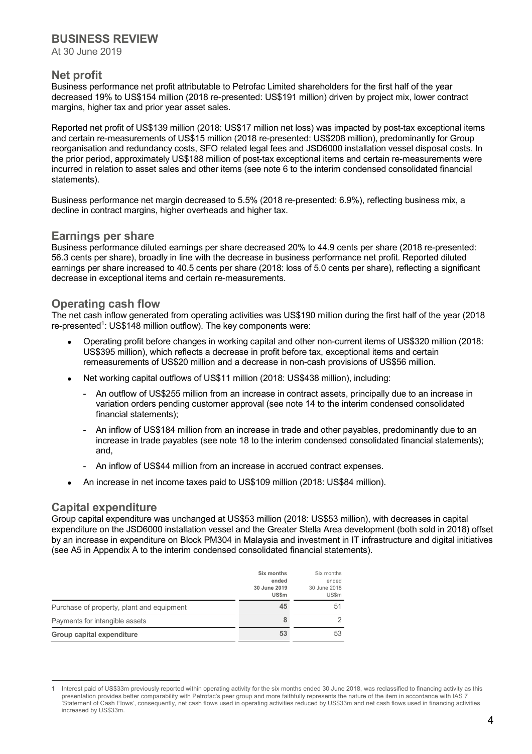# BUSINESS REVIEW

At 30 June 2019

## Net profit

Business performance net profit attributable to Petrofac Limited shareholders for the first half of the year decreased 19% to US$154 million (2018 re-presented: US$191 million) driven by project mix, lower contract margins, higher tax and prior year asset sales.

Reported net profit of US$139 million (2018: US$17 million net loss) was impacted by post-tax exceptional items and certain re-measurements of US$15 million (2018 re-presented: US$208 million), predominantly for Group reorganisation and redundancy costs, SFO related legal fees and JSD6000 installation vessel disposal costs. In the prior period, approximately US$188 million of post-tax exceptional items and certain re-measurements were incurred in relation to asset sales and other items (see note 6 to the interim condensed consolidated financial statements).

Business performance net margin decreased to 5.5% (2018 re-presented: 6.9%), reflecting business mix, a decline in contract margins, higher overheads and higher tax.

## Earnings per share

Business performance diluted earnings per share decreased 20% to 44.9 cents per share (2018 re-presented: 56.3 cents per share), broadly in line with the decrease in business performance net profit. Reported diluted earnings per share increased to 40.5 cents per share (2018: loss of 5.0 cents per share), reflecting a significant decrease in exceptional items and certain re-measurements.

## Operating cash flow

The net cash inflow generated from operating activities was US$190 million during the first half of the year (2018 re-presented[1]: US$148 million outflow). The key components were:

- Operating profit before changes in working capital and other non-current items of US$320 million (2018: US$395 million), which reflects a decrease in profit before tax, exceptional items and certain remeasurements of US$20 million and a decrease in non-cash provisions of US$56 million.
- Net working capital outflows of US$11 million (2018: US$438 million), including:
  - An outflow of US$255 million from an increase in contract assets, principally due to an increase in variation orders pending customer approval (see note 14 to the interim condensed consolidated financial statements);
  - An inflow of US$184 million from an increase in trade and other payables, predominantly due to an increase in trade payables (see note 18 to the interim condensed consolidated financial statements); and,
  - An inflow of US$44 million from an increase in accrued contract expenses.
- An increase in net income taxes paid to US$109 million (2018: US$84 million).

## Capital expenditure

Group capital expenditure was unchanged at US$53 million (2018: US$53 million), with decreases in capital expenditure on the JSD6000 installation vessel and the Greater Stella Area development (both sold in 2018) offset by an increase in expenditure on Block PM304 in Malaysia and investment in IT infrastructure and digital initiatives (see A5 in Appendix A to the interim condensed consolidated financial statements).

| | **Six months ended 30 June 2019 US$m** | Six months ended 30 June 2018 US$m |
|---|---|---|
| Purchase of property, plant and equipment | **45** | 51 |
| Payments for intangible assets | **8** | 2 |
| **Group capital expenditure** | **53** | 53 |

---

1 Interest paid of US$33m previously reported within operating activity for the six months ended 30 June 2018, was reclassified to financing activity as this presentation provides better comparability with Petrofac's peer group and more faithfully represents the nature of the item in accordance with IAS 7 'Statement of Cash Flows', consequently, net cash flows used in operating activities reduced by US$33m and net cash flows used in financing activities increased by US$33m.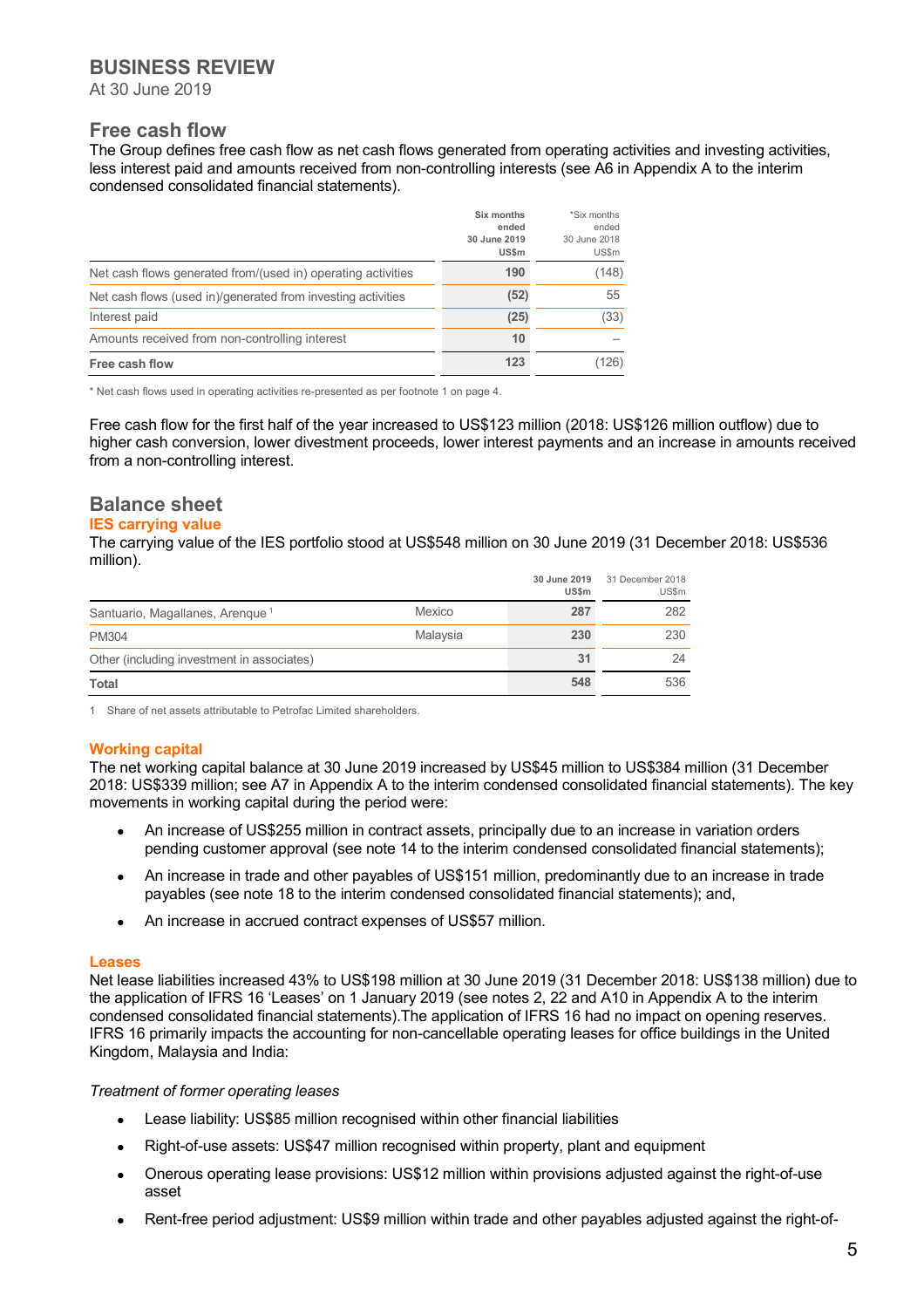# BUSINESS REVIEW

At 30 June 2019

## Free cash flow

The Group defines free cash flow as net cash flows generated from operating activities and investing activities, less interest paid and amounts received from non-controlling interests (see A6 in Appendix A to the interim condensed consolidated financial statements).

| | **Six months ended 30 June 2019 US$m** | *Six months ended 30 June 2018 US$m |
|---|---|---|
| Net cash flows generated from/(used in) operating activities | **190** | (148) |
| Net cash flows (used in)/generated from investing activities | **(52)** | 55 |
| Interest paid | **(25)** | (33) |
| Amounts received from non-controlling interest | **10** | – |
| **Free cash flow** | **123** | (126) |

\* Net cash flows used in operating activities re-presented as per footnote 1 on page 4.

Free cash flow for the first half of the year increased to US$123 million (2018: US$126 million outflow) due to higher cash conversion, lower divestment proceeds, lower interest payments and an increase in amounts received from a non-controlling interest.

## Balance sheet

### IES carrying value

The carrying value of the IES portfolio stood at US$548 million on 30 June 2019 (31 December 2018: US$536 million).

| | | **30 June 2019 US$m** | 31 December 2018 US$m |
|---|---|---|---|
| Santuario, Magallanes, Arenque [1] | Mexico | **287** | 282 |
| PM304 | Malaysia | **230** | 230 |
| Other (including investment in associates) | | **31** | 24 |
| **Total** | | **548** | 536 |

1 Share of net assets attributable to Petrofac Limited shareholders.

### Working capital

The net working capital balance at 30 June 2019 increased by US$45 million to US$384 million (31 December 2018: US$339 million; see A7 in Appendix A to the interim condensed consolidated financial statements). The key movements in working capital during the period were:

- An increase of US$255 million in contract assets, principally due to an increase in variation orders pending customer approval (see note 14 to the interim condensed consolidated financial statements);
- An increase in trade and other payables of US$151 million, predominantly due to an increase in trade payables (see note 18 to the interim condensed consolidated financial statements); and,
- An increase in accrued contract expenses of US$57 million.

### Leases

Net lease liabilities increased 43% to US$198 million at 30 June 2019 (31 December 2018: US$138 million) due to the application of IFRS 16 'Leases' on 1 January 2019 (see notes 2, 22 and A10 in Appendix A to the interim condensed consolidated financial statements).The application of IFRS 16 had no impact on opening reserves. IFRS 16 primarily impacts the accounting for non-cancellable operating leases for office buildings in the United Kingdom, Malaysia and India:

*Treatment of former operating leases*

- Lease liability: US$85 million recognised within other financial liabilities
- Right-of-use assets: US$47 million recognised within property, plant and equipment
- Onerous operating lease provisions: US$12 million within provisions adjusted against the right-of-use asset
- Rent-free period adjustment: US$9 million within trade and other payables adjusted against the right-of-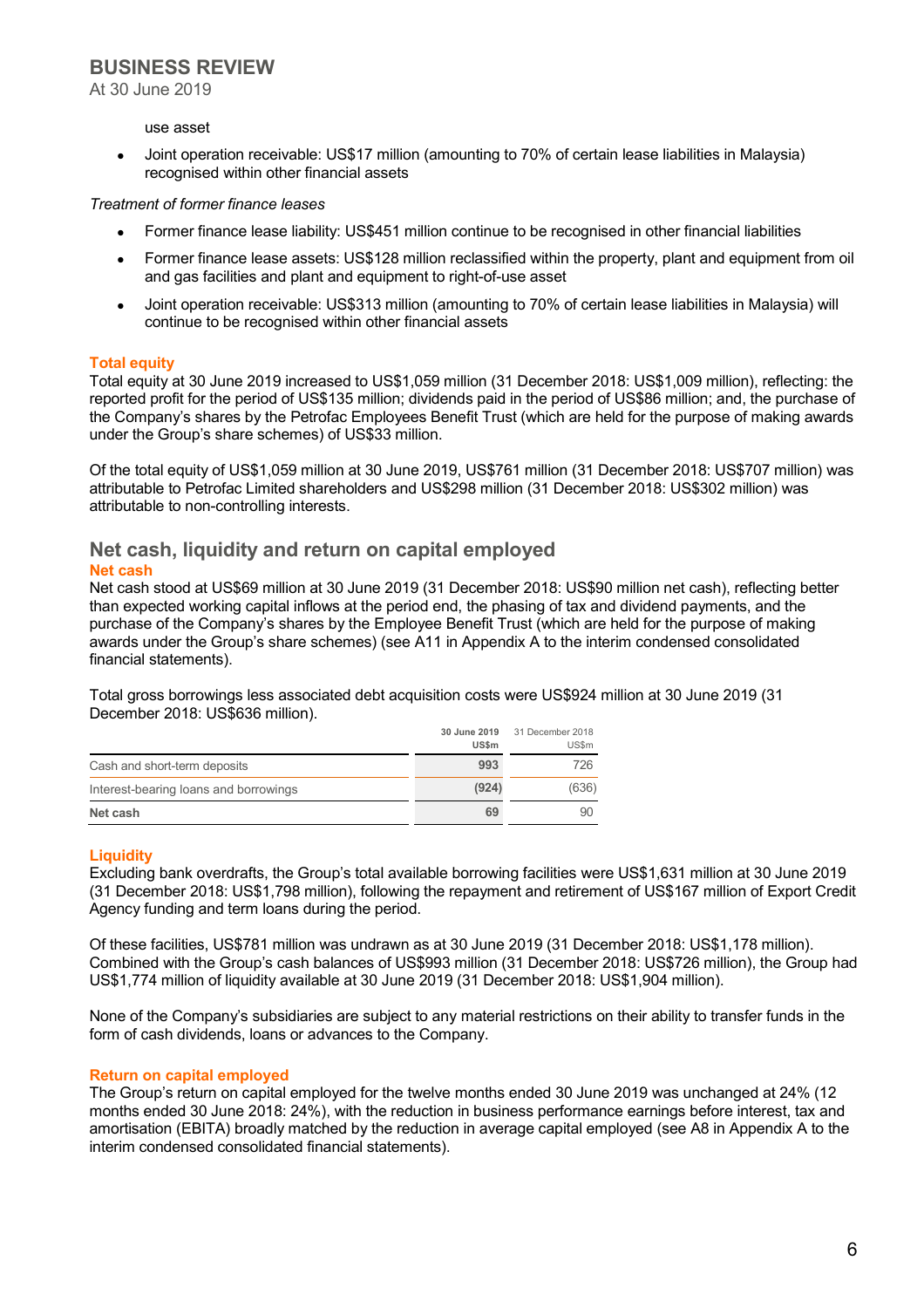use asset

- Joint operation receivable: US$17 million (amounting to 70% of certain lease liabilities in Malaysia) recognised within other financial assets

*Treatment of former finance leases*

- Former finance lease liability: US$451 million continue to be recognised in other financial liabilities
- Former finance lease assets: US$128 million reclassified within the property, plant and equipment from oil and gas facilities and plant and equipment to right-of-use asset
- Joint operation receivable: US$313 million (amounting to 70% of certain lease liabilities in Malaysia) will continue to be recognised within other financial assets

### Total equity

Total equity at 30 June 2019 increased to US$1,059 million (31 December 2018: US$1,009 million), reflecting: the reported profit for the period of US$135 million; dividends paid in the period of US$86 million; and, the purchase of the Company's shares by the Petrofac Employees Benefit Trust (which are held for the purpose of making awards under the Group's share schemes) of US$33 million.

Of the total equity of US$1,059 million at 30 June 2019, US$761 million (31 December 2018: US$707 million) was attributable to Petrofac Limited shareholders and US$298 million (31 December 2018: US$302 million) was attributable to non-controlling interests.

## Net cash, liquidity and return on capital employed

### Net cash

Net cash stood at US$69 million at 30 June 2019 (31 December 2018: US$90 million net cash), reflecting better than expected working capital inflows at the period end, the phasing of tax and dividend payments, and the purchase of the Company's shares by the Employee Benefit Trust (which are held for the purpose of making awards under the Group's share schemes) (see A11 in Appendix A to the interim condensed consolidated financial statements).

Total gross borrowings less associated debt acquisition costs were US$924 million at 30 June 2019 (31 December 2018: US$636 million).

| | 30 June 2019 US$m | 31 December 2018 US$m |
|---|---|---|
| Cash and short-term deposits | 993 | 726 |
| Interest-bearing loans and borrowings | (924) | (636) |
| **Net cash** | **69** | 90 |

### Liquidity

Excluding bank overdrafts, the Group's total available borrowing facilities were US$1,631 million at 30 June 2019 (31 December 2018: US$1,798 million), following the repayment and retirement of US$167 million of Export Credit Agency funding and term loans during the period.

Of these facilities, US$781 million was undrawn as at 30 June 2019 (31 December 2018: US$1,178 million). Combined with the Group's cash balances of US$993 million (31 December 2018: US$726 million), the Group had US$1,774 million of liquidity available at 30 June 2019 (31 December 2018: US$1,904 million).

None of the Company's subsidiaries are subject to any material restrictions on their ability to transfer funds in the form of cash dividends, loans or advances to the Company.

### Return on capital employed

The Group's return on capital employed for the twelve months ended 30 June 2019 was unchanged at 24% (12 months ended 30 June 2018: 24%), with the reduction in business performance earnings before interest, tax and amortisation (EBITA) broadly matched by the reduction in average capital employed (see A8 in Appendix A to the interim condensed consolidated financial statements).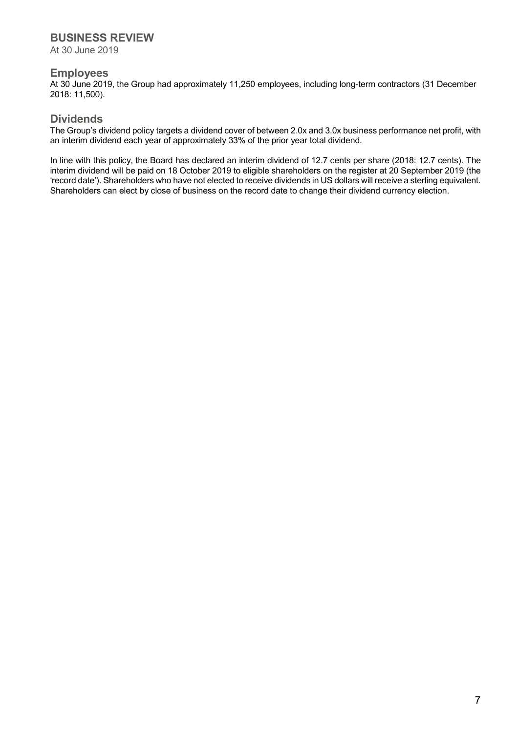# BUSINESS REVIEW

At 30 June 2019

## Employees

At 30 June 2019, the Group had approximately 11,250 employees, including long-term contractors (31 December 2018: 11,500).

## Dividends

The Group's dividend policy targets a dividend cover of between 2.0x and 3.0x business performance net profit, with an interim dividend each year of approximately 33% of the prior year total dividend.

In line with this policy, the Board has declared an interim dividend of 12.7 cents per share (2018: 12.7 cents). The interim dividend will be paid on 18 October 2019 to eligible shareholders on the register at 20 September 2019 (the 'record date'). Shareholders who have not elected to receive dividends in US dollars will receive a sterling equivalent. Shareholders can elect by close of business on the record date to change their dividend currency election.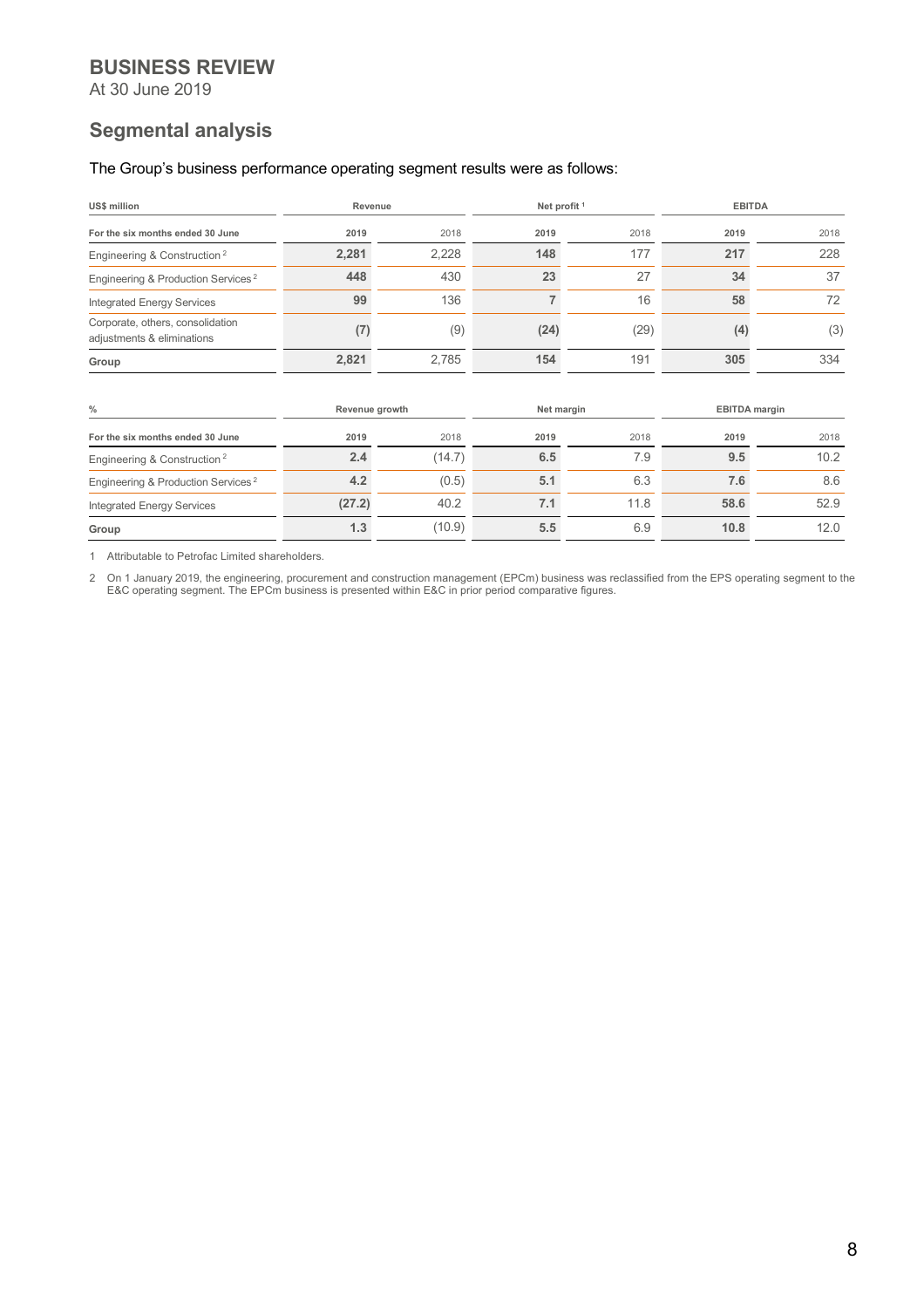# BUSINESS REVIEW

At 30 June 2019

## Segmental analysis

The Group's business performance operating segment results were as follows:

| US$ million | Revenue | | Net profit [1] | | EBITDA | |
|---|---|---|---|---|---|---|
| For the six months ended 30 June | 2019 | 2018 | 2019 | 2018 | 2019 | 2018 |
| Engineering & Construction [2] | 2,281 | 2,228 | 148 | 177 | 217 | 228 |
| Engineering & Production Services [2] | 448 | 430 | 23 | 27 | 34 | 37 |
| Integrated Energy Services | 99 | 136 | 7 | 16 | 58 | 72 |
| Corporate, others, consolidation adjustments & eliminations | (7) | (9) | (24) | (29) | (4) | (3) |
| Group | 2,821 | 2,785 | 154 | 191 | 305 | 334 |

| % | Revenue growth | | Net margin | | EBITDA margin | |
|---|---|---|---|---|---|---|
| For the six months ended 30 June | 2019 | 2018 | 2019 | 2018 | 2019 | 2018 |
| Engineering & Construction [2] | 2.4 | (14.7) | 6.5 | 7.9 | 9.5 | 10.2 |
| Engineering & Production Services [2] | 4.2 | (0.5) | 5.1 | 6.3 | 7.6 | 8.6 |
| Integrated Energy Services | (27.2) | 40.2 | 7.1 | 11.8 | 58.6 | 52.9 |
| Group | 1.3 | (10.9) | 5.5 | 6.9 | 10.8 | 12.0 |

1 Attributable to Petrofac Limited shareholders.

2 On 1 January 2019, the engineering, procurement and construction management (EPCm) business was reclassified from the EPS operating segment to the E&C operating segment. The EPCm business is presented within E&C in prior period comparative figures.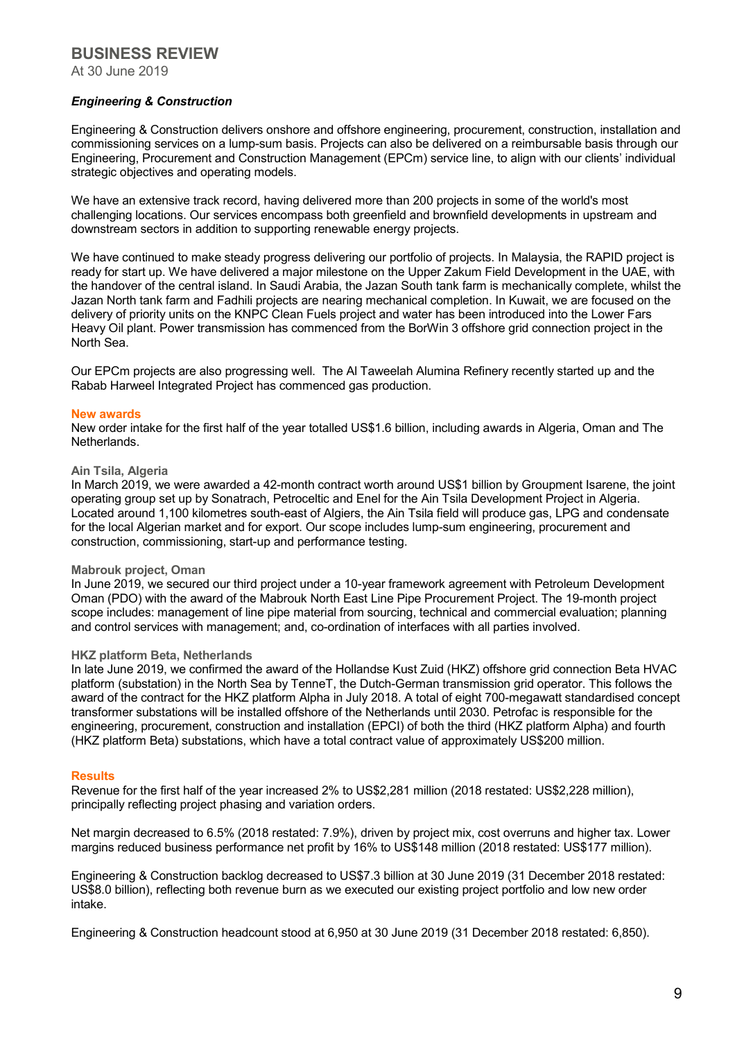# BUSINESS REVIEW

At 30 June 2019

***Engineering & Construction***

Engineering & Construction delivers onshore and offshore engineering, procurement, construction, installation and commissioning services on a lump-sum basis. Projects can also be delivered on a reimbursable basis through our Engineering, Procurement and Construction Management (EPCm) service line, to align with our clients' individual strategic objectives and operating models.

We have an extensive track record, having delivered more than 200 projects in some of the world's most challenging locations. Our services encompass both greenfield and brownfield developments in upstream and downstream sectors in addition to supporting renewable energy projects.

We have continued to make steady progress delivering our portfolio of projects. In Malaysia, the RAPID project is ready for start up. We have delivered a major milestone on the Upper Zakum Field Development in the UAE, with the handover of the central island. In Saudi Arabia, the Jazan South tank farm is mechanically complete, whilst the Jazan North tank farm and Fadhili projects are nearing mechanical completion. In Kuwait, we are focused on the delivery of priority units on the KNPC Clean Fuels project and water has been introduced into the Lower Fars Heavy Oil plant. Power transmission has commenced from the BorWin 3 offshore grid connection project in the North Sea.

Our EPCm projects are also progressing well. The Al Taweelah Alumina Refinery recently started up and the Rabab Harweel Integrated Project has commenced gas production.

## New awards

New order intake for the first half of the year totalled US$1.6 billion, including awards in Algeria, Oman and The Netherlands.

### Ain Tsila, Algeria

In March 2019, we were awarded a 42-month contract worth around US$1 billion by Groupment Isarene, the joint operating group set up by Sonatrach, Petroceltic and Enel for the Ain Tsila Development Project in Algeria. Located around 1,100 kilometres south-east of Algiers, the Ain Tsila field will produce gas, LPG and condensate for the local Algerian market and for export. Our scope includes lump-sum engineering, procurement and construction, commissioning, start-up and performance testing.

### Mabrouk project, Oman

In June 2019, we secured our third project under a 10-year framework agreement with Petroleum Development Oman (PDO) with the award of the Mabrouk North East Line Pipe Procurement Project. The 19-month project scope includes: management of line pipe material from sourcing, technical and commercial evaluation; planning and control services with management; and, co-ordination of interfaces with all parties involved.

### HKZ platform Beta, Netherlands

In late June 2019, we confirmed the award of the Hollandse Kust Zuid (HKZ) offshore grid connection Beta HVAC platform (substation) in the North Sea by TenneT, the Dutch-German transmission grid operator. This follows the award of the contract for the HKZ platform Alpha in July 2018. A total of eight 700-megawatt standardised concept transformer substations will be installed offshore of the Netherlands until 2030. Petrofac is responsible for the engineering, procurement, construction and installation (EPCI) of both the third (HKZ platform Alpha) and fourth (HKZ platform Beta) substations, which have a total contract value of approximately US$200 million.

## Results

Revenue for the first half of the year increased 2% to US$2,281 million (2018 restated: US$2,228 million), principally reflecting project phasing and variation orders.

Net margin decreased to 6.5% (2018 restated: 7.9%), driven by project mix, cost overruns and higher tax. Lower margins reduced business performance net profit by 16% to US$148 million (2018 restated: US$177 million).

Engineering & Construction backlog decreased to US$7.3 billion at 30 June 2019 (31 December 2018 restated: US$8.0 billion), reflecting both revenue burn as we executed our existing project portfolio and low new order intake.

Engineering & Construction headcount stood at 6,950 at 30 June 2019 (31 December 2018 restated: 6,850).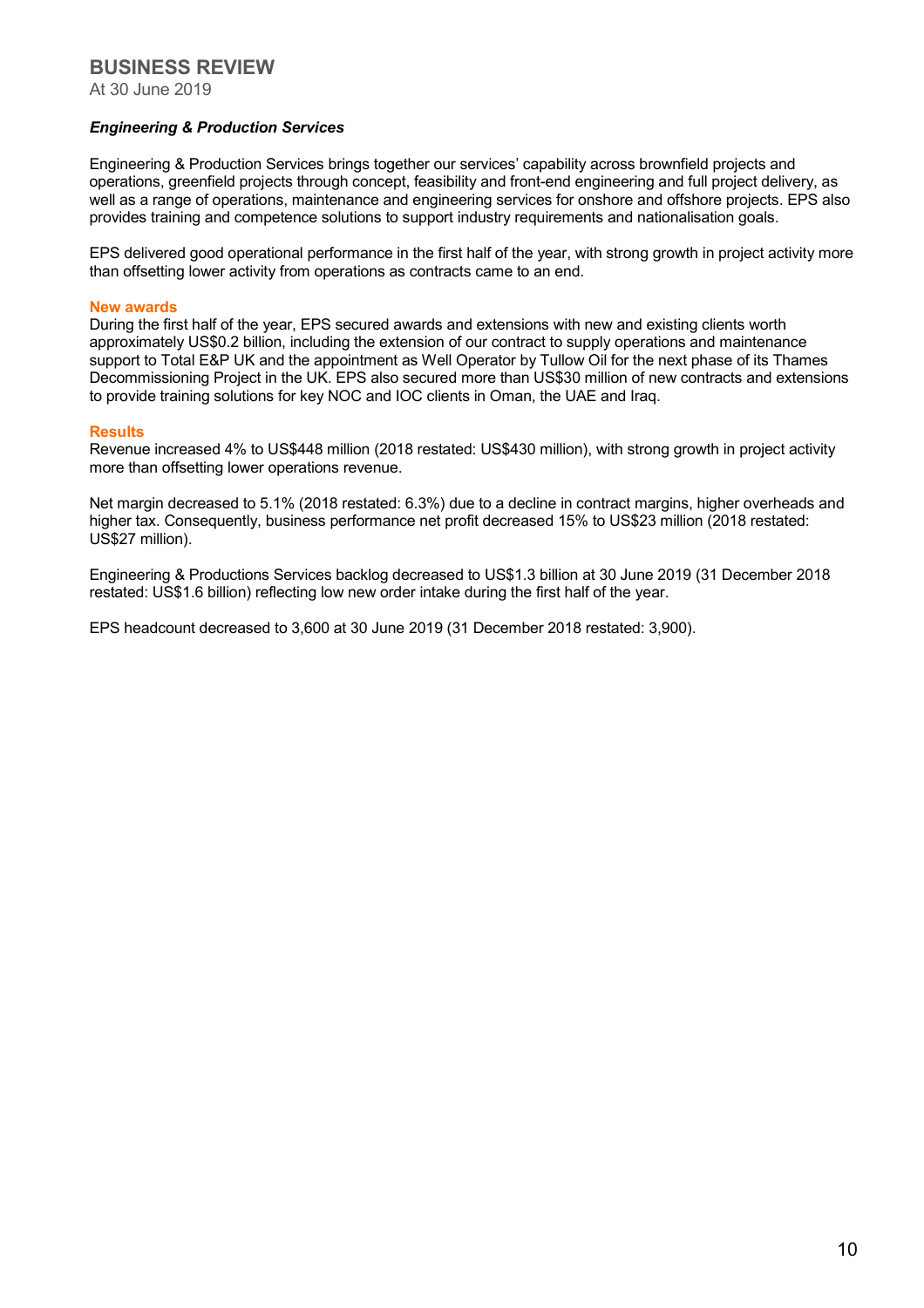# BUSINESS REVIEW

At 30 June 2019

### *Engineering & Production Services*

Engineering & Production Services brings together our services' capability across brownfield projects and operations, greenfield projects through concept, feasibility and front-end engineering and full project delivery, as well as a range of operations, maintenance and engineering services for onshore and offshore projects. EPS also provides training and competence solutions to support industry requirements and nationalisation goals.

EPS delivered good operational performance in the first half of the year, with strong growth in project activity more than offsetting lower activity from operations as contracts came to an end.

**New awards**

During the first half of the year, EPS secured awards and extensions with new and existing clients worth approximately US$0.2 billion, including the extension of our contract to supply operations and maintenance support to Total E&P UK and the appointment as Well Operator by Tullow Oil for the next phase of its Thames Decommissioning Project in the UK. EPS also secured more than US$30 million of new contracts and extensions to provide training solutions for key NOC and IOC clients in Oman, the UAE and Iraq.

**Results**

Revenue increased 4% to US$448 million (2018 restated: US$430 million), with strong growth in project activity more than offsetting lower operations revenue.

Net margin decreased to 5.1% (2018 restated: 6.3%) due to a decline in contract margins, higher overheads and higher tax. Consequently, business performance net profit decreased 15% to US$23 million (2018 restated: US$27 million).

Engineering & Productions Services backlog decreased to US$1.3 billion at 30 June 2019 (31 December 2018 restated: US$1.6 billion) reflecting low new order intake during the first half of the year.

EPS headcount decreased to 3,600 at 30 June 2019 (31 December 2018 restated: 3,900).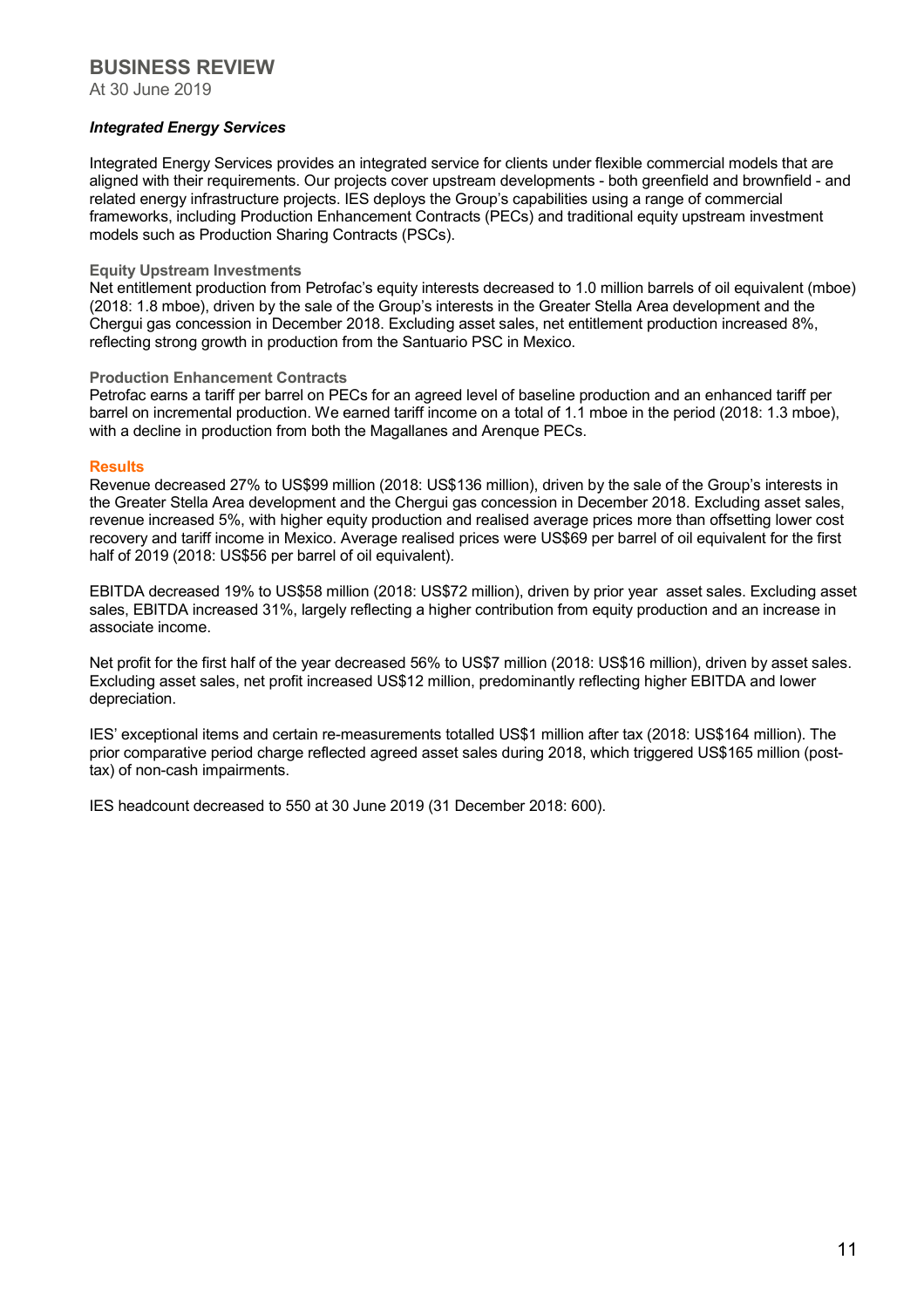# BUSINESS REVIEW

At 30 June 2019

### *Integrated Energy Services*

Integrated Energy Services provides an integrated service for clients under flexible commercial models that are aligned with their requirements. Our projects cover upstream developments - both greenfield and brownfield - and related energy infrastructure projects. IES deploys the Group's capabilities using a range of commercial frameworks, including Production Enhancement Contracts (PECs) and traditional equity upstream investment models such as Production Sharing Contracts (PSCs).

#### Equity Upstream Investments

Net entitlement production from Petrofac's equity interests decreased to 1.0 million barrels of oil equivalent (mboe) (2018: 1.8 mboe), driven by the sale of the Group's interests in the Greater Stella Area development and the Chergui gas concession in December 2018. Excluding asset sales, net entitlement production increased 8%, reflecting strong growth in production from the Santuario PSC in Mexico.

#### Production Enhancement Contracts

Petrofac earns a tariff per barrel on PECs for an agreed level of baseline production and an enhanced tariff per barrel on incremental production. We earned tariff income on a total of 1.1 mboe in the period (2018: 1.3 mboe), with a decline in production from both the Magallanes and Arenque PECs.

#### Results

Revenue decreased 27% to US$99 million (2018: US$136 million), driven by the sale of the Group's interests in the Greater Stella Area development and the Chergui gas concession in December 2018. Excluding asset sales, revenue increased 5%, with higher equity production and realised average prices more than offsetting lower cost recovery and tariff income in Mexico. Average realised prices were US$69 per barrel of oil equivalent for the first half of 2019 (2018: US$56 per barrel of oil equivalent).

EBITDA decreased 19% to US$58 million (2018: US$72 million), driven by prior year asset sales. Excluding asset sales, EBITDA increased 31%, largely reflecting a higher contribution from equity production and an increase in associate income.

Net profit for the first half of the year decreased 56% to US$7 million (2018: US$16 million), driven by asset sales. Excluding asset sales, net profit increased US$12 million, predominantly reflecting higher EBITDA and lower depreciation.

IES' exceptional items and certain re-measurements totalled US$1 million after tax (2018: US$164 million). The prior comparative period charge reflected agreed asset sales during 2018, which triggered US$165 million (post-tax) of non-cash impairments.

IES headcount decreased to 550 at 30 June 2019 (31 December 2018: 600).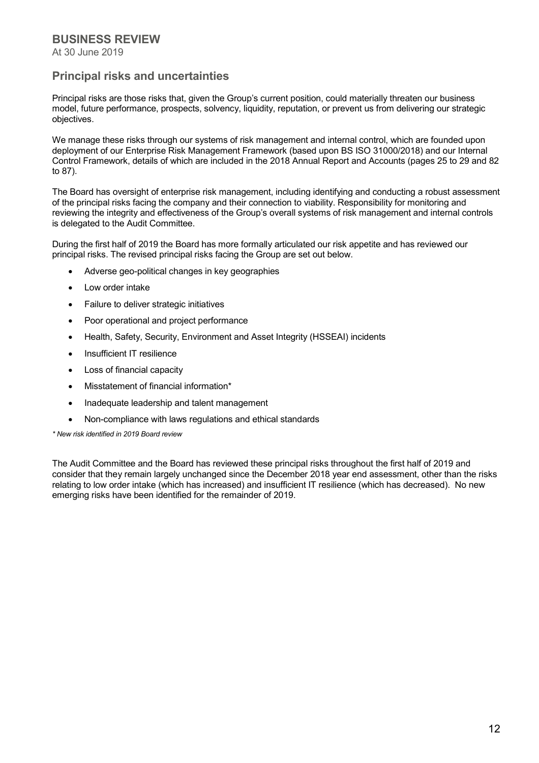# BUSINESS REVIEW

At 30 June 2019

## Principal risks and uncertainties

Principal risks are those risks that, given the Group's current position, could materially threaten our business model, future performance, prospects, solvency, liquidity, reputation, or prevent us from delivering our strategic objectives.

We manage these risks through our systems of risk management and internal control, which are founded upon deployment of our Enterprise Risk Management Framework (based upon BS ISO 31000/2018) and our Internal Control Framework, details of which are included in the 2018 Annual Report and Accounts (pages 25 to 29 and 82 to 87).

The Board has oversight of enterprise risk management, including identifying and conducting a robust assessment of the principal risks facing the company and their connection to viability. Responsibility for monitoring and reviewing the integrity and effectiveness of the Group's overall systems of risk management and internal controls is delegated to the Audit Committee.

During the first half of 2019 the Board has more formally articulated our risk appetite and has reviewed our principal risks. The revised principal risks facing the Group are set out below.

- Adverse geo-political changes in key geographies
- Low order intake
- Failure to deliver strategic initiatives
- Poor operational and project performance
- Health, Safety, Security, Environment and Asset Integrity (HSSEAI) incidents
- Insufficient IT resilience
- Loss of financial capacity
- Misstatement of financial information*
- Inadequate leadership and talent management
- Non-compliance with laws regulations and ethical standards

*\* New risk identified in 2019 Board review*

The Audit Committee and the Board has reviewed these principal risks throughout the first half of 2019 and consider that they remain largely unchanged since the December 2018 year end assessment, other than the risks relating to low order intake (which has increased) and insufficient IT resilience (which has decreased). No new emerging risks have been identified for the remainder of 2019.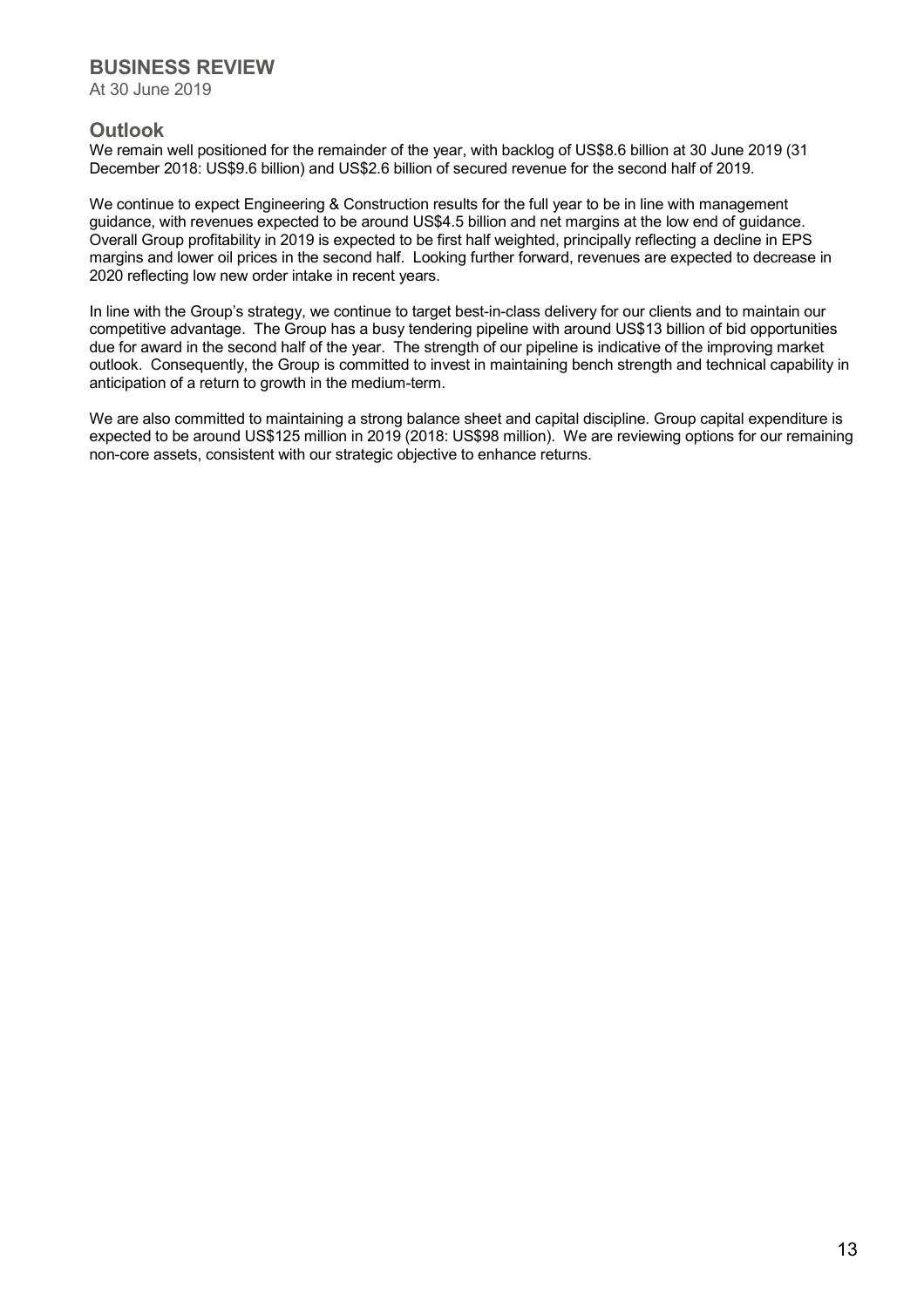# BUSINESS REVIEW

At 30 June 2019

## Outlook

We remain well positioned for the remainder of the year, with backlog of US$8.6 billion at 30 June 2019 (31 December 2018: US$9.6 billion) and US$2.6 billion of secured revenue for the second half of 2019.

We continue to expect Engineering & Construction results for the full year to be in line with management guidance, with revenues expected to be around US$4.5 billion and net margins at the low end of guidance. Overall Group profitability in 2019 is expected to be first half weighted, principally reflecting a decline in EPS margins and lower oil prices in the second half. Looking further forward, revenues are expected to decrease in 2020 reflecting low new order intake in recent years.

In line with the Group's strategy, we continue to target best-in-class delivery for our clients and to maintain our competitive advantage. The Group has a busy tendering pipeline with around US$13 billion of bid opportunities due for award in the second half of the year. The strength of our pipeline is indicative of the improving market outlook. Consequently, the Group is committed to invest in maintaining bench strength and technical capability in anticipation of a return to growth in the medium-term.

We are also committed to maintaining a strong balance sheet and capital discipline. Group capital expenditure is expected to be around US$125 million in 2019 (2018: US$98 million). We are reviewing options for our remaining non-core assets, consistent with our strategic objective to enhance returns.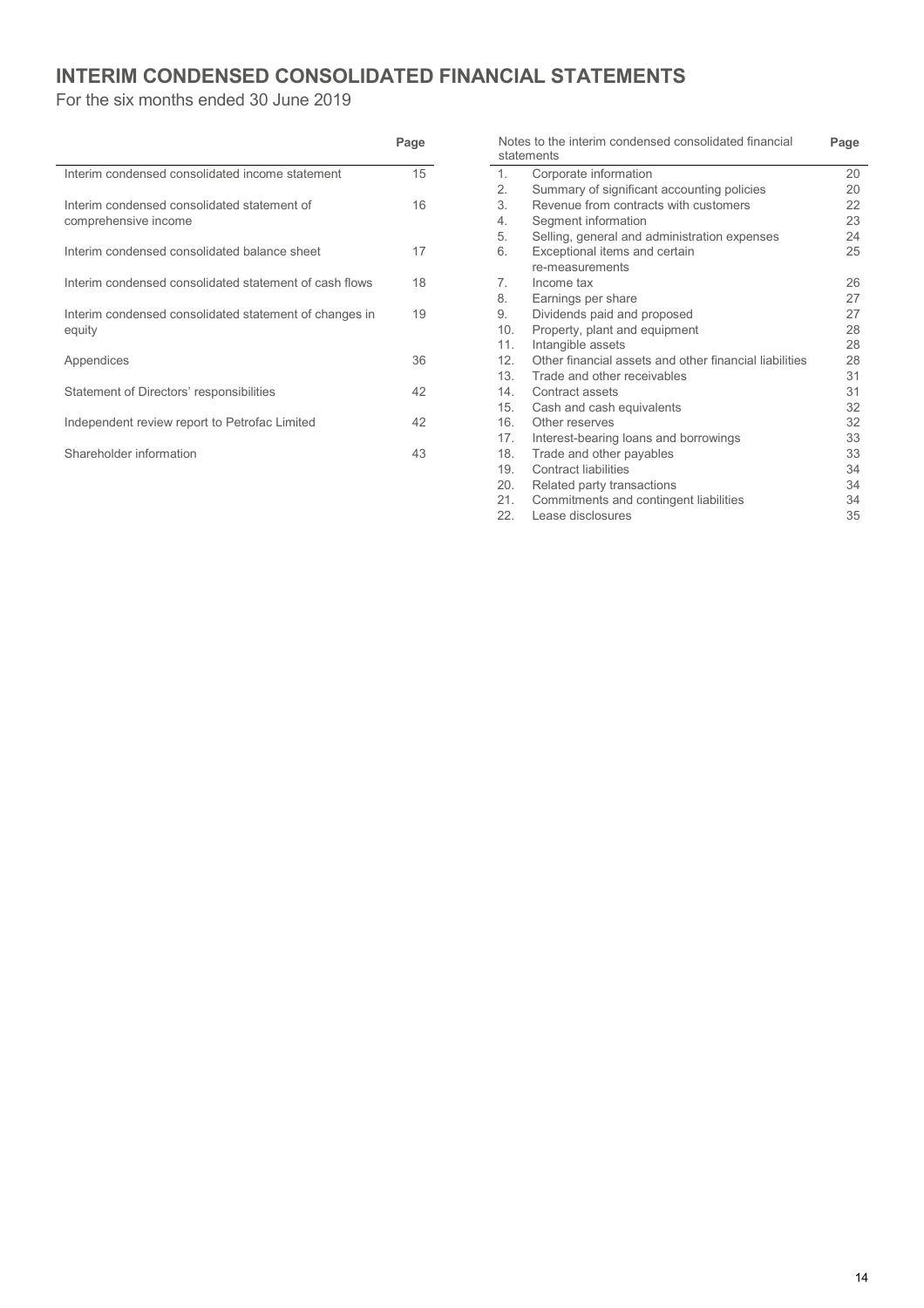# INTERIM CONDENSED CONSOLIDATED FINANCIAL STATEMENTS

For the six months ended 30 June 2019

| | Page |
|---|---|
| Interim condensed consolidated income statement | 15 |
| Interim condensed consolidated statement of comprehensive income | 16 |
| Interim condensed consolidated balance sheet | 17 |
| Interim condensed consolidated statement of cash flows | 18 |
| Interim condensed consolidated statement of changes in equity | 19 |
| Appendices | 36 |
| Statement of Directors' responsibilities | 42 |
| Independent review report to Petrofac Limited | 42 |
| Shareholder information | 43 |

| Notes to the interim condensed consolidated financial statements | | Page |
|---|---|---|
| 1. | Corporate information | 20 |
| 2. | Summary of significant accounting policies | 20 |
| 3. | Revenue from contracts with customers | 22 |
| 4. | Segment information | 23 |
| 5. | Selling, general and administration expenses | 24 |
| 6. | Exceptional items and certain re-measurements | 25 |
| 7. | Income tax | 26 |
| 8. | Earnings per share | 27 |
| 9. | Dividends paid and proposed | 27 |
| 10. | Property, plant and equipment | 28 |
| 11. | Intangible assets | 28 |
| 12. | Other financial assets and other financial liabilities | 28 |
| 13. | Trade and other receivables | 31 |
| 14. | Contract assets | 31 |
| 15. | Cash and cash equivalents | 32 |
| 16. | Other reserves | 32 |
| 17. | Interest-bearing loans and borrowings | 33 |
| 18. | Trade and other payables | 33 |
| 19. | Contract liabilities | 34 |
| 20. | Related party transactions | 34 |
| 21. | Commitments and contingent liabilities | 34 |
| 22. | Lease disclosures | 35 |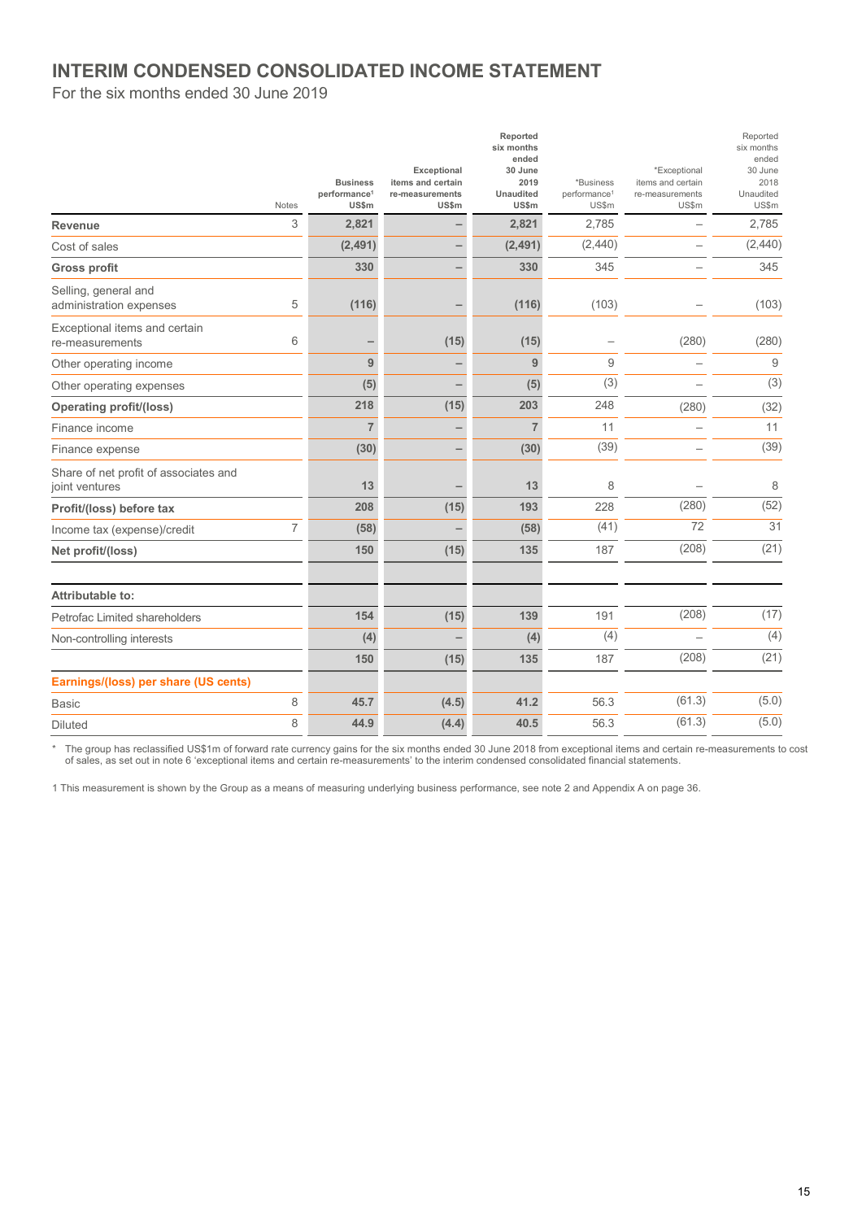# INTERIM CONDENSED CONSOLIDATED INCOME STATEMENT

For the six months ended 30 June 2019

| | Notes | Business performance[1] US$m | Exceptional items and certain re-measurements US$m | Reported six months ended 30 June 2019 Unaudited US$m | *Business performance[1] US$m | *Exceptional items and certain re-measurements US$m | Reported six months ended 30 June 2018 Unaudited US$m |
|---|---|---|---|---|---|---|---|
| **Revenue** | 3 | **2,821** | **–** | **2,821** | 2,785 | – | 2,785 |
| Cost of sales | | **(2,491)** | **–** | **(2,491)** | (2,440) | – | (2,440) |
| **Gross profit** | | **330** | **–** | **330** | 345 | – | 345 |
| Selling, general and administration expenses | 5 | **(116)** | **–** | **(116)** | (103) | – | (103) |
| Exceptional items and certain re-measurements | 6 | **–** | **(15)** | **(15)** | – | (280) | (280) |
| Other operating income | | **9** | **–** | **9** | 9 | – | 9 |
| Other operating expenses | | **(5)** | **–** | **(5)** | (3) | – | (3) |
| **Operating profit/(loss)** | | **218** | **(15)** | **203** | 248 | (280) | (32) |
| Finance income | | **7** | **–** | **7** | 11 | – | 11 |
| Finance expense | | **(30)** | **–** | **(30)** | (39) | – | (39) |
| Share of net profit of associates and joint ventures | | **13** | **–** | **13** | 8 | – | 8 |
| **Profit/(loss) before tax** | | **208** | **(15)** | **193** | 228 | (280) | (52) |
| Income tax (expense)/credit | 7 | **(58)** | **–** | **(58)** | (41) | 72 | 31 |
| **Net profit/(loss)** | | **150** | **(15)** | **135** | 187 | (208) | (21) |
| | | | | | | | |
| **Attributable to:** | | | | | | | |
| Petrofac Limited shareholders | | **154** | **(15)** | **139** | 191 | (208) | (17) |
| Non-controlling interests | | **(4)** | **–** | **(4)** | (4) | – | (4) |
| | | **150** | **(15)** | **135** | 187 | (208) | (21) |
| **Earnings/(loss) per share (US cents)** | | | | | | | |
| Basic | 8 | **45.7** | **(4.5)** | **41.2** | 56.3 | (61.3) | (5.0) |
| Diluted | 8 | **44.9** | **(4.4)** | **40.5** | 56.3 | (61.3) | (5.0) |

\* The group has reclassified US$1m of forward rate currency gains for the six months ended 30 June 2018 from exceptional items and certain re-measurements to cost of sales, as set out in note 6 'exceptional items and certain re-measurements' to the interim condensed consolidated financial statements.

1 This measurement is shown by the Group as a means of measuring underlying business performance, see note 2 and Appendix A on page 36.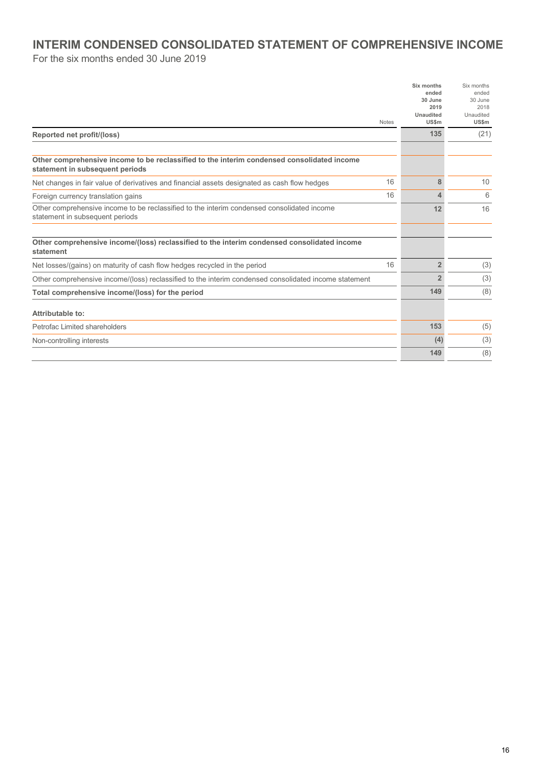# INTERIM CONDENSED CONSOLIDATED STATEMENT OF COMPREHENSIVE INCOME

For the six months ended 30 June 2019

| | Notes | Six months ended 30 June 2019 Unaudited US$m | Six months ended 30 June 2018 Unaudited US$m |
|---|---|---|---|
| **Reported net profit/(loss)** | | **135** | (21) |
| | | | |
| **Other comprehensive income to be reclassified to the interim condensed consolidated income statement in subsequent periods** | | | |
| Net changes in fair value of derivatives and financial assets designated as cash flow hedges | 16 | **8** | 10 |
| Foreign currency translation gains | 16 | **4** | 6 |
| Other comprehensive income to be reclassified to the interim condensed consolidated income statement in subsequent periods | | **12** | 16 |
| | | | |
| **Other comprehensive income/(loss) reclassified to the interim condensed consolidated income statement** | | | |
| Net losses/(gains) on maturity of cash flow hedges recycled in the period | 16 | **2** | (3) |
| Other comprehensive income/(loss) reclassified to the interim condensed consolidated income statement | | **2** | (3) |
| **Total comprehensive income/(loss) for the period** | | **149** | (8) |
| | | | |
| **Attributable to:** | | | |
| Petrofac Limited shareholders | | **153** | (5) |
| Non-controlling interests | | **(4)** | (3) |
| | | **149** | (8) |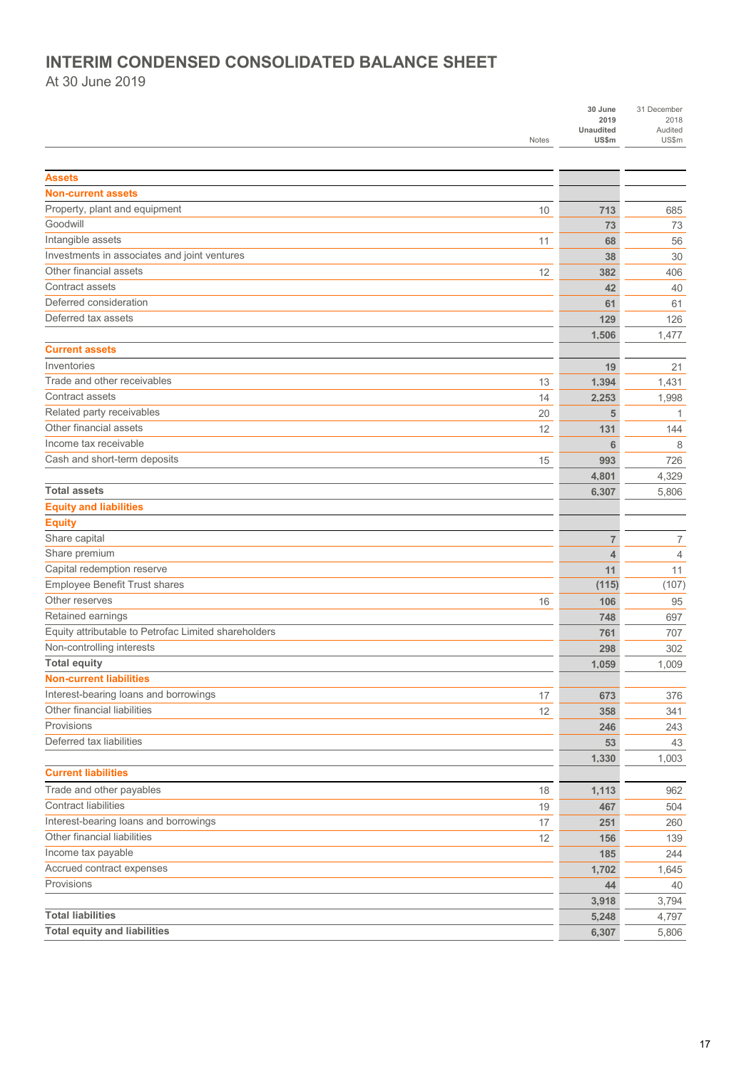# INTERIM CONDENSED CONSOLIDATED BALANCE SHEET

At 30 June 2019

| | Notes | 30 June 2019 Unaudited US$m | 31 December 2018 Audited US$m |
|---|---|---|---|
| **Assets** | | | |
| **Non-current assets** | | | |
| Property, plant and equipment | 10 | **713** | 685 |
| Goodwill | | **73** | 73 |
| Intangible assets | 11 | **68** | 56 |
| Investments in associates and joint ventures | | **38** | 30 |
| Other financial assets | 12 | **382** | 406 |
| Contract assets | | **42** | 40 |
| Deferred consideration | | **61** | 61 |
| Deferred tax assets | | **129** | 126 |
| | | **1,506** | 1,477 |
| **Current assets** | | | |
| Inventories | | **19** | 21 |
| Trade and other receivables | 13 | **1,394** | 1,431 |
| Contract assets | 14 | **2,253** | 1,998 |
| Related party receivables | 20 | **5** | 1 |
| Other financial assets | 12 | **131** | 144 |
| Income tax receivable | | **6** | 8 |
| Cash and short-term deposits | 15 | **993** | 726 |
| | | **4,801** | 4,329 |
| **Total assets** | | **6,307** | 5,806 |
| **Equity and liabilities** | | | |
| **Equity** | | | |
| Share capital | | **7** | 7 |
| Share premium | | **4** | 4 |
| Capital redemption reserve | | **11** | 11 |
| Employee Benefit Trust shares | | **(115)** | (107) |
| Other reserves | 16 | **106** | 95 |
| Retained earnings | | **748** | 697 |
| Equity attributable to Petrofac Limited shareholders | | **761** | 707 |
| Non-controlling interests | | **298** | 302 |
| **Total equity** | | **1,059** | 1,009 |
| **Non-current liabilities** | | | |
| Interest-bearing loans and borrowings | 17 | **673** | 376 |
| Other financial liabilities | 12 | **358** | 341 |
| Provisions | | **246** | 243 |
| Deferred tax liabilities | | **53** | 43 |
| | | **1,330** | 1,003 |
| **Current liabilities** | | | |
| Trade and other payables | 18 | **1,113** | 962 |
| Contract liabilities | 19 | **467** | 504 |
| Interest-bearing loans and borrowings | 17 | **251** | 260 |
| Other financial liabilities | 12 | **156** | 139 |
| Income tax payable | | **185** | 244 |
| Accrued contract expenses | | **1,702** | 1,645 |
| Provisions | | **44** | 40 |
| | | **3,918** | 3,794 |
| **Total liabilities** | | **5,248** | 4,797 |
| **Total equity and liabilities** | | **6,307** | 5,806 |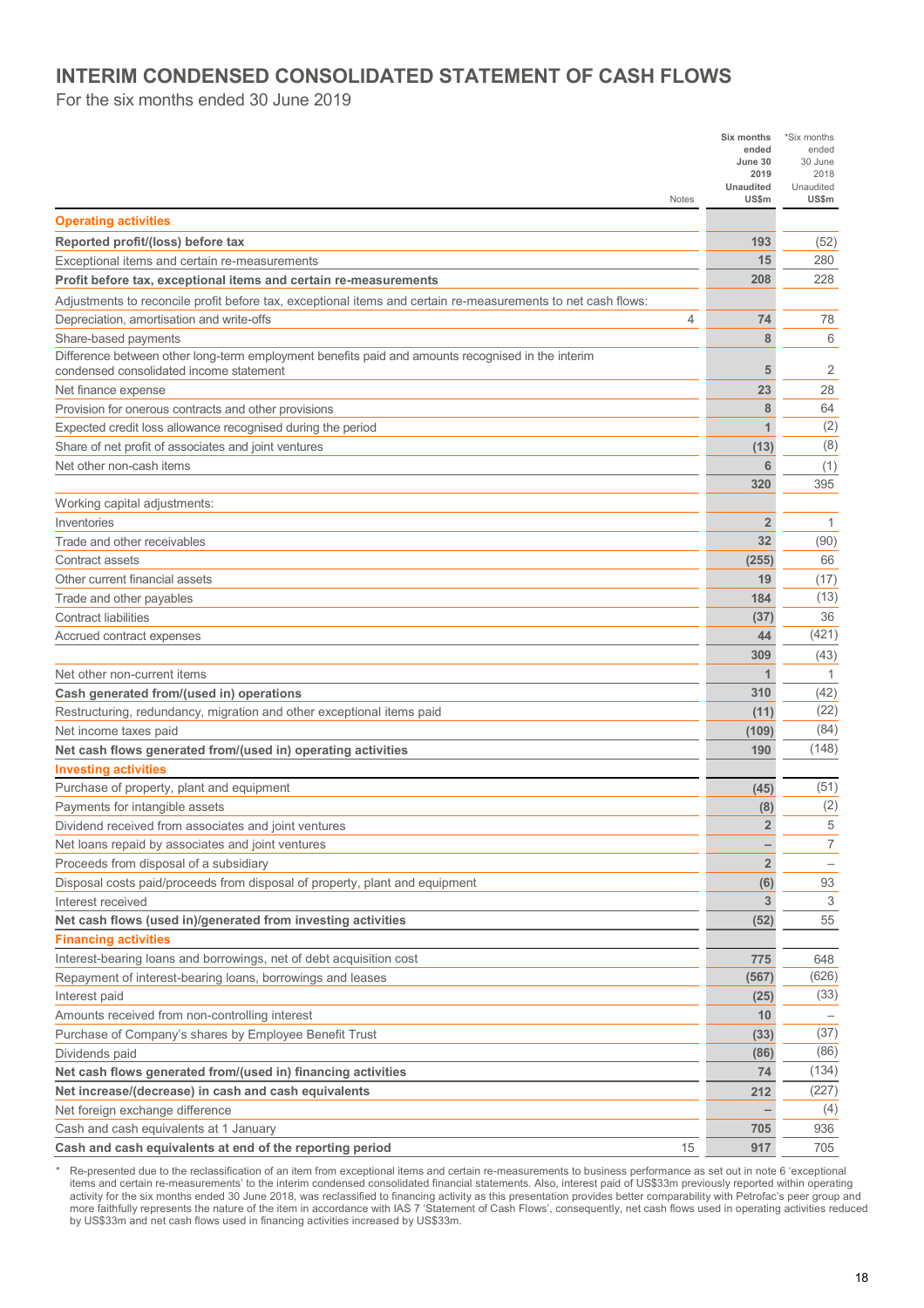# INTERIM CONDENSED CONSOLIDATED STATEMENT OF CASH FLOWS

For the six months ended 30 June 2019

| | Notes | Six months ended June 30 2019 Unaudited US$m | *Six months ended 30 June 2018 Unaudited US$m |
|---|---|---|---|
| **Operating activities** | | | |
| **Reported profit/(loss) before tax** | | **193** | (52) |
| Exceptional items and certain re-measurements | | **15** | 280 |
| **Profit before tax, exceptional items and certain re-measurements** | | **208** | 228 |
| Adjustments to reconcile profit before tax, exceptional items and certain re-measurements to net cash flows: | | | |
| Depreciation, amortisation and write-offs | 4 | **74** | 78 |
| Share-based payments | | **8** | 6 |
| Difference between other long-term employment benefits paid and amounts recognised in the interim condensed consolidated income statement | | **5** | 2 |
| Net finance expense | | **23** | 28 |
| Provision for onerous contracts and other provisions | | **8** | 64 |
| Expected credit loss allowance recognised during the period | | **1** | (2) |
| Share of net profit of associates and joint ventures | | **(13)** | (8) |
| Net other non-cash items | | **6** | (1) |
| | | **320** | 395 |
| Working capital adjustments: | | | |
| Inventories | | **2** | 1 |
| Trade and other receivables | | **32** | (90) |
| Contract assets | | **(255)** | 66 |
| Other current financial assets | | **19** | (17) |
| Trade and other payables | | **184** | (13) |
| Contract liabilities | | **(37)** | 36 |
| Accrued contract expenses | | **44** | (421) |
| | | **309** | (43) |
| Net other non-current items | | **1** | 1 |
| **Cash generated from/(used in) operations** | | **310** | (42) |
| Restructuring, redundancy, migration and other exceptional items paid | | **(11)** | (22) |
| Net income taxes paid | | **(109)** | (84) |
| **Net cash flows generated from/(used in) operating activities** | | **190** | (148) |
| **Investing activities** | | | |
| Purchase of property, plant and equipment | | **(45)** | (51) |
| Payments for intangible assets | | **(8)** | (2) |
| Dividend received from associates and joint ventures | | **2** | 5 |
| Net loans repaid by associates and joint ventures | | **–** | 7 |
| Proceeds from disposal of a subsidiary | | **2** | – |
| Disposal costs paid/proceeds from disposal of property, plant and equipment | | **(6)** | 93 |
| Interest received | | **3** | 3 |
| **Net cash flows (used in)/generated from investing activities** | | **(52)** | 55 |
| **Financing activities** | | | |
| Interest-bearing loans and borrowings, net of debt acquisition cost | | **775** | 648 |
| Repayment of interest-bearing loans, borrowings and leases | | **(567)** | (626) |
| Interest paid | | **(25)** | (33) |
| Amounts received from non-controlling interest | | **10** | – |
| Purchase of Company's shares by Employee Benefit Trust | | **(33)** | (37) |
| Dividends paid | | **(86)** | (86) |
| **Net cash flows generated from/(used in) financing activities** | | **74** | (134) |
| **Net increase/(decrease) in cash and cash equivalents** | | **212** | (227) |
| Net foreign exchange difference | | **–** | (4) |
| Cash and cash equivalents at 1 January | | **705** | 936 |
| **Cash and cash equivalents at end of the reporting period** | 15 | **917** | 705 |

\* Re-presented due to the reclassification of an item from exceptional items and certain re-measurements to business performance as set out in note 6 'exceptional items and certain re-measurements' to the interim condensed consolidated financial statements. Also, interest paid of US$33m previously reported within operating activity for the six months ended 30 June 2018, was reclassified to financing activity as this presentation provides better comparability with Petrofac's peer group and more faithfully represents the nature of the item in accordance with IAS 7 'Statement of Cash Flows', consequently, net cash flows used in operating activities reduced by US$33m and net cash flows used in financing activities increased by US$33m.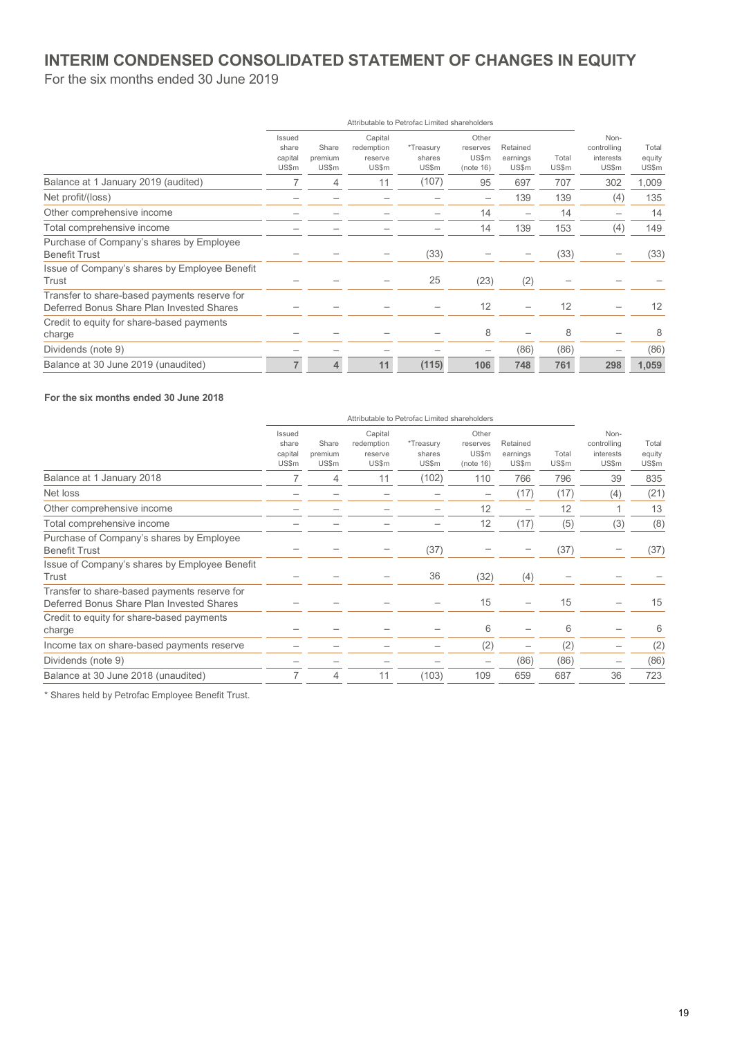# INTERIM CONDENSED CONSOLIDATED STATEMENT OF CHANGES IN EQUITY

For the six months ended 30 June 2019

| | Attributable to Petrofac Limited shareholders | | | | | | | | |
|---|---|---|---|---|---|---|---|---|---|
| | Issued share capital US$m | Share premium US$m | Capital redemption reserve US$m | *Treasury shares US$m | Other reserves US$m (note 16) | Retained earnings US$m | Total US$m | Non-controlling interests US$m | Total equity US$m |
| Balance at 1 January 2019 (audited) | 7 | 4 | 11 | (107) | 95 | 697 | 707 | 302 | 1,009 |
| Net profit/(loss) | – | – | – | – | – | 139 | 139 | (4) | 135 |
| Other comprehensive income | – | – | – | – | 14 | – | 14 | – | 14 |
| Total comprehensive income | – | – | – | – | 14 | 139 | 153 | (4) | 149 |
| Purchase of Company's shares by Employee Benefit Trust | – | – | – | (33) | – | – | (33) | – | (33) |
| Issue of Company's shares by Employee Benefit Trust | – | – | – | 25 | (23) | (2) | – | – | – |
| Transfer to share-based payments reserve for Deferred Bonus Share Plan Invested Shares | – | – | – | – | 12 | – | 12 | – | 12 |
| Credit to equity for share-based payments charge | – | – | – | – | 8 | – | 8 | – | 8 |
| Dividends (note 9) | – | – | – | – | – | (86) | (86) | – | (86) |
| **Balance at 30 June 2019 (unaudited)** | **7** | **4** | **11** | **(115)** | **106** | **748** | **761** | **298** | **1,059** |

**For the six months ended 30 June 2018**

| | Attributable to Petrofac Limited shareholders | | | | | | | | |
|---|---|---|---|---|---|---|---|---|---|
| | Issued share capital US$m | Share premium US$m | Capital redemption reserve US$m | *Treasury shares US$m | Other reserves US$m (note 16) | Retained earnings US$m | Total US$m | Non-controlling interests US$m | Total equity US$m |
| Balance at 1 January 2018 | 7 | 4 | 11 | (102) | 110 | 766 | 796 | 39 | 835 |
| Net loss | – | – | – | – | – | (17) | (17) | (4) | (21) |
| Other comprehensive income | – | – | – | – | 12 | – | 12 | 1 | 13 |
| Total comprehensive income | – | – | – | – | 12 | (17) | (5) | (3) | (8) |
| Purchase of Company's shares by Employee Benefit Trust | – | – | – | (37) | – | – | (37) | – | (37) |
| Issue of Company's shares by Employee Benefit Trust | – | – | – | 36 | (32) | (4) | – | – | – |
| Transfer to share-based payments reserve for Deferred Bonus Share Plan Invested Shares | – | – | – | – | 15 | – | 15 | – | 15 |
| Credit to equity for share-based payments charge | – | – | – | – | 6 | – | 6 | – | 6 |
| Income tax on share-based payments reserve | – | – | – | – | (2) | – | (2) | – | (2) |
| Dividends (note 9) | – | – | – | – | – | (86) | (86) | – | (86) |
| Balance at 30 June 2018 (unaudited) | 7 | 4 | 11 | (103) | 109 | 659 | 687 | 36 | 723 |

* Shares held by Petrofac Employee Benefit Trust.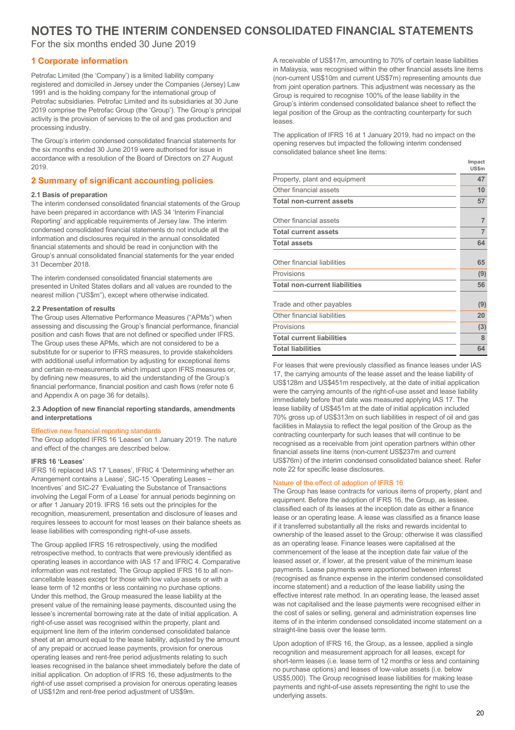# NOTES TO THE INTERIM CONDENSED CONSOLIDATED FINANCIAL STATEMENTS

For the six months ended 30 June 2019

## 1 Corporate information

Petrofac Limited (the 'Company') is a limited liability company registered and domiciled in Jersey under the Companies (Jersey) Law 1991 and is the holding company for the international group of Petrofac subsidiaries. Petrofac Limited and its subsidiaries at 30 June 2019 comprise the Petrofac Group (the 'Group'). The Group's principal activity is the provision of services to the oil and gas production and processing industry.

The Group's interim condensed consolidated financial statements for the six months ended 30 June 2019 were authorised for issue in accordance with a resolution of the Board of Directors on 27 August 2019.

## 2 Summary of significant accounting policies

### 2.1 Basis of preparation

The interim condensed consolidated financial statements of the Group have been prepared in accordance with IAS 34 'Interim Financial Reporting' and applicable requirements of Jersey law. The interim condensed consolidated financial statements do not include all the information and disclosures required in the annual consolidated financial statements and should be read in conjunction with the Group's annual consolidated financial statements for the year ended 31 December 2018.

The interim condensed consolidated financial statements are presented in United States dollars and all values are rounded to the nearest million ("US$m"), except where otherwise indicated.

### 2.2 Presentation of results

The Group uses Alternative Performance Measures ("APMs") when assessing and discussing the Group's financial performance, financial position and cash flows that are not defined or specified under IFRS. The Group uses these APMs, which are not considered to be a substitute for or superior to IFRS measures, to provide stakeholders with additional useful information by adjusting for exceptional items and certain re-measurements which impact upon IFRS measures or, by defining new measures, to aid the understanding of the Group's financial performance, financial position and cash flows (refer note 6 and Appendix A on page 36 for details).

### 2.3 Adoption of new financial reporting standards, amendments and interpretations

#### Effective new financial reporting standards

The Group adopted IFRS 16 'Leases' on 1 January 2019. The nature and effect of the changes are described below.

**IFRS 16 'Leases'**

IFRS 16 replaced IAS 17 'Leases', IFRIC 4 'Determining whether an Arrangement contains a Lease', SIC-15 'Operating Leases – Incentives' and SIC-27 'Evaluating the Substance of Transactions involving the Legal Form of a Lease' for annual periods beginning on or after 1 January 2019. IFRS 16 sets out the principles for the recognition, measurement, presentation and disclosure of leases and requires lessees to account for most leases on their balance sheets as lease liabilities with corresponding right-of-use assets.

The Group applied IFRS 16 retrospectively, using the modified retrospective method, to contracts that were previously identified as operating leases in accordance with IAS 17 and IFRIC 4. Comparative information was not restated. The Group applied IFRS 16 to all non-cancellable leases except for those with low value assets or with a lease term of 12 months or less containing no purchase options. Under this method, the Group measured the lease liability at the present value of the remaining lease payments, discounted using the lessee's incremental borrowing rate at the date of initial application. A right-of-use asset was recognised within the property, plant and equipment line item of the interim condensed consolidated balance sheet at an amount equal to the lease liability, adjusted by the amount of any prepaid or accrued lease payments, provision for onerous operating leases and rent-free period adjustments relating to such leases recognised in the balance sheet immediately before the date of initial application. On adoption of IFRS 16, these adjustments to the right-of use asset comprised a provision for onerous operating leases of US$12m and rent-free period adjustment of US$9m.

A receivable of US$17m, amounting to 70% of certain lease liabilities in Malaysia, was recognised within the other financial assets line items (non-current US$10m and current US$7m) representing amounts due from joint operation partners. This adjustment was necessary as the Group is required to recognise 100% of the lease liability in the Group's interim condensed consolidated balance sheet to reflect the legal position of the Group as the contracting counterparty for such leases.

The application of IFRS 16 at 1 January 2019, had no impact on the opening reserves but impacted the following interim condensed consolidated balance sheet line items:

| | Impact US$m |
|---|---|
| Property, plant and equipment | 47 |
| Other financial assets | 10 |
| **Total non-current assets** | **57** |
| | |
| Other financial assets | 7 |
| **Total current assets** | **7** |
| **Total assets** | **64** |
| | |
| Other financial liabilities | 65 |
| Provisions | (9) |
| **Total non-current liabilities** | **56** |
| | |
| Trade and other payables | (9) |
| Other financial liabilities | 20 |
| Provisions | (3) |
| **Total current liabilities** | **8** |
| **Total liabilities** | **64** |

For leases that were previously classified as finance leases under IAS 17, the carrying amounts of the lease asset and the lease liability of US$128m and US$451m respectively, at the date of initial application were the carrying amounts of the right-of-use asset and lease liability immediately before that date was measured applying IAS 17. The lease liability of US$451m at the date of initial application included 70% gross up of US$313m on such liabilities in respect of oil and gas facilities in Malaysia to reflect the legal position of the Group as the contracting counterparty for such leases that will continue to be recognised as a receivable from joint operation partners within other financial assets line items (non-current US$237m and current US$76m) of the interim condensed consolidated balance sheet. Refer note 22 for specific lease disclosures.

#### Nature of the effect of adoption of IFRS 16

The Group has lease contracts for various items of property, plant and equipment. Before the adoption of IFRS 16, the Group, as lessee, classified each of its leases at the inception date as either a finance lease or an operating lease. A lease was classified as a finance lease if it transferred substantially all the risks and rewards incidental to ownership of the leased asset to the Group; otherwise it was classified as an operating lease. Finance leases were capitalised at the commencement of the lease at the inception date fair value of the leased asset or, if lower, at the present value of the minimum lease payments. Lease payments were apportioned between interest (recognised as finance expense in the interim condensed consolidated income statement) and a reduction of the lease liability using the effective interest rate method. In an operating lease, the leased asset was not capitalised and the lease payments were recognised either in the cost of sales or selling, general and administration expenses line items of in the interim condensed consolidated income statement on a straight-line basis over the lease term.

Upon adoption of IFRS 16, the Group, as a lessee, applied a single recognition and measurement approach for all leases, except for short-term leases (i.e. lease term of 12 months or less and containing no purchase options) and leases of low-value assets (i.e. below US$5,000). The Group recognised lease liabilities for making lease payments and right-of-use assets representing the right to use the underlying assets.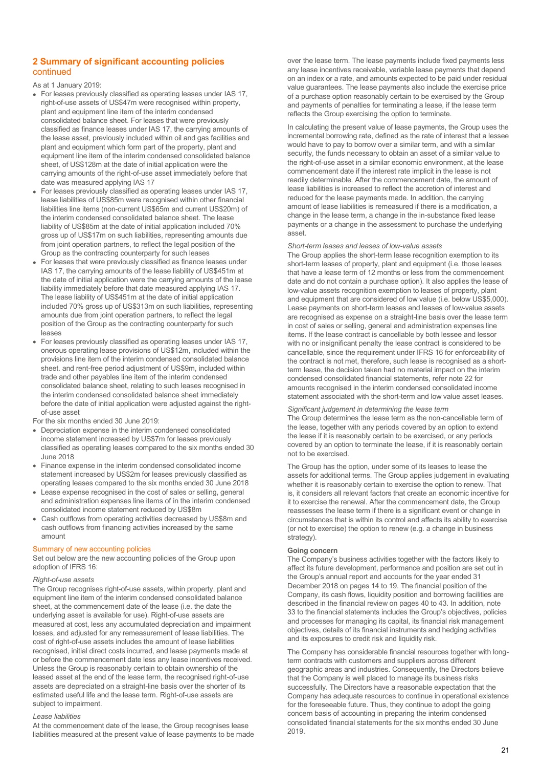## 2 Summary of significant accounting policies continued

As at 1 January 2019:

- For leases previously classified as operating leases under IAS 17, right-of-use assets of US$47m were recognised within property, plant and equipment line item of the interim condensed consolidated balance sheet. For leases that were previously classified as finance leases under IAS 17, the carrying amounts of the lease asset, previously included within oil and gas facilities and plant and equipment which form part of the property, plant and equipment line item of the interim condensed consolidated balance sheet, of US$128m at the date of initial application were the carrying amounts of the right-of-use asset immediately before that date was measured applying IAS 17
- For leases previously classified as operating leases under IAS 17, lease liabilities of US$85m were recognised within other financial liabilities line items (non-current US$65m and current US$20m) of the interim condensed consolidated balance sheet. The lease liability of US$85m at the date of initial application included 70% gross up of US$17m on such liabilities, representing amounts due from joint operation partners, to reflect the legal position of the Group as the contracting counterparty for such leases
- For leases that were previously classified as finance leases under IAS 17, the carrying amounts of the lease liability of US$451m at the date of initial application were the carrying amounts of the lease liability immediately before that date measured applying IAS 17. The lease liability of US$451m at the date of initial application included 70% gross up of US$313m on such liabilities, representing amounts due from joint operation partners, to reflect the legal position of the Group as the contracting counterparty for such leases
- For leases previously classified as operating leases under IAS 17, onerous operating lease provisions of US$12m, included within the provisions line item of the interim condensed consolidated balance sheet. and rent-free period adjustment of US$9m, included within trade and other payables line item of the interim condensed consolidated balance sheet, relating to such leases recognised in the interim condensed consolidated balance sheet immediately before the date of initial application were adjusted against the right-of-use asset

For the six months ended 30 June 2019:

- Depreciation expense in the interim condensed consolidated income statement increased by US$7m for leases previously classified as operating leases compared to the six months ended 30 June 2018
- Finance expense in the interim condensed consolidated income statement increased by US$2m for leases previously classified as operating leases compared to the six months ended 30 June 2018
- Lease expense recognised in the cost of sales or selling, general and administration expenses line items of in the interim condensed consolidated income statement reduced by US$8m
- Cash outflows from operating activities decreased by US$8m and cash outflows from financing activities increased by the same amount

### Summary of new accounting policies

Set out below are the new accounting policies of the Group upon adoption of IFRS 16:

*Right-of-use assets*

The Group recognises right-of-use assets, within property, plant and equipment line item of the interim condensed consolidated balance sheet, at the commencement date of the lease (i.e. the date the underlying asset is available for use). Right-of-use assets are measured at cost, less any accumulated depreciation and impairment losses, and adjusted for any remeasurement of lease liabilities. The cost of right-of-use assets includes the amount of lease liabilities recognised, initial direct costs incurred, and lease payments made at or before the commencement date less any lease incentives received. Unless the Group is reasonably certain to obtain ownership of the leased asset at the end of the lease term, the recognised right-of-use assets are depreciated on a straight-line basis over the shorter of its estimated useful life and the lease term. Right-of-use assets are subject to impairment.

*Lease liabilities*

At the commencement date of the lease, the Group recognises lease liabilities measured at the present value of lease payments to be made over the lease term. The lease payments include fixed payments less any lease incentives receivable, variable lease payments that depend on an index or a rate, and amounts expected to be paid under residual value guarantees. The lease payments also include the exercise price of a purchase option reasonably certain to be exercised by the Group and payments of penalties for terminating a lease, if the lease term reflects the Group exercising the option to terminate.

In calculating the present value of lease payments, the Group uses the incremental borrowing rate, defined as the rate of interest that a lessee would have to pay to borrow over a similar term, and with a similar security, the funds necessary to obtain an asset of a similar value to the right-of-use asset in a similar economic environment, at the lease commencement date if the interest rate implicit in the lease is not readily determinable. After the commencement date, the amount of lease liabilities is increased to reflect the accretion of interest and reduced for the lease payments made. In addition, the carrying amount of lease liabilities is remeasured if there is a modification, a change in the lease term, a change in the in-substance fixed lease payments or a change in the assessment to purchase the underlying asset.

*Short-term leases and leases of low-value assets*

The Group applies the short-term lease recognition exemption to its short-term leases of property, plant and equipment (i.e. those leases that have a lease term of 12 months or less from the commencement date and do not contain a purchase option). It also applies the lease of low-value assets recognition exemption to leases of property, plant and equipment that are considered of low value (i.e. below US$5,000). Lease payments on short-term leases and leases of low-value assets are recognised as expense on a straight-line basis over the lease term in cost of sales or selling, general and administration expenses line items. If the lease contract is cancellable by both lessee and lessor with no or insignificant penalty the lease contract is considered to be cancellable, since the requirement under IFRS 16 for enforceability of the contract is not met, therefore, such lease is recognised as a short-term lease, the decision taken had no material impact on the interim condensed consolidated financial statements, refer note 22 for amounts recognised in the interim condensed consolidated income statement associated with the short-term and low value asset leases.

*Significant judgement in determining the lease term*

The Group determines the lease term as the non-cancellable term of the lease, together with any periods covered by an option to extend the lease if it is reasonably certain to be exercised, or any periods covered by an option to terminate the lease, if it is reasonably certain not to be exercised.

The Group has the option, under some of its leases to lease the assets for additional terms. The Group applies judgement in evaluating whether it is reasonably certain to exercise the option to renew. That is, it considers all relevant factors that create an economic incentive for it to exercise the renewal. After the commencement date, the Group reassesses the lease term if there is a significant event or change in circumstances that is within its control and affects its ability to exercise (or not to exercise) the option to renew (e.g. a change in business strategy).

**Going concern**

The Company's business activities together with the factors likely to affect its future development, performance and position are set out in the Group's annual report and accounts for the year ended 31 December 2018 on pages 14 to 19. The financial position of the Company, its cash flows, liquidity position and borrowing facilities are described in the financial review on pages 40 to 43. In addition, note 33 to the financial statements includes the Group's objectives, policies and processes for managing its capital, its financial risk management objectives, details of its financial instruments and hedging activities and its exposures to credit risk and liquidity risk.

The Company has considerable financial resources together with long-term contracts with customers and suppliers across different geographic areas and industries. Consequently, the Directors believe that the Company is well placed to manage its business risks successfully. The Directors have a reasonable expectation that the Company has adequate resources to continue in operational existence for the foreseeable future. Thus, they continue to adopt the going concern basis of accounting in preparing the interim condensed consolidated financial statements for the six months ended 30 June 2019.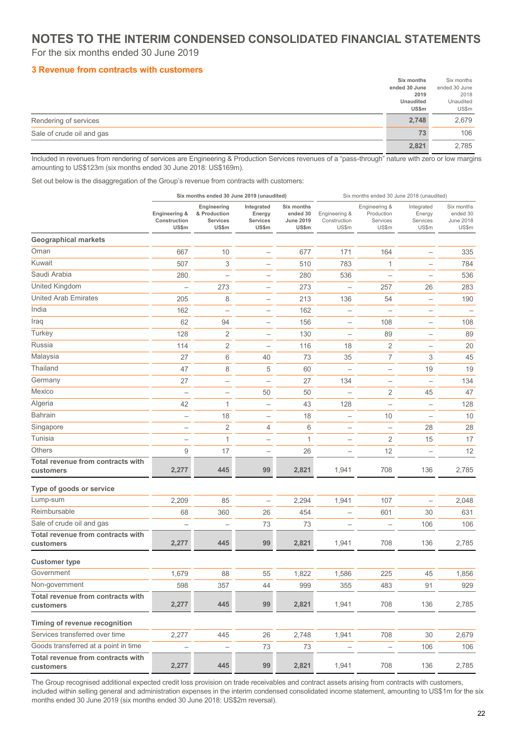# NOTES TO THE INTERIM CONDENSED CONSOLIDATED FINANCIAL STATEMENTS

For the six months ended 30 June 2019

## 3 Revenue from contracts with customers

| | **Six months ended 30 June 2019 Unaudited US$m** | Six months ended 30 June 2018 Unaudited US$m |
|---|---|---|
| Rendering of services | **2,748** | 2,679 |
| Sale of crude oil and gas | **73** | 106 |
| | **2,821** | 2,785 |

Included in revenues from rendering of services are Engineering & Production Services revenues of a "pass-through" nature with zero or low margins amounting to US$123m (six months ended 30 June 2018: US$169m).

Set out below is the disaggregation of the Group's revenue from contracts with customers:

| | **Six months ended 30 June 2019 (unaudited)** | | | | Six months ended 30 June 2018 (unaudited) | | | |
|---|---|---|---|---|---|---|---|---|
| | **Engineering & Construction US$m** | **Engineering & Production Services US$m** | **Integrated Energy Services US$m** | **Six months ended 30 June 2019 US$m** | Engineering & Construction US$m | Engineering & Production Services US$m | Integrated Energy Services US$m | Six months ended 30 June 2018 US$m |
| **Geographical markets** | | | | | | | | |
| Oman | 667 | 10 | – | 677 | 171 | 164 | – | 335 |
| Kuwait | 507 | 3 | – | 510 | 783 | 1 | – | 784 |
| Saudi Arabia | 280 | – | – | 280 | 536 | – | – | 536 |
| United Kingdom | – | 273 | – | 273 | – | 257 | 26 | 283 |
| United Arab Emirates | 205 | 8 | – | 213 | 136 | 54 | – | 190 |
| India | 162 | – | – | 162 | – | – | – | – |
| Iraq | 62 | 94 | – | 156 | – | 108 | – | 108 |
| Turkey | 128 | 2 | – | 130 | – | 89 | – | 89 |
| Russia | 114 | 2 | – | 116 | 18 | 2 | – | 20 |
| Malaysia | 27 | 6 | 40 | 73 | 35 | 7 | 3 | 45 |
| Thailand | 47 | 8 | 5 | 60 | – | – | 19 | 19 |
| Germany | 27 | – | – | 27 | 134 | – | – | 134 |
| Mexico | – | – | 50 | 50 | – | 2 | 45 | 47 |
| Algeria | 42 | 1 | – | 43 | 128 | – | – | 128 |
| Bahrain | – | 18 | – | 18 | – | 10 | – | 10 |
| Singapore | – | 2 | 4 | 6 | – | – | 28 | 28 |
| Tunisia | – | 1 | – | 1 | – | 2 | 15 | 17 |
| Others | 9 | 17 | – | 26 | – | 12 | – | 12 |
| **Total revenue from contracts with customers** | **2,277** | **445** | **99** | **2,821** | 1,941 | 708 | 136 | 2,785 |
| **Type of goods or service** | | | | | | | | |
| Lump-sum | 2,209 | 85 | – | 2,294 | 1,941 | 107 | – | 2,048 |
| Reimbursable | 68 | 360 | 26 | 454 | – | 601 | 30 | 631 |
| Sale of crude oil and gas | – | – | 73 | 73 | – | – | 106 | 106 |
| **Total revenue from contracts with customers** | **2,277** | **445** | **99** | **2,821** | 1,941 | 708 | 136 | 2,785 |
| **Customer type** | | | | | | | | |
| Government | 1,679 | 88 | 55 | 1,822 | 1,586 | 225 | 45 | 1,856 |
| Non-government | 598 | 357 | 44 | 999 | 355 | 483 | 91 | 929 |
| **Total revenue from contracts with customers** | **2,277** | **445** | **99** | **2,821** | 1,941 | 708 | 136 | 2,785 |
| **Timing of revenue recognition** | | | | | | | | |
| Services transferred over time | 2,277 | 445 | 26 | 2,748 | 1,941 | 708 | 30 | 2,679 |
| Goods transferred at a point in time | – | – | 73 | 73 | – | – | 106 | 106 |
| **Total revenue from contracts with customers** | **2,277** | **445** | **99** | **2,821** | 1,941 | 708 | 136 | 2,785 |

The Group recognised additional expected credit loss provision on trade receivables and contract assets arising from contracts with customers, included within selling general and administration expenses in the interim condensed consolidated income statement, amounting to US$1m for the six months ended 30 June 2019 (six months ended 30 June 2018: US$2m reversal).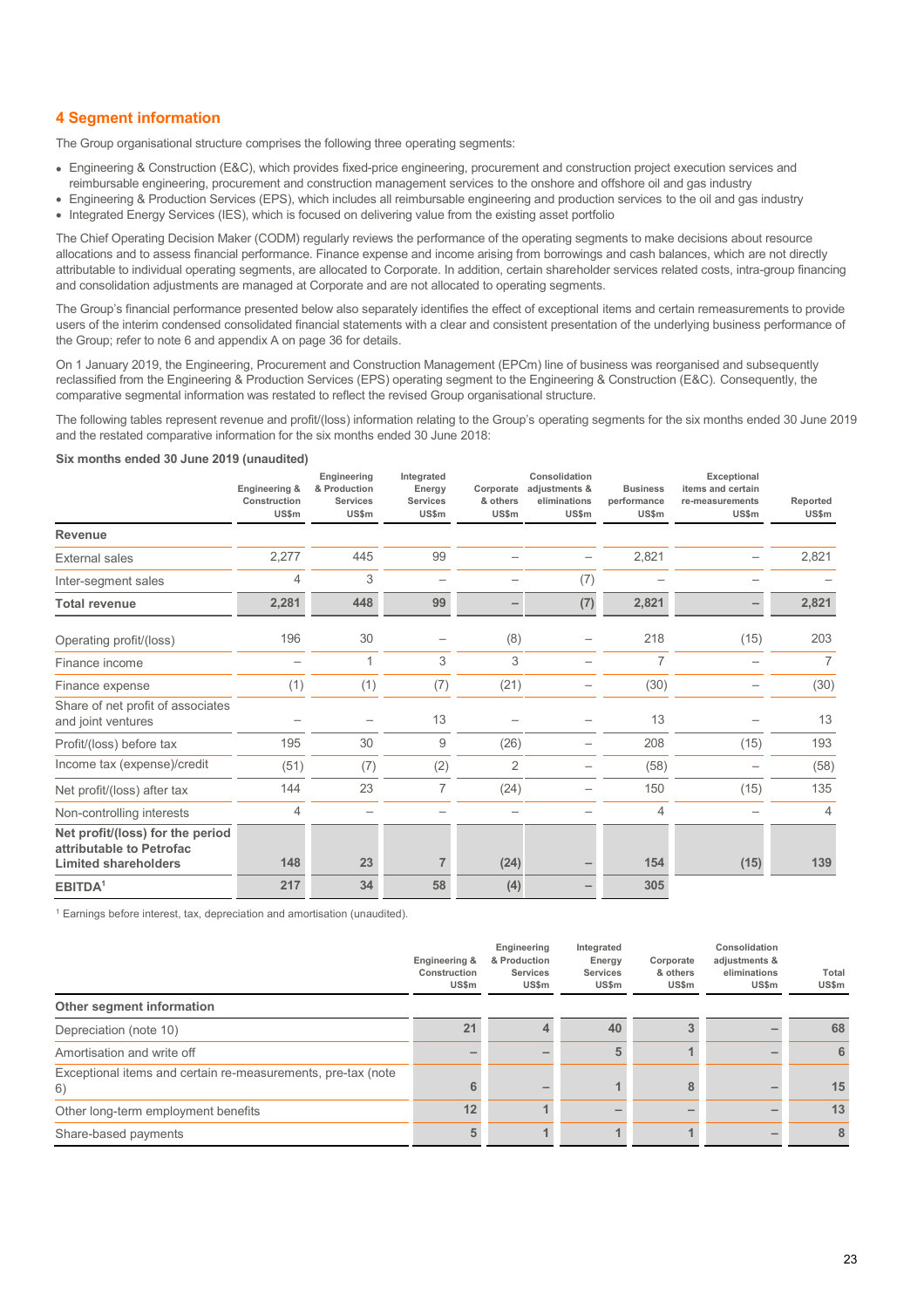## 4 Segment information

The Group organisational structure comprises the following three operating segments:

- Engineering & Construction (E&C), which provides fixed-price engineering, procurement and construction project execution services and reimbursable engineering, procurement and construction management services to the onshore and offshore oil and gas industry
- Engineering & Production Services (EPS), which includes all reimbursable engineering and production services to the oil and gas industry
- Integrated Energy Services (IES), which is focused on delivering value from the existing asset portfolio

The Chief Operating Decision Maker (CODM) regularly reviews the performance of the operating segments to make decisions about resource allocations and to assess financial performance. Finance expense and income arising from borrowings and cash balances, which are not directly attributable to individual operating segments, are allocated to Corporate. In addition, certain shareholder services related costs, intra-group financing and consolidation adjustments are managed at Corporate and are not allocated to operating segments.

The Group's financial performance presented below also separately identifies the effect of exceptional items and certain remeasurements to provide users of the interim condensed consolidated financial statements with a clear and consistent presentation of the underlying business performance of the Group; refer to note 6 and appendix A on page 36 for details.

On 1 January 2019, the Engineering, Procurement and Construction Management (EPCm) line of business was reorganised and subsequently reclassified from the Engineering & Production Services (EPS) operating segment to the Engineering & Construction (E&C). Consequently, the comparative segmental information was restated to reflect the revised Group organisational structure.

The following tables represent revenue and profit/(loss) information relating to the Group's operating segments for the six months ended 30 June 2019 and the restated comparative information for the six months ended 30 June 2018:

**Six months ended 30 June 2019 (unaudited)**

| | Engineering & Construction US$m | Engineering & Production Services US$m | Integrated Energy Services US$m | Corporate & others US$m | Consolidation adjustments & eliminations US$m | Business performance US$m | Exceptional items and certain re-measurements US$m | Reported US$m |
|---|---|---|---|---|---|---|---|---|
| **Revenue** | | | | | | | | |
| External sales | 2,277 | 445 | 99 | – | – | 2,821 | – | 2,821 |
| Inter-segment sales | 4 | 3 | – | – | (7) | – | – | – |
| **Total revenue** | **2,281** | **448** | **99** | **–** | **(7)** | **2,821** | **–** | **2,821** |
| Operating profit/(loss) | 196 | 30 | – | (8) | – | 218 | (15) | 203 |
| Finance income | – | 1 | 3 | 3 | – | 7 | – | 7 |
| Finance expense | (1) | (1) | (7) | (21) | – | (30) | – | (30) |
| Share of net profit of associates and joint ventures | – | – | 13 | – | – | 13 | – | 13 |
| Profit/(loss) before tax | 195 | 30 | 9 | (26) | – | 208 | (15) | 193 |
| Income tax (expense)/credit | (51) | (7) | (2) | 2 | – | (58) | – | (58) |
| Net profit/(loss) after tax | 144 | 23 | 7 | (24) | – | 150 | (15) | 135 |
| Non-controlling interests | 4 | – | – | – | – | 4 | – | 4 |
| **Net profit/(loss) for the period attributable to Petrofac Limited shareholders** | **148** | **23** | **7** | **(24)** | **–** | **154** | **(15)** | **139** |
| **EBITDA[1]** | **217** | **34** | **58** | **(4)** | **–** | **305** | | |

[1] Earnings before interest, tax, depreciation and amortisation (unaudited).

| | Engineering & Construction US$m | Engineering & Production Services US$m | Integrated Energy Services US$m | Corporate & others US$m | Consolidation adjustments & eliminations US$m | Total US$m |
|---|---|---|---|---|---|---|
| **Other segment information** | | | | | | |
| Depreciation (note 10) | 21 | 4 | 40 | 3 | – | 68 |
| Amortisation and write off | – | – | 5 | 1 | – | 6 |
| Exceptional items and certain re-measurements, pre-tax (note 6) | 6 | – | 1 | 8 | – | 15 |
| Other long-term employment benefits | 12 | 1 | – | – | – | 13 |
| Share-based payments | 5 | 1 | 1 | 1 | – | 8 |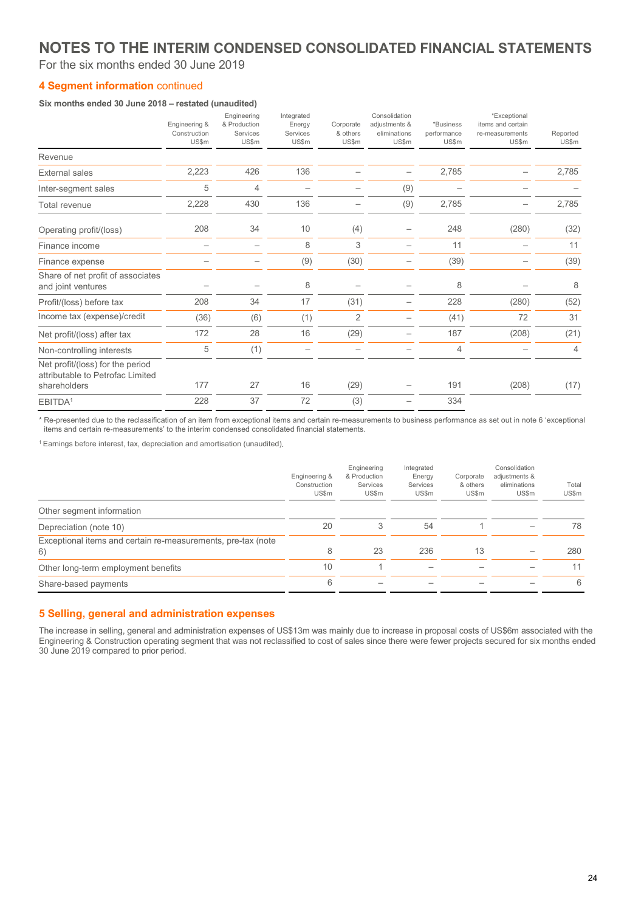# NOTES TO THE INTERIM CONDENSED CONSOLIDATED FINANCIAL STATEMENTS

For the six months ended 30 June 2019

## 4 Segment information continued

**Six months ended 30 June 2018 – restated (unaudited)**

| | Engineering & Construction US$m | Engineering & Production Services US$m | Integrated Energy Services US$m | Corporate & others US$m | Consolidation adjustments & eliminations US$m | *Business performance US$m | *Exceptional items and certain re-measurements US$m | Reported US$m |
|---|---|---|---|---|---|---|---|---|
| Revenue | | | | | | | | |
| External sales | 2,223 | 426 | 136 | – | – | 2,785 | – | 2,785 |
| Inter-segment sales | 5 | 4 | – | – | (9) | – | – | – |
| Total revenue | 2,228 | 430 | 136 | – | (9) | 2,785 | – | 2,785 |
| Operating profit/(loss) | 208 | 34 | 10 | (4) | – | 248 | (280) | (32) |
| Finance income | – | – | 8 | 3 | – | 11 | – | 11 |
| Finance expense | – | – | (9) | (30) | – | (39) | – | (39) |
| Share of net profit of associates and joint ventures | – | – | 8 | – | – | 8 | – | 8 |
| Profit/(loss) before tax | 208 | 34 | 17 | (31) | – | 228 | (280) | (52) |
| Income tax (expense)/credit | (36) | (6) | (1) | 2 | – | (41) | 72 | 31 |
| Net profit/(loss) after tax | 172 | 28 | 16 | (29) | – | 187 | (208) | (21) |
| Non-controlling interests | 5 | (1) | – | – | – | 4 | – | 4 |
| Net profit/(loss) for the period attributable to Petrofac Limited shareholders | 177 | 27 | 16 | (29) | – | 191 | (208) | (17) |
| EBITDA[1] | 228 | 37 | 72 | (3) | – | 334 | | |

\* Re-presented due to the reclassification of an item from exceptional items and certain re-measurements to business performance as set out in note 6 'exceptional items and certain re-measurements' to the interim condensed consolidated financial statements.

[1] Earnings before interest, tax, depreciation and amortisation (unaudited).

| | Engineering & Construction US$m | Engineering & Production Services US$m | Integrated Energy Services US$m | Corporate & others US$m | Consolidation adjustments & eliminations US$m | Total US$m |
|---|---|---|---|---|---|---|
| Other segment information | | | | | | |
| Depreciation (note 10) | 20 | 3 | 54 | 1 | – | 78 |
| Exceptional items and certain re-measurements, pre-tax (note 6) | 8 | 23 | 236 | 13 | – | 280 |
| Other long-term employment benefits | 10 | 1 | – | – | – | 11 |
| Share-based payments | 6 | – | – | – | – | 6 |

## 5 Selling, general and administration expenses

The increase in selling, general and administration expenses of US$13m was mainly due to increase in proposal costs of US$6m associated with the Engineering & Construction operating segment that was not reclassified to cost of sales since there were fewer projects secured for six months ended 30 June 2019 compared to prior period.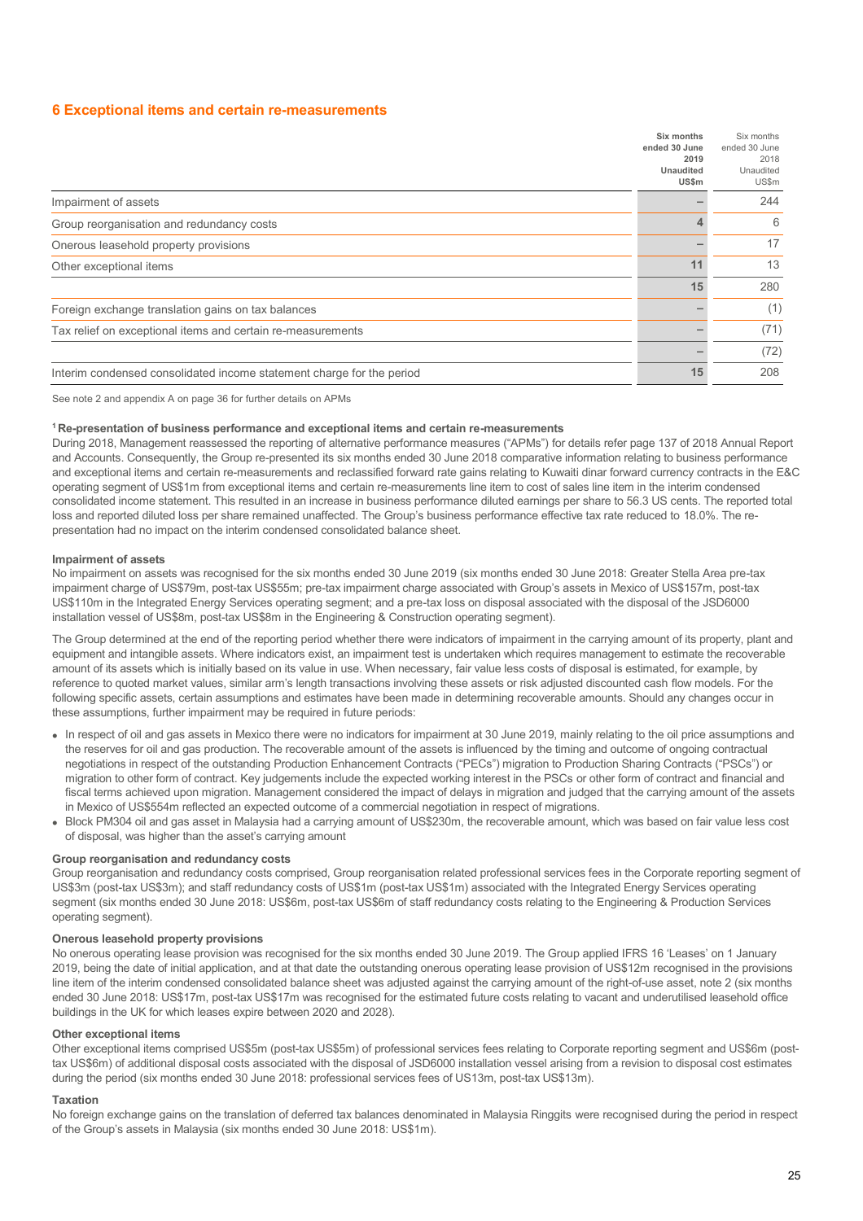## 6 Exceptional items and certain re-measurements

| | Six months ended 30 June 2019 Unaudited US$m | Six months ended 30 June 2018 Unaudited US$m |
|---|---|---|
| Impairment of assets | – | 244 |
| Group reorganisation and redundancy costs | 4 | 6 |
| Onerous leasehold property provisions | – | 17 |
| Other exceptional items | 11 | 13 |
| | 15 | 280 |
| Foreign exchange translation gains on tax balances | – | (1) |
| Tax relief on exceptional items and certain re-measurements | – | (71) |
| | – | (72) |
| Interim condensed consolidated income statement charge for the period | 15 | 208 |

See note 2 and appendix A on page 36 for further details on APMs

**[1] Re-presentation of business performance and exceptional items and certain re-measurements**

During 2018, Management reassessed the reporting of alternative performance measures ("APMs") for details refer page 137 of 2018 Annual Report and Accounts. Consequently, the Group re-presented its six months ended 30 June 2018 comparative information relating to business performance and exceptional items and certain re-measurements and reclassified forward rate gains relating to Kuwaiti dinar forward currency contracts in the E&C operating segment of US$1m from exceptional items and certain re-measurements line item to cost of sales line item in the interim condensed consolidated income statement. This resulted in an increase in business performance diluted earnings per share to 56.3 US cents. The reported total loss and reported diluted loss per share remained unaffected. The Group's business performance effective tax rate reduced to 18.0%. The re-presentation had no impact on the interim condensed consolidated balance sheet.

**Impairment of assets**

No impairment on assets was recognised for the six months ended 30 June 2019 (six months ended 30 June 2018: Greater Stella Area pre-tax impairment charge of US$79m, post-tax US$55m; pre-tax impairment charge associated with Group's assets in Mexico of US$157m, post-tax US$110m in the Integrated Energy Services operating segment; and a pre-tax loss on disposal associated with the disposal of the JSD6000 installation vessel of US$8m, post-tax US$8m in the Engineering & Construction operating segment).

The Group determined at the end of the reporting period whether there were indicators of impairment in the carrying amount of its property, plant and equipment and intangible assets. Where indicators exist, an impairment test is undertaken which requires management to estimate the recoverable amount of its assets which is initially based on its value in use. When necessary, fair value less costs of disposal is estimated, for example, by reference to quoted market values, similar arm's length transactions involving these assets or risk adjusted discounted cash flow models. For the following specific assets, certain assumptions and estimates have been made in determining recoverable amounts. Should any changes occur in these assumptions, further impairment may be required in future periods:

- In respect of oil and gas assets in Mexico there were no indicators for impairment at 30 June 2019, mainly relating to the oil price assumptions and the reserves for oil and gas production. The recoverable amount of the assets is influenced by the timing and outcome of ongoing contractual negotiations in respect of the outstanding Production Enhancement Contracts ("PECs") migration to Production Sharing Contracts ("PSCs") or migration to other form of contract. Key judgements include the expected working interest in the PSCs or other form of contract and financial and fiscal terms achieved upon migration. Management considered the impact of delays in migration and judged that the carrying amount of the assets in Mexico of US$554m reflected an expected outcome of a commercial negotiation in respect of migrations.
- Block PM304 oil and gas asset in Malaysia had a carrying amount of US$230m, the recoverable amount, which was based on fair value less cost of disposal, was higher than the asset's carrying amount

**Group reorganisation and redundancy costs**

Group reorganisation and redundancy costs comprised, Group reorganisation related professional services fees in the Corporate reporting segment of US$3m (post-tax US$3m); and staff redundancy costs of US$1m (post-tax US$1m) associated with the Integrated Energy Services operating segment (six months ended 30 June 2018: US$6m, post-tax US$6m of staff redundancy costs relating to the Engineering & Production Services operating segment).

**Onerous leasehold property provisions**

No onerous operating lease provision was recognised for the six months ended 30 June 2019. The Group applied IFRS 16 'Leases' on 1 January 2019, being the date of initial application, and at that date the outstanding onerous operating lease provision of US$12m recognised in the provisions line item of the interim condensed consolidated balance sheet was adjusted against the carrying amount of the right-of-use asset, note 2 (six months ended 30 June 2018: US$17m, post-tax US$17m was recognised for the estimated future costs relating to vacant and underutilised leasehold office buildings in the UK for which leases expire between 2020 and 2028).

**Other exceptional items**

Other exceptional items comprised US$5m (post-tax US$5m) of professional services fees relating to Corporate reporting segment and US$6m (post-tax US$6m) of additional disposal costs associated with the disposal of JSD6000 installation vessel arising from a revision to disposal cost estimates during the period (six months ended 30 June 2018: professional services fees of US13m, post-tax US$13m).

**Taxation**

No foreign exchange gains on the translation of deferred tax balances denominated in Malaysia Ringgits were recognised during the period in respect of the Group's assets in Malaysia (six months ended 30 June 2018: US$1m).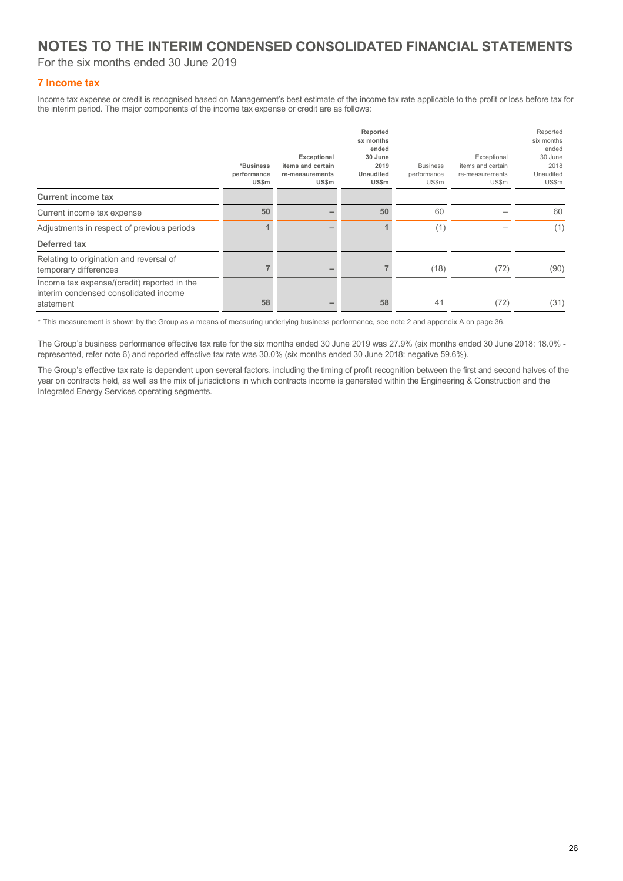# NOTES TO THE INTERIM CONDENSED CONSOLIDATED FINANCIAL STATEMENTS

For the six months ended 30 June 2019

## 7 Income tax

Income tax expense or credit is recognised based on Management's best estimate of the income tax rate applicable to the profit or loss before tax for the interim period. The major components of the income tax expense or credit are as follows:

| | *Business performance US$m | Exceptional items and certain re-measurements US$m | Reported sx months ended 30 June 2019 Unaudited US$m | Business performance US$m | Exceptional items and certain re-measurements US$m | Reported six months ended 30 June 2018 Unaudited US$m |
|---|---|---|---|---|---|---|
| **Current income tax** | | | | | | |
| Current income tax expense | 50 | – | 50 | 60 | – | 60 |
| Adjustments in respect of previous periods | 1 | – | 1 | (1) | – | (1) |
| **Deferred tax** | | | | | | |
| Relating to origination and reversal of temporary differences | 7 | – | 7 | (18) | (72) | (90) |
| Income tax expense/(credit) reported in the interim condensed consolidated income statement | 58 | – | 58 | 41 | (72) | (31) |

* This measurement is shown by the Group as a means of measuring underlying business performance, see note 2 and appendix A on page 36.

The Group's business performance effective tax rate for the six months ended 30 June 2019 was 27.9% (six months ended 30 June 2018: 18.0% - represented, refer note 6) and reported effective tax rate was 30.0% (six months ended 30 June 2018: negative 59.6%).

The Group's effective tax rate is dependent upon several factors, including the timing of profit recognition between the first and second halves of the year on contracts held, as well as the mix of jurisdictions in which contracts income is generated within the Engineering & Construction and the Integrated Energy Services operating segments.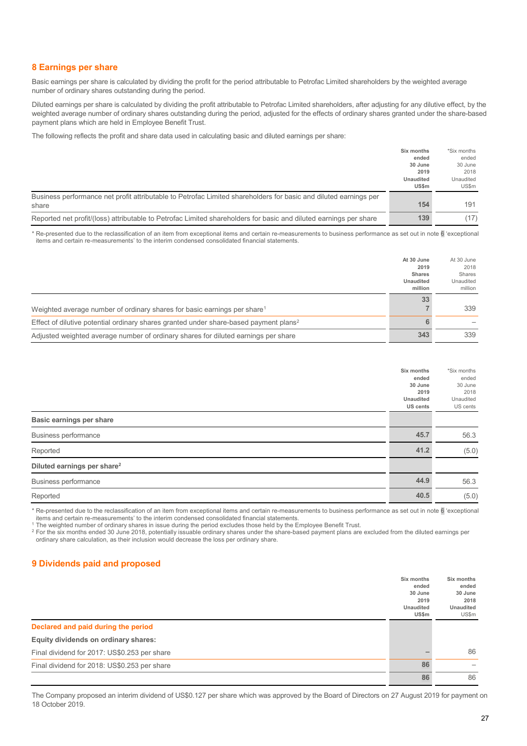## 8 Earnings per share

Basic earnings per share is calculated by dividing the profit for the period attributable to Petrofac Limited shareholders by the weighted average number of ordinary shares outstanding during the period.

Diluted earnings per share is calculated by dividing the profit attributable to Petrofac Limited shareholders, after adjusting for any dilutive effect, by the weighted average number of ordinary shares outstanding during the period, adjusted for the effects of ordinary shares granted under the share-based payment plans which are held in Employee Benefit Trust.

The following reflects the profit and share data used in calculating basic and diluted earnings per share:

| | **Six months ended 30 June 2019 Unaudited US$m** | *Six months ended 30 June 2018 Unaudited US$m |
|---|---|---|
| Business performance net profit attributable to Petrofac Limited shareholders for basic and diluted earnings per share | **154** | 191 |
| Reported net profit/(loss) attributable to Petrofac Limited shareholders for basic and diluted earnings per share | **139** | (17) |

\* Re-presented due to the reclassification of an item from exceptional items and certain re-measurements to business performance as set out in note 6 'exceptional items and certain re-measurements' to the interim condensed consolidated financial statements.

| | **At 30 June 2019 Shares Unaudited million** | At 30 June 2018 Shares Unaudited million |
|---|---|---|
| Weighted average number of ordinary shares for basic earnings per share[1] | **337** | 339 |
| Effect of dilutive potential ordinary shares granted under share-based payment plans[2] | **6** | – |
| Adjusted weighted average number of ordinary shares for diluted earnings per share | **343** | 339 |

| | **Six months ended 30 June 2019 Unaudited US cents** | *Six months ended 30 June 2018 Unaudited US cents |
|---|---|---|
| **Basic earnings per share** | | |
| Business performance | **45.7** | 56.3 |
| Reported | **41.2** | (5.0) |
| **Diluted earnings per share[2]** | | |
| Business performance | **44.9** | 56.3 |
| Reported | **40.5** | (5.0) |

\* Re-presented due to the reclassification of an item from exceptional items and certain re-measurements to business performance as set out in note 6 'exceptional items and certain re-measurements' to the interim condensed consolidated financial statements.

[1] The weighted number of ordinary shares in issue during the period excludes those held by the Employee Benefit Trust.

[2] For the six months ended 30 June 2018, potentially issuable ordinary shares under the share-based payment plans are excluded from the diluted earnings per ordinary share calculation, as their inclusion would decrease the loss per ordinary share.

## 9 Dividends paid and proposed

| | **Six months ended 30 June 2019 Unaudited US$m** | **Six months ended 30 June 2018 Unaudited** US$m |
|---|---|---|
| **Declared and paid during the period** | | |
| **Equity dividends on ordinary shares:** | | |
| Final dividend for 2017: US$0.253 per share | **–** | 86 |
| Final dividend for 2018: US$0.253 per share | **86** | – |
| | **86** | 86 |

The Company proposed an interim dividend of US$0.127 per share which was approved by the Board of Directors on 27 August 2019 for payment on 18 October 2019.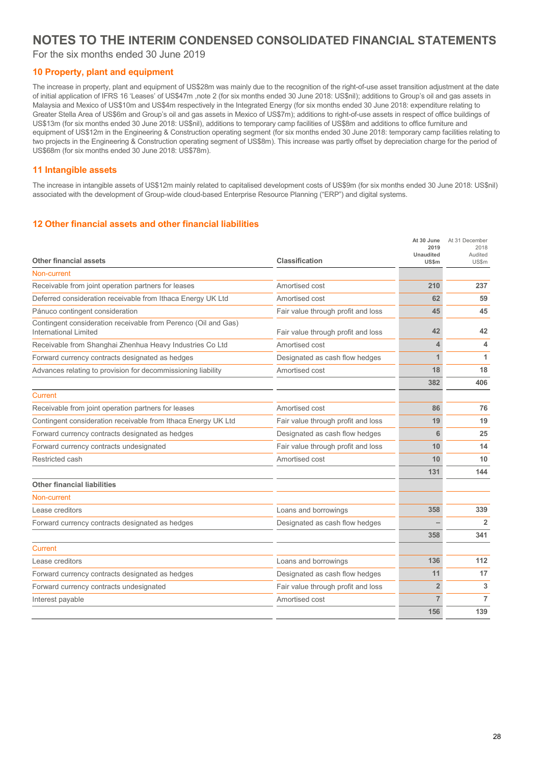# NOTES TO THE INTERIM CONDENSED CONSOLIDATED FINANCIAL STATEMENTS

For the six months ended 30 June 2019

## 10 Property, plant and equipment

The increase in property, plant and equipment of US$28m was mainly due to the recognition of the right-of-use asset transition adjustment at the date of initial application of IFRS 16 'Leases' of US$47m ,note 2 (for six months ended 30 June 2018: US$nil); additions to Group's oil and gas assets in Malaysia and Mexico of US$10m and US$4m respectively in the Integrated Energy (for six months ended 30 June 2018: expenditure relating to Greater Stella Area of US$6m and Group's oil and gas assets in Mexico of US$7m); additions to right-of-use assets in respect of office buildings of US$13m (for six months ended 30 June 2018: US$nil), additions to temporary camp facilities of US$8m and additions to office furniture and equipment of US$12m in the Engineering & Construction operating segment (for six months ended 30 June 2018: temporary camp facilities relating to two projects in the Engineering & Construction operating segment of US$8m). This increase was partly offset by depreciation charge for the period of US$68m (for six months ended 30 June 2018: US$78m).

## 11 Intangible assets

The increase in intangible assets of US$12m mainly related to capitalised development costs of US$9m (for six months ended 30 June 2018: US$nil) associated with the development of Group-wide cloud-based Enterprise Resource Planning ("ERP") and digital systems.

## 12 Other financial assets and other financial liabilities

| Other financial assets | Classification | At 30 June 2019 Unaudited US$m | At 31 December 2018 Audited US$m |
|---|---|---|---|
| **Non-current** | | | |
| Receivable from joint operation partners for leases | Amortised cost | 210 | 237 |
| Deferred consideration receivable from Ithaca Energy UK Ltd | Amortised cost | 62 | 59 |
| Pánuco contingent consideration | Fair value through profit and loss | 45 | 45 |
| Contingent consideration receivable from Perenco (Oil and Gas) International Limited | Fair value through profit and loss | 42 | 42 |
| Receivable from Shanghai Zhenhua Heavy Industries Co Ltd | Amortised cost | 4 | 4 |
| Forward currency contracts designated as hedges | Designated as cash flow hedges | 1 | 1 |
| Advances relating to provision for decommissioning liability | Amortised cost | 18 | 18 |
| | | 382 | 406 |
| **Current** | | | |
| Receivable from joint operation partners for leases | Amortised cost | 86 | 76 |
| Contingent consideration receivable from Ithaca Energy UK Ltd | Fair value through profit and loss | 19 | 19 |
| Forward currency contracts designated as hedges | Designated as cash flow hedges | 6 | 25 |
| Forward currency contracts undesignated | Fair value through profit and loss | 10 | 14 |
| Restricted cash | Amortised cost | 10 | 10 |
| | | 131 | 144 |
| **Other financial liabilities** | | | |
| **Non-current** | | | |
| Lease creditors | Loans and borrowings | 358 | 339 |
| Forward currency contracts designated as hedges | Designated as cash flow hedges | – | 2 |
| | | 358 | 341 |
| **Current** | | | |
| Lease creditors | Loans and borrowings | 136 | 112 |
| Forward currency contracts designated as hedges | Designated as cash flow hedges | 11 | 17 |
| Forward currency contracts undesignated | Fair value through profit and loss | 2 | 3 |
| Interest payable | Amortised cost | 7 | 7 |
| | | 156 | 139 |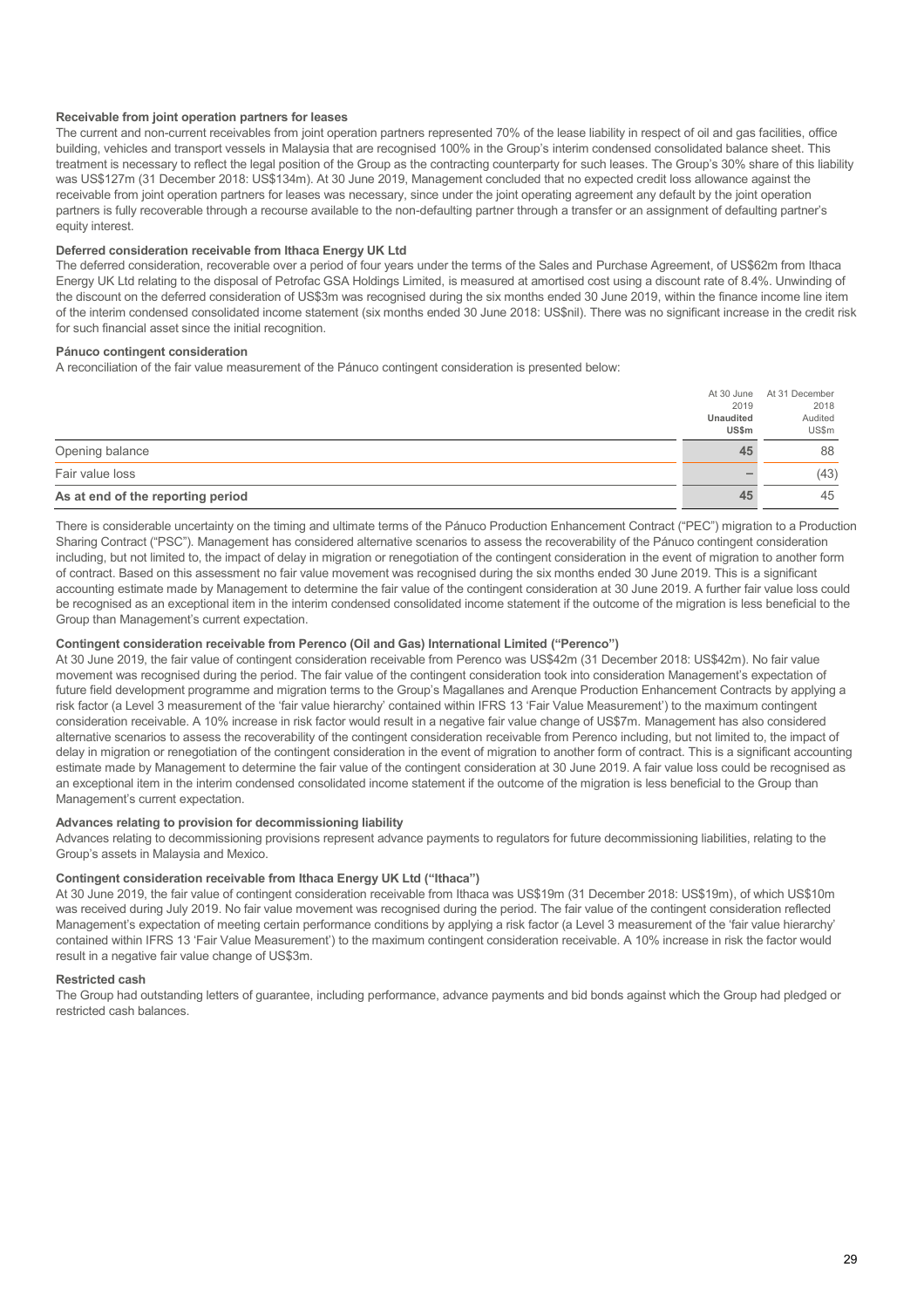### Receivable from joint operation partners for leases

The current and non-current receivables from joint operation partners represented 70% of the lease liability in respect of oil and gas facilities, office building, vehicles and transport vessels in Malaysia that are recognised 100% in the Group's interim condensed consolidated balance sheet. This treatment is necessary to reflect the legal position of the Group as the contracting counterparty for such leases. The Group's 30% share of this liability was US$127m (31 December 2018: US$134m). At 30 June 2019, Management concluded that no expected credit loss allowance against the receivable from joint operation partners for leases was necessary, since under the joint operating agreement any default by the joint operation partners is fully recoverable through a recourse available to the non-defaulting partner through a transfer or an assignment of defaulting partner's equity interest.

### Deferred consideration receivable from Ithaca Energy UK Ltd

The deferred consideration, recoverable over a period of four years under the terms of the Sales and Purchase Agreement, of US$62m from Ithaca Energy UK Ltd relating to the disposal of Petrofac GSA Holdings Limited, is measured at amortised cost using a discount rate of 8.4%. Unwinding of the discount on the deferred consideration of US$3m was recognised during the six months ended 30 June 2019, within the finance income line item of the interim condensed consolidated income statement (six months ended 30 June 2018: US$nil). There was no significant increase in the credit risk for such financial asset since the initial recognition.

### Pánuco contingent consideration

A reconciliation of the fair value measurement of the Pánuco contingent consideration is presented below:

| | At 30 June 2019 Unaudited US$m | At 31 December 2018 Audited US$m |
|---|---|---|
| Opening balance | 45 | 88 |
| Fair value loss | – | (43) |
| **As at end of the reporting period** | 45 | 45 |

There is considerable uncertainty on the timing and ultimate terms of the Pánuco Production Enhancement Contract ("PEC") migration to a Production Sharing Contract ("PSC"). Management has considered alternative scenarios to assess the recoverability of the Pánuco contingent consideration including, but not limited to, the impact of delay in migration or renegotiation of the contingent consideration in the event of migration to another form of contract. Based on this assessment no fair value movement was recognised during the six months ended 30 June 2019. This is a significant accounting estimate made by Management to determine the fair value of the contingent consideration at 30 June 2019. A further fair value loss could be recognised as an exceptional item in the interim condensed consolidated income statement if the outcome of the migration is less beneficial to the Group than Management's current expectation.

### Contingent consideration receivable from Perenco (Oil and Gas) International Limited ("Perenco")

At 30 June 2019, the fair value of contingent consideration receivable from Perenco was US$42m (31 December 2018: US$42m). No fair value movement was recognised during the period. The fair value of the contingent consideration took into consideration Management's expectation of future field development programme and migration terms to the Group's Magallanes and Arenque Production Enhancement Contracts by applying a risk factor (a Level 3 measurement of the 'fair value hierarchy' contained within IFRS 13 'Fair Value Measurement') to the maximum contingent consideration receivable. A 10% increase in risk factor would result in a negative fair value change of US$7m. Management has also considered alternative scenarios to assess the recoverability of the contingent consideration receivable from Perenco including, but not limited to, the impact of delay in migration or renegotiation of the contingent consideration in the event of migration to another form of contract. This is a significant accounting estimate made by Management to determine the fair value of the contingent consideration at 30 June 2019. A fair value loss could be recognised as an exceptional item in the interim condensed consolidated income statement if the outcome of the migration is less beneficial to the Group than Management's current expectation.

### Advances relating to provision for decommissioning liability

Advances relating to decommissioning provisions represent advance payments to regulators for future decommissioning liabilities, relating to the Group's assets in Malaysia and Mexico.

### Contingent consideration receivable from Ithaca Energy UK Ltd ("Ithaca")

At 30 June 2019, the fair value of contingent consideration receivable from Ithaca was US$19m (31 December 2018: US$19m), of which US$10m was received during July 2019. No fair value movement was recognised during the period. The fair value of the contingent consideration reflected Management's expectation of meeting certain performance conditions by applying a risk factor (a Level 3 measurement of the 'fair value hierarchy' contained within IFRS 13 'Fair Value Measurement') to the maximum contingent consideration receivable. A 10% increase in risk the factor would result in a negative fair value change of US$3m.

### Restricted cash

The Group had outstanding letters of guarantee, including performance, advance payments and bid bonds against which the Group had pledged or restricted cash balances.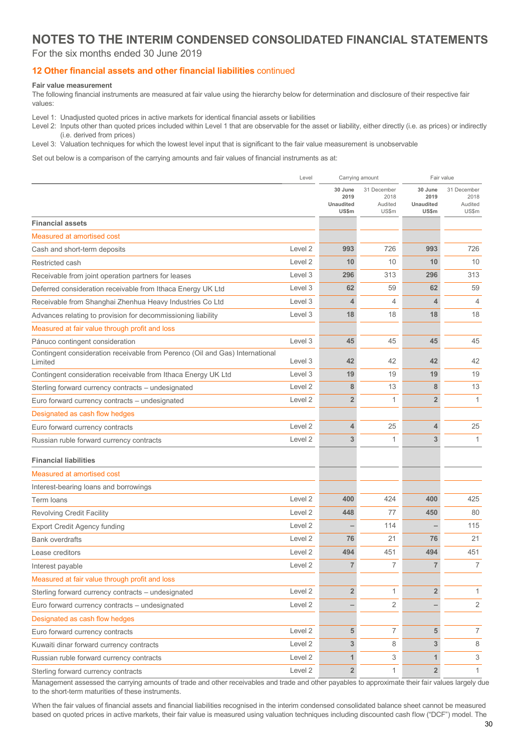# NOTES TO THE INTERIM CONDENSED CONSOLIDATED FINANCIAL STATEMENTS

For the six months ended 30 June 2019

## 12 Other financial assets and other financial liabilities continued

**Fair value measurement**

The following financial instruments are measured at fair value using the hierarchy below for determination and disclosure of their respective fair values:

Level 1: Unadjusted quoted prices in active markets for identical financial assets or liabilities

Level 2: Inputs other than quoted prices included within Level 1 that are observable for the asset or liability, either directly (i.e. as prices) or indirectly (i.e. derived from prices)

Level 3: Valuation techniques for which the lowest level input that is significant to the fair value measurement is unobservable

Set out below is a comparison of the carrying amounts and fair values of financial instruments as at:

| | Level | Carrying amount | | Fair value | |
|---|---|---|---|---|---|
| | | **30 June 2019 Unaudited US$m** | 31 December 2018 Audited US$m | **30 June 2019 Unaudited US$m** | 31 December 2018 Audited US$m |
| **Financial assets** | | | | | |
| Measured at amortised cost | | | | | |
| Cash and short-term deposits | Level 2 | **993** | 726 | **993** | 726 |
| Restricted cash | Level 2 | **10** | 10 | **10** | 10 |
| Receivable from joint operation partners for leases | Level 3 | **296** | 313 | **296** | 313 |
| Deferred consideration receivable from Ithaca Energy UK Ltd | Level 3 | **62** | 59 | **62** | 59 |
| Receivable from Shanghai Zhenhua Heavy Industries Co Ltd | Level 3 | **4** | 4 | **4** | 4 |
| Advances relating to provision for decommissioning liability | Level 3 | **18** | 18 | **18** | 18 |
| Measured at fair value through profit and loss | | | | | |
| Pánuco contingent consideration | Level 3 | **45** | 45 | **45** | 45 |
| Contingent consideration receivable from Perenco (Oil and Gas) International Limited | Level 3 | **42** | 42 | **42** | 42 |
| Contingent consideration receivable from Ithaca Energy UK Ltd | Level 3 | **19** | 19 | **19** | 19 |
| Sterling forward currency contracts – undesignated | Level 2 | **8** | 13 | **8** | 13 |
| Euro forward currency contracts – undesignated | Level 2 | **2** | 1 | **2** | 1 |
| Designated as cash flow hedges | | | | | |
| Euro forward currency contracts | Level 2 | **4** | 25 | **4** | 25 |
| Russian ruble forward currency contracts | Level 2 | **3** | 1 | **3** | 1 |
| **Financial liabilities** | | | | | |
| Measured at amortised cost | | | | | |
| Interest-bearing loans and borrowings | | | | | |
| Term loans | Level 2 | **400** | 424 | **400** | 425 |
| Revolving Credit Facility | Level 2 | **448** | 77 | **450** | 80 |
| Export Credit Agency funding | Level 2 | **–** | 114 | **–** | 115 |
| Bank overdrafts | Level 2 | **76** | 21 | **76** | 21 |
| Lease creditors | Level 2 | **494** | 451 | **494** | 451 |
| Interest payable | Level 2 | **7** | 7 | **7** | 7 |
| Measured at fair value through profit and loss | | | | | |
| Sterling forward currency contracts – undesignated | Level 2 | **2** | 1 | **2** | 1 |
| Euro forward currency contracts – undesignated | Level 2 | **–** | 2 | **–** | 2 |
| Designated as cash flow hedges | | | | | |
| Euro forward currency contracts | Level 2 | **5** | 7 | **5** | 7 |
| Kuwaiti dinar forward currency contracts | Level 2 | **3** | 8 | **3** | 8 |
| Russian ruble forward currency contracts | Level 2 | **1** | 3 | **1** | 3 |
| Sterling forward currency contracts | Level 2 | **2** | 1 | **2** | 1 |

Management assessed the carrying amounts of trade and other receivables and trade and other payables to approximate their fair values largely due to the short-term maturities of these instruments.

When the fair values of financial assets and financial liabilities recognised in the interim condensed consolidated balance sheet cannot be measured based on quoted prices in active markets, their fair value is measured using valuation techniques including discounted cash flow ("DCF") model. The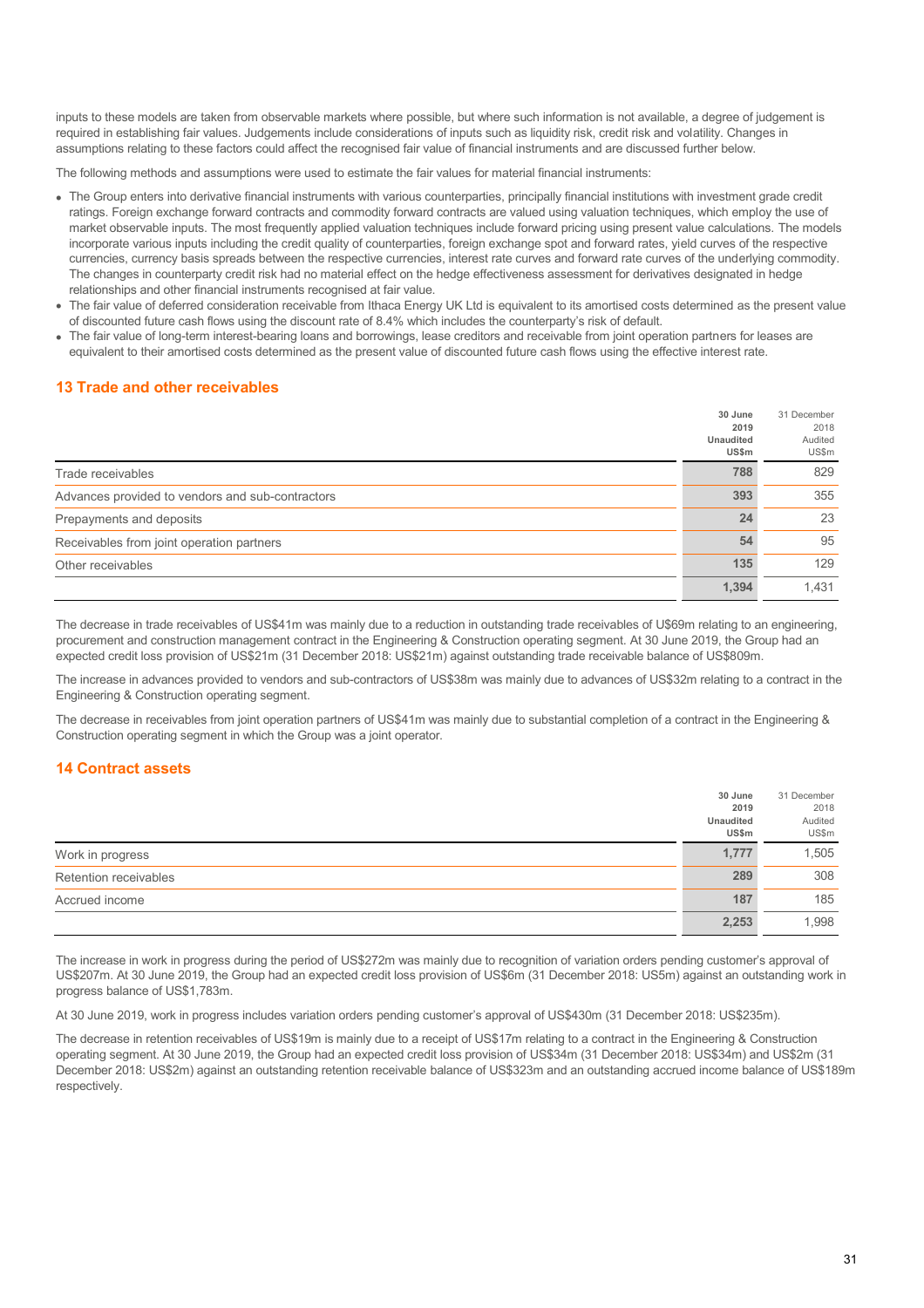inputs to these models are taken from observable markets where possible, but where such information is not available, a degree of judgement is required in establishing fair values. Judgements include considerations of inputs such as liquidity risk, credit risk and volatility. Changes in assumptions relating to these factors could affect the recognised fair value of financial instruments and are discussed further below.

The following methods and assumptions were used to estimate the fair values for material financial instruments:

- The Group enters into derivative financial instruments with various counterparties, principally financial institutions with investment grade credit ratings. Foreign exchange forward contracts and commodity forward contracts are valued using valuation techniques, which employ the use of market observable inputs. The most frequently applied valuation techniques include forward pricing using present value calculations. The models incorporate various inputs including the credit quality of counterparties, foreign exchange spot and forward rates, yield curves of the respective currencies, currency basis spreads between the respective currencies, interest rate curves and forward rate curves of the underlying commodity. The changes in counterparty credit risk had no material effect on the hedge effectiveness assessment for derivatives designated in hedge relationships and other financial instruments recognised at fair value.
- The fair value of deferred consideration receivable from Ithaca Energy UK Ltd is equivalent to its amortised costs determined as the present value of discounted future cash flows using the discount rate of 8.4% which includes the counterparty's risk of default.
- The fair value of long-term interest-bearing loans and borrowings, lease creditors and receivable from joint operation partners for leases are equivalent to their amortised costs determined as the present value of discounted future cash flows using the effective interest rate.

## 13 Trade and other receivables

| | 30 June 2019 Unaudited US$m | 31 December 2018 Audited US$m |
|---|---|---|
| Trade receivables | **788** | 829 |
| Advances provided to vendors and sub-contractors | **393** | 355 |
| Prepayments and deposits | **24** | 23 |
| Receivables from joint operation partners | **54** | 95 |
| Other receivables | **135** | 129 |
| | **1,394** | 1,431 |

The decrease in trade receivables of US$41m was mainly due to a reduction in outstanding trade receivables of U$69m relating to an engineering, procurement and construction management contract in the Engineering & Construction operating segment. At 30 June 2019, the Group had an expected credit loss provision of US$21m (31 December 2018: US$21m) against outstanding trade receivable balance of US$809m.

The increase in advances provided to vendors and sub-contractors of US$38m was mainly due to advances of US$32m relating to a contract in the Engineering & Construction operating segment.

The decrease in receivables from joint operation partners of US$41m was mainly due to substantial completion of a contract in the Engineering & Construction operating segment in which the Group was a joint operator.

## 14 Contract assets

| | 30 June 2019 Unaudited US$m | 31 December 2018 Audited US$m |
|---|---|---|
| Work in progress | **1,777** | 1,505 |
| Retention receivables | **289** | 308 |
| Accrued income | **187** | 185 |
| | **2,253** | 1,998 |

The increase in work in progress during the period of US$272m was mainly due to recognition of variation orders pending customer's approval of US$207m. At 30 June 2019, the Group had an expected credit loss provision of US$6m (31 December 2018: US5m) against an outstanding work in progress balance of US$1,783m.

At 30 June 2019, work in progress includes variation orders pending customer's approval of US$430m (31 December 2018: US$235m).

The decrease in retention receivables of US$19m is mainly due to a receipt of US$17m relating to a contract in the Engineering & Construction operating segment. At 30 June 2019, the Group had an expected credit loss provision of US$34m (31 December 2018: US$34m) and US$2m (31 December 2018: US$2m) against an outstanding retention receivable balance of US$323m and an outstanding accrued income balance of US$189m respectively.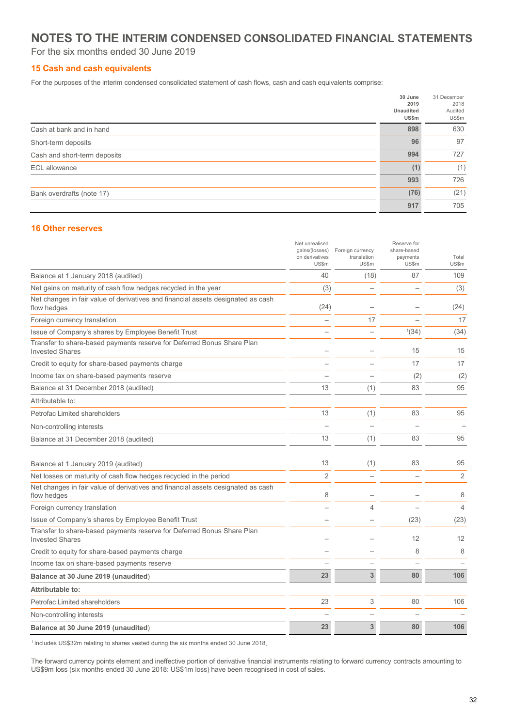# NOTES TO THE INTERIM CONDENSED CONSOLIDATED FINANCIAL STATEMENTS

For the six months ended 30 June 2019

## 15 Cash and cash equivalents

For the purposes of the interim condensed consolidated statement of cash flows, cash and cash equivalents comprise:

| | **30 June 2019 Unaudited US$m** | 31 December 2018 Audited US$m |
|---|---|---|
| Cash at bank and in hand | **898** | 630 |
| Short-term deposits | **96** | 97 |
| Cash and short-term deposits | **994** | 727 |
| ECL allowance | **(1)** | (1) |
| | **993** | 726 |
| Bank overdrafts (note 17) | **(76)** | (21) |
| | **917** | 705 |

## 16 Other reserves

| | Net unrealised gains/(losses) on derivatives US$m | Foreign currency translation US$m | Reserve for share-based payments US$m | Total US$m |
|---|---|---|---|---|
| Balance at 1 January 2018 (audited) | 40 | (18) | 87 | 109 |
| Net gains on maturity of cash flow hedges recycled in the year | (3) | – | – | (3) |
| Net changes in fair value of derivatives and financial assets designated as cash flow hedges | (24) | – | – | (24) |
| Foreign currency translation | – | 17 | – | 17 |
| Issue of Company's shares by Employee Benefit Trust | – | – | [1](34) | (34) |
| Transfer to share-based payments reserve for Deferred Bonus Share Plan Invested Shares | – | – | 15 | 15 |
| Credit to equity for share-based payments charge | – | – | 17 | 17 |
| Income tax on share-based payments reserve | – | – | (2) | (2) |
| Balance at 31 December 2018 (audited) | 13 | (1) | 83 | 95 |
| Attributable to: | | | | |
| Petrofac Limited shareholders | 13 | (1) | 83 | 95 |
| Non-controlling interests | – | – | – | – |
| Balance at 31 December 2018 (audited) | 13 | (1) | 83 | 95 |
| | | | | |
| Balance at 1 January 2019 (audited) | 13 | (1) | 83 | 95 |
| Net losses on maturity of cash flow hedges recycled in the period | 2 | – | – | 2 |
| Net changes in fair value of derivatives and financial assets designated as cash flow hedges | 8 | – | – | 8 |
| Foreign currency translation | – | 4 | – | 4 |
| Issue of Company's shares by Employee Benefit Trust | – | – | (23) | (23) |
| Transfer to share-based payments reserve for Deferred Bonus Share Plan Invested Shares | – | – | 12 | 12 |
| Credit to equity for share-based payments charge | – | – | 8 | 8 |
| Income tax on share-based payments reserve | – | – | – | – |
| **Balance at 30 June 2019 (unaudited)** | **23** | **3** | **80** | **106** |
| **Attributable to:** | | | | |
| Petrofac Limited shareholders | 23 | 3 | 80 | 106 |
| Non-controlling interests | – | – | – | – |
| **Balance at 30 June 2019 (unaudited)** | **23** | **3** | **80** | **106** |

[1] Includes US$32m relating to shares vested during the six months ended 30 June 2018.

The forward currency points element and ineffective portion of derivative financial instruments relating to forward currency contracts amounting to US$9m loss (six months ended 30 June 2018: US$1m loss) have been recognised in cost of sales.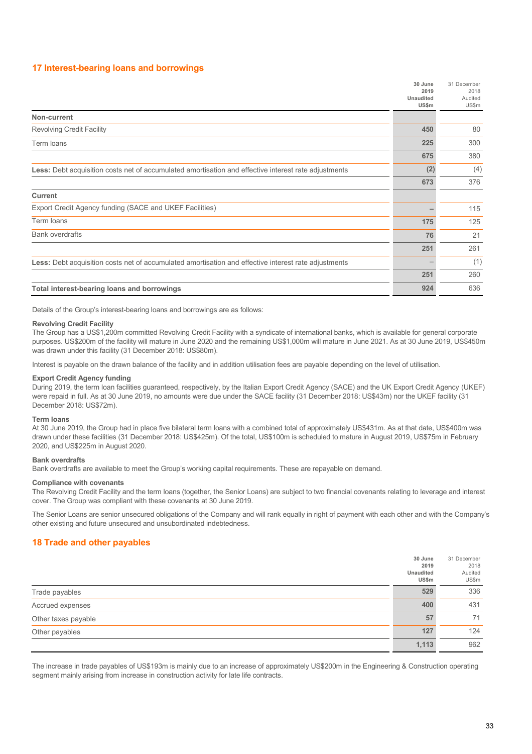## 17 Interest-bearing loans and borrowings

| | 30 June 2019 Unaudited US$m | 31 December 2018 Audited US$m |
|---|---|---|
| **Non-current** | | |
| Revolving Credit Facility | **450** | 80 |
| Term loans | **225** | 300 |
| | **675** | 380 |
| **Less:** Debt acquisition costs net of accumulated amortisation and effective interest rate adjustments | **(2)** | (4) |
| | **673** | 376 |
| **Current** | | |
| Export Credit Agency funding (SACE and UKEF Facilities) | **–** | 115 |
| Term loans | **175** | 125 |
| Bank overdrafts | **76** | 21 |
| | **251** | 261 |
| **Less:** Debt acquisition costs net of accumulated amortisation and effective interest rate adjustments | **–** | (1) |
| | **251** | 260 |
| **Total interest-bearing loans and borrowings** | **924** | 636 |

Details of the Group's interest-bearing loans and borrowings are as follows:

**Revolving Credit Facility**
The Group has a US$1,200m committed Revolving Credit Facility with a syndicate of international banks, which is available for general corporate purposes. US$200m of the facility will mature in June 2020 and the remaining US$1,000m will mature in June 2021. As at 30 June 2019, US$450m was drawn under this facility (31 December 2018: US$80m).

Interest is payable on the drawn balance of the facility and in addition utilisation fees are payable depending on the level of utilisation.

**Export Credit Agency funding**
During 2019, the term loan facilities guaranteed, respectively, by the Italian Export Credit Agency (SACE) and the UK Export Credit Agency (UKEF) were repaid in full. As at 30 June 2019, no amounts were due under the SACE facility (31 December 2018: US$43m) nor the UKEF facility (31 December 2018: US$72m).

**Term loans**
At 30 June 2019, the Group had in place five bilateral term loans with a combined total of approximately US$431m. As at that date, US$400m was drawn under these facilities (31 December 2018: US$425m). Of the total, US$100m is scheduled to mature in August 2019, US$75m in February 2020, and US$225m in August 2020.

**Bank overdrafts**
Bank overdrafts are available to meet the Group's working capital requirements. These are repayable on demand.

**Compliance with covenants**
The Revolving Credit Facility and the term loans (together, the Senior Loans) are subject to two financial covenants relating to leverage and interest cover. The Group was compliant with these covenants at 30 June 2019.

The Senior Loans are senior unsecured obligations of the Company and will rank equally in right of payment with each other and with the Company's other existing and future unsecured and unsubordinated indebtedness.

## 18 Trade and other payables

| | 30 June 2019 Unaudited US$m | 31 December 2018 Audited US$m |
|---|---|---|
| Trade payables | **529** | 336 |
| Accrued expenses | **400** | 431 |
| Other taxes payable | **57** | 71 |
| Other payables | **127** | 124 |
| | **1,113** | 962 |

The increase in trade payables of US$193m is mainly due to an increase of approximately US$200m in the Engineering & Construction operating segment mainly arising from increase in construction activity for late life contracts.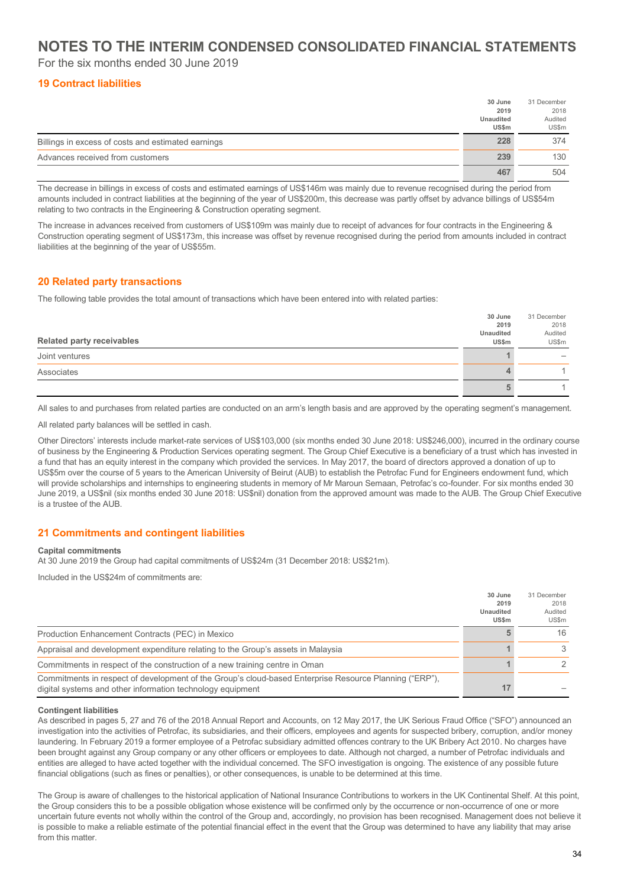# NOTES TO THE INTERIM CONDENSED CONSOLIDATED FINANCIAL STATEMENTS

For the six months ended 30 June 2019

## 19 Contract liabilities

| | 30 June 2019 Unaudited US$m | 31 December 2018 Audited US$m |
|---|---|---|
| Billings in excess of costs and estimated earnings | 228 | 374 |
| Advances received from customers | 239 | 130 |
| | 467 | 504 |

The decrease in billings in excess of costs and estimated earnings of US$146m was mainly due to revenue recognised during the period from amounts included in contract liabilities at the beginning of the year of US$200m, this decrease was partly offset by advance billings of US$54m relating to two contracts in the Engineering & Construction operating segment.

The increase in advances received from customers of US$109m was mainly due to receipt of advances for four contracts in the Engineering & Construction operating segment of US$173m, this increase was offset by revenue recognised during the period from amounts included in contract liabilities at the beginning of the year of US$55m.

## 20 Related party transactions

The following table provides the total amount of transactions which have been entered into with related parties:

| Related party receivables | 30 June 2019 Unaudited US$m | 31 December 2018 Audited US$m |
|---|---|---|
| Joint ventures | 1 | – |
| Associates | 4 | 1 |
| | 5 | 1 |

All sales to and purchases from related parties are conducted on an arm's length basis and are approved by the operating segment's management.

All related party balances will be settled in cash.

Other Directors' interests include market-rate services of US$103,000 (six months ended 30 June 2018: US$246,000), incurred in the ordinary course of business by the Engineering & Production Services operating segment. The Group Chief Executive is a beneficiary of a trust which has invested in a fund that has an equity interest in the company which provided the services. In May 2017, the board of directors approved a donation of up to US$5m over the course of 5 years to the American University of Beirut (AUB) to establish the Petrofac Fund for Engineers endowment fund, which will provide scholarships and internships to engineering students in memory of Mr Maroun Semaan, Petrofac's co-founder. For six months ended 30 June 2019, a US$nil (six months ended 30 June 2018: US$nil) donation from the approved amount was made to the AUB. The Group Chief Executive is a trustee of the AUB.

## 21 Commitments and contingent liabilities

**Capital commitments**

At 30 June 2019 the Group had capital commitments of US$24m (31 December 2018: US$21m).

Included in the US$24m of commitments are:

| | 30 June 2019 Unaudited US$m | 31 December 2018 Audited US$m |
|---|---|---|
| Production Enhancement Contracts (PEC) in Mexico | 5 | 16 |
| Appraisal and development expenditure relating to the Group's assets in Malaysia | 1 | 3 |
| Commitments in respect of the construction of a new training centre in Oman | 1 | 2 |
| Commitments in respect of development of the Group's cloud-based Enterprise Resource Planning ("ERP"), digital systems and other information technology equipment | 17 | – |

**Contingent liabilities**

As described in pages 5, 27 and 76 of the 2018 Annual Report and Accounts, on 12 May 2017, the UK Serious Fraud Office ("SFO") announced an investigation into the activities of Petrofac, its subsidiaries, and their officers, employees and agents for suspected bribery, corruption, and/or money laundering. In February 2019 a former employee of a Petrofac subsidiary admitted offences contrary to the UK Bribery Act 2010. No charges have been brought against any Group company or any other officers or employees to date. Although not charged, a number of Petrofac individuals and entities are alleged to have acted together with the individual concerned. The SFO investigation is ongoing. The existence of any possible future financial obligations (such as fines or penalties), or other consequences, is unable to be determined at this time.

The Group is aware of challenges to the historical application of National Insurance Contributions to workers in the UK Continental Shelf. At this point, the Group considers this to be a possible obligation whose existence will be confirmed only by the occurrence or non-occurrence of one or more uncertain future events not wholly within the control of the Group and, accordingly, no provision has been recognised. Management does not believe it is possible to make a reliable estimate of the potential financial effect in the event that the Group was determined to have any liability that may arise from this matter.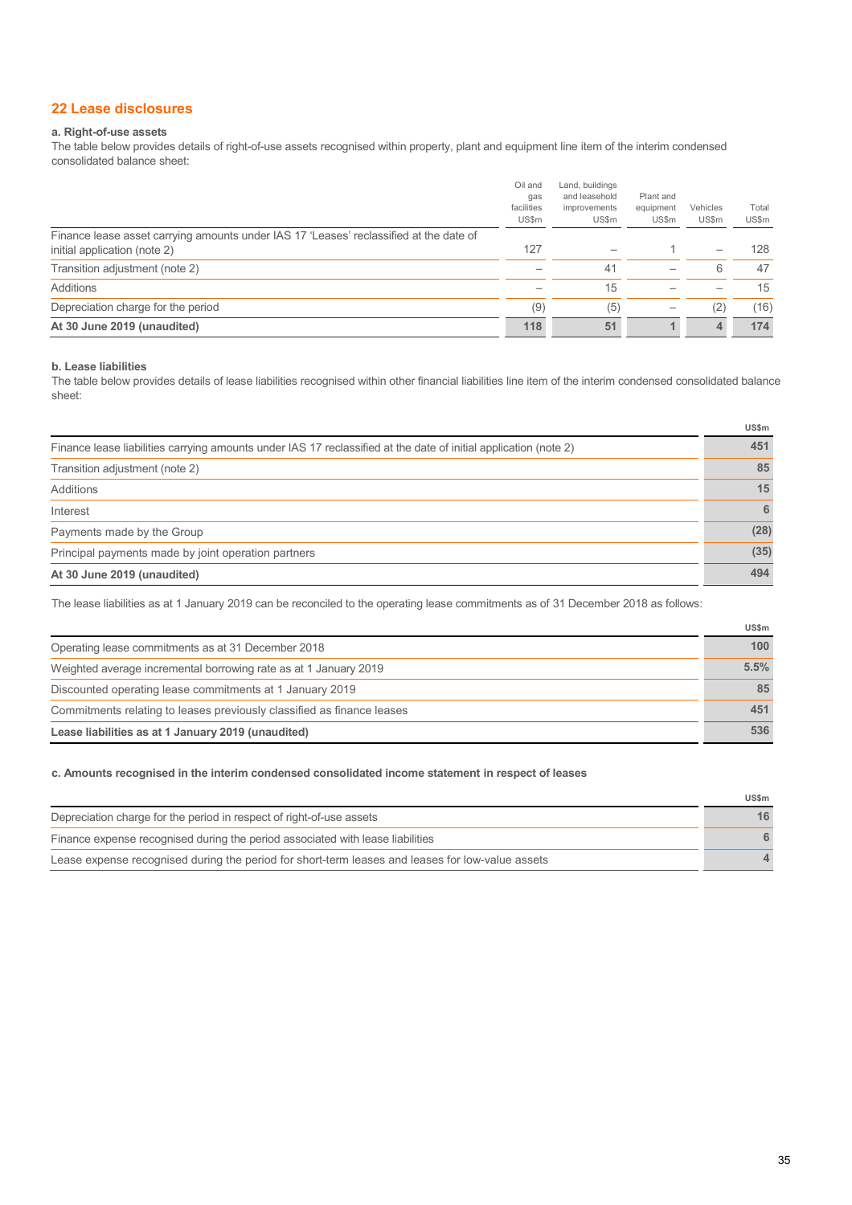## 22 Lease disclosures

### a. Right-of-use assets

The table below provides details of right-of-use assets recognised within property, plant and equipment line item of the interim condensed consolidated balance sheet:

| | Oil and gas facilities US$m | Land, buildings and leasehold improvements US$m | Plant and equipment US$m | Vehicles US$m | Total US$m |
|---|---|---|---|---|---|
| Finance lease asset carrying amounts under IAS 17 'Leases' reclassified at the date of initial application (note 2) | 127 | – | 1 | – | 128 |
| Transition adjustment (note 2) | – | 41 | – | 6 | 47 |
| Additions | – | 15 | – | – | 15 |
| Depreciation charge for the period | (9) | (5) | – | (2) | (16) |
| **At 30 June 2019 (unaudited)** | **118** | **51** | **1** | **4** | **174** |

### b. Lease liabilities

The table below provides details of lease liabilities recognised within other financial liabilities line item of the interim condensed consolidated balance sheet:

| | US$m |
|---|---|
| Finance lease liabilities carrying amounts under IAS 17 reclassified at the date of initial application (note 2) | 451 |
| Transition adjustment (note 2) | 85 |
| Additions | 15 |
| Interest | 6 |
| Payments made by the Group | (28) |
| Principal payments made by joint operation partners | (35) |
| **At 30 June 2019 (unaudited)** | **494** |

The lease liabilities as at 1 January 2019 can be reconciled to the operating lease commitments as of 31 December 2018 as follows:

| | US$m |
|---|---|
| Operating lease commitments as at 31 December 2018 | 100 |
| Weighted average incremental borrowing rate as at 1 January 2019 | 5.5% |
| Discounted operating lease commitments at 1 January 2019 | 85 |
| Commitments relating to leases previously classified as finance leases | 451 |
| **Lease liabilities as at 1 January 2019 (unaudited)** | **536** |

### c. Amounts recognised in the interim condensed consolidated income statement in respect of leases

| | US$m |
|---|---|
| Depreciation charge for the period in respect of right-of-use assets | 16 |
| Finance expense recognised during the period associated with lease liabilities | 6 |
| Lease expense recognised during the period for short-term leases and leases for low-value assets | 4 |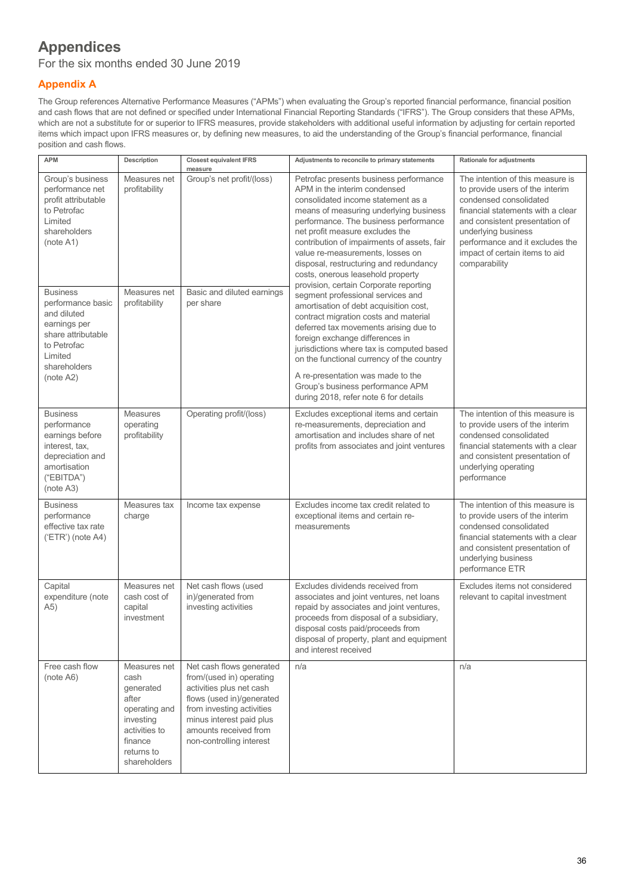# Appendices

For the six months ended 30 June 2019

## Appendix A

The Group references Alternative Performance Measures ("APMs") when evaluating the Group's reported financial performance, financial position and cash flows that are not defined or specified under International Financial Reporting Standards ("IFRS"). The Group considers that these APMs, which are not a substitute for or superior to IFRS measures, provide stakeholders with additional useful information by adjusting for certain reported items which impact upon IFRS measures or, by defining new measures, to aid the understanding of the Group's financial performance, financial position and cash flows.

| APM | Description | Closest equivalent IFRS measure | Adjustments to reconcile to primary statements | Rationale for adjustments |
|---|---|---|---|---|
| Group's business performance net profit attributable to Petrofac Limited shareholders (note A1) | Measures net profitability | Group's net profit/(loss) | Petrofac presents business performance APM in the interim condensed consolidated income statement as a means of measuring underlying business performance. The business performance net profit measure excludes the contribution of impairments of assets, fair value re-measurements, losses on disposal, restructuring and redundancy costs, onerous leasehold property provision, certain Corporate reporting segment professional services and amortisation of debt acquisition cost, contract migration costs and material deferred tax movements arising due to foreign exchange differences in jurisdictions where tax is computed based on the functional currency of the country<br><br>A re-presentation was made to the Group's business performance APM during 2018, refer note 6 for details | The intention of this measure is to provide users of the interim condensed consolidated financial statements with a clear and consistent presentation of underlying business performance and it excludes the impact of certain items to aid comparability |
| Business performance basic and diluted earnings per share attributable to Petrofac Limited shareholders (note A2) | Measures net profitability | Basic and diluted earnings per share | | |
| Business performance earnings before interest, tax, depreciation and amortisation ("EBITDA") (note A3) | Measures operating profitability | Operating profit/(loss) | Excludes exceptional items and certain re-measurements, depreciation and amortisation and includes share of net profits from associates and joint ventures | The intention of this measure is to provide users of the interim condensed consolidated financial statements with a clear and consistent presentation of underlying operating performance |
| Business performance effective tax rate ('ETR') (note A4) | Measures tax charge | Income tax expense | Excludes income tax credit related to exceptional items and certain re-measurements | The intention of this measure is to provide users of the interim condensed consolidated financial statements with a clear and consistent presentation of underlying business performance ETR |
| Capital expenditure (note A5) | Measures net cash cost of capital investment | Net cash flows (used in)/generated from investing activities | Excludes dividends received from associates and joint ventures, net loans repaid by associates and joint ventures, proceeds from disposal of a subsidiary, disposal costs paid/proceeds from disposal of property, plant and equipment and interest received | Excludes items not considered relevant to capital investment |
| Free cash flow (note A6) | Measures net cash generated after operating and investing activities to finance returns to shareholders | Net cash flows generated from/(used in) operating activities plus net cash flows (used in)/generated from investing activities minus interest paid plus amounts received from non-controlling interest | n/a | n/a |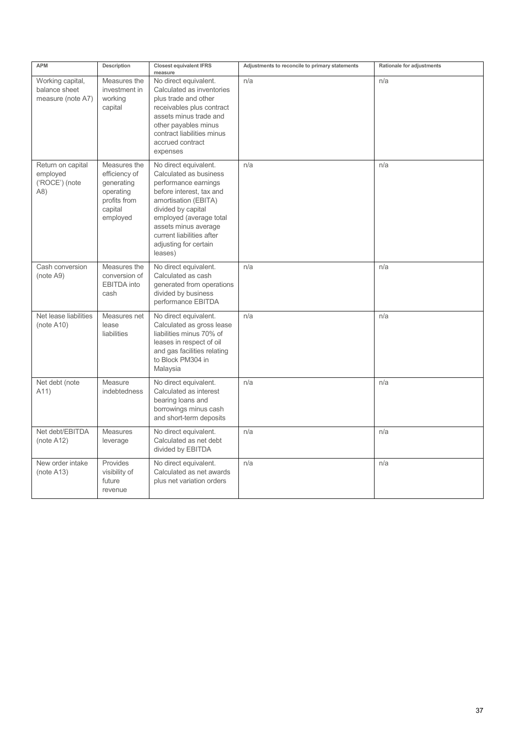| APM | Description | Closest equivalent IFRS measure | Adjustments to reconcile to primary statements | Rationale for adjustments |
|---|---|---|---|---|
| Working capital, balance sheet measure (note A7) | Measures the investment in working capital | No direct equivalent. Calculated as inventories plus trade and other receivables plus contract assets minus trade and other payables minus contract liabilities minus accrued contract expenses | n/a | n/a |
| Return on capital employed ('ROCE') (note A8) | Measures the efficiency of generating operating profits from capital employed | No direct equivalent. Calculated as business performance earnings before interest, tax and amortisation (EBITA) divided by capital employed (average total assets minus average current liabilities after adjusting for certain leases) | n/a | n/a |
| Cash conversion (note A9) | Measures the conversion of EBITDA into cash | No direct equivalent. Calculated as cash generated from operations divided by business performance EBITDA | n/a | n/a |
| Net lease liabilities (note A10) | Measures net lease liabilities | No direct equivalent. Calculated as gross lease liabilities minus 70% of leases in respect of oil and gas facilities relating to Block PM304 in Malaysia | n/a | n/a |
| Net debt (note A11) | Measure indebtedness | No direct equivalent. Calculated as interest bearing loans and borrowings minus cash and short-term deposits | n/a | n/a |
| Net debt/EBITDA (note A12) | Measures leverage | No direct equivalent. Calculated as net debt divided by EBITDA | n/a | n/a |
| New order intake (note A13) | Provides visibility of future revenue | No direct equivalent. Calculated as net awards plus net variation orders | n/a | n/a |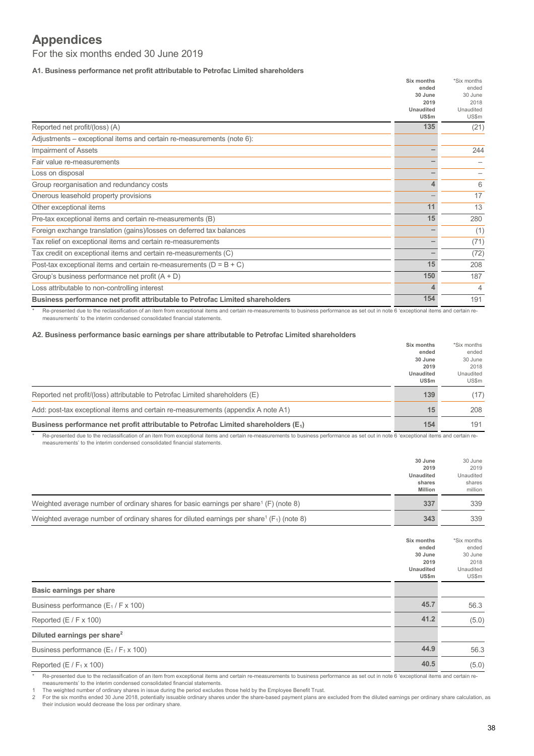# Appendices

For the six months ended 30 June 2019

### A1. Business performance net profit attributable to Petrofac Limited shareholders

| | Six months ended 30 June 2019 Unaudited US$m | *Six months ended 30 June 2018 Unaudited US$m |
|---|---|---|
| Reported net profit/(loss) (A) | 135 | (21) |
| Adjustments – exceptional items and certain re-measurements (note 6): | | |
| Impairment of Assets | – | 244 |
| Fair value re-measurements | – | – |
| Loss on disposal | – | – |
| Group reorganisation and redundancy costs | 4 | 6 |
| Onerous leasehold property provisions | – | 17 |
| Other exceptional items | 11 | 13 |
| Pre-tax exceptional items and certain re-measurements (B) | 15 | 280 |
| Foreign exchange translation (gains)/losses on deferred tax balances | – | (1) |
| Tax relief on exceptional items and certain re-measurements | – | (71) |
| Tax credit on exceptional items and certain re-measurements (C) | – | (72) |
| Post-tax exceptional items and certain re-measurements (D = B + C) | 15 | 208 |
| Group's business performance net profit (A + D) | 150 | 187 |
| Loss attributable to non-controlling interest | 4 | 4 |
| **Business performance net profit attributable to Petrofac Limited shareholders** | 154 | 191 |

\* Re-presented due to the reclassification of an item from exceptional items and certain re-measurements to business performance as set out in note 6 'exceptional items and certain re-measurements' to the interim condensed consolidated financial statements.

### A2. Business performance basic earnings per share attributable to Petrofac Limited shareholders

| | Six months ended 30 June 2019 Unaudited US$m | *Six months ended 30 June 2018 Unaudited US$m |
|---|---|---|
| Reported net profit/(loss) attributable to Petrofac Limited shareholders (E) | 139 | (17) |
| Add: post-tax exceptional items and certain re-measurements (appendix A note A1) | 15 | 208 |
| **Business performance net profit attributable to Petrofac Limited shareholders ($E_1$)** | 154 | 191 |

\* Re-presented due to the reclassification of an item from exceptional items and certain re-measurements to business performance as set out in note 6 'exceptional items and certain re-measurements' to the interim condensed consolidated financial statements.

| | 30 June 2019 Unaudited shares Million | 30 June 2019 Unaudited shares million |
|---|---|---|
| Weighted average number of ordinary shares for basic earnings per share[1] (F) (note 8) | 337 | 339 |
| Weighted average number of ordinary shares for diluted earnings per share[1] ($F_1$) (note 8) | 343 | 339 |

| | Six months ended 30 June 2019 Unaudited US$m | *Six months ended 30 June 2018 Unaudited US$m |
|---|---|---|
| **Basic earnings per share** | | |
| Business performance ($E_1$ / F x 100) | 45.7 | 56.3 |
| Reported (E / F x 100) | 41.2 | (5.0) |
| **Diluted earnings per share[2]** | | |
| Business performance ($E_1$ / $F_1$ x 100) | 44.9 | 56.3 |
| Reported (E / $F_1$ x 100) | 40.5 | (5.0) |

\* Re-presented due to the reclassification of an item from exceptional items and certain re-measurements to business performance as set out in note 6 'exceptional items and certain re-measurements' to the interim condensed consolidated financial statements.

1 The weighted number of ordinary shares in issue during the period excludes those held by the Employee Benefit Trust.

2 For the six months ended 30 June 2018, potentially issuable ordinary shares under the share-based payment plans are excluded from the diluted earnings per ordinary share calculation, as their inclusion would decrease the loss per ordinary share.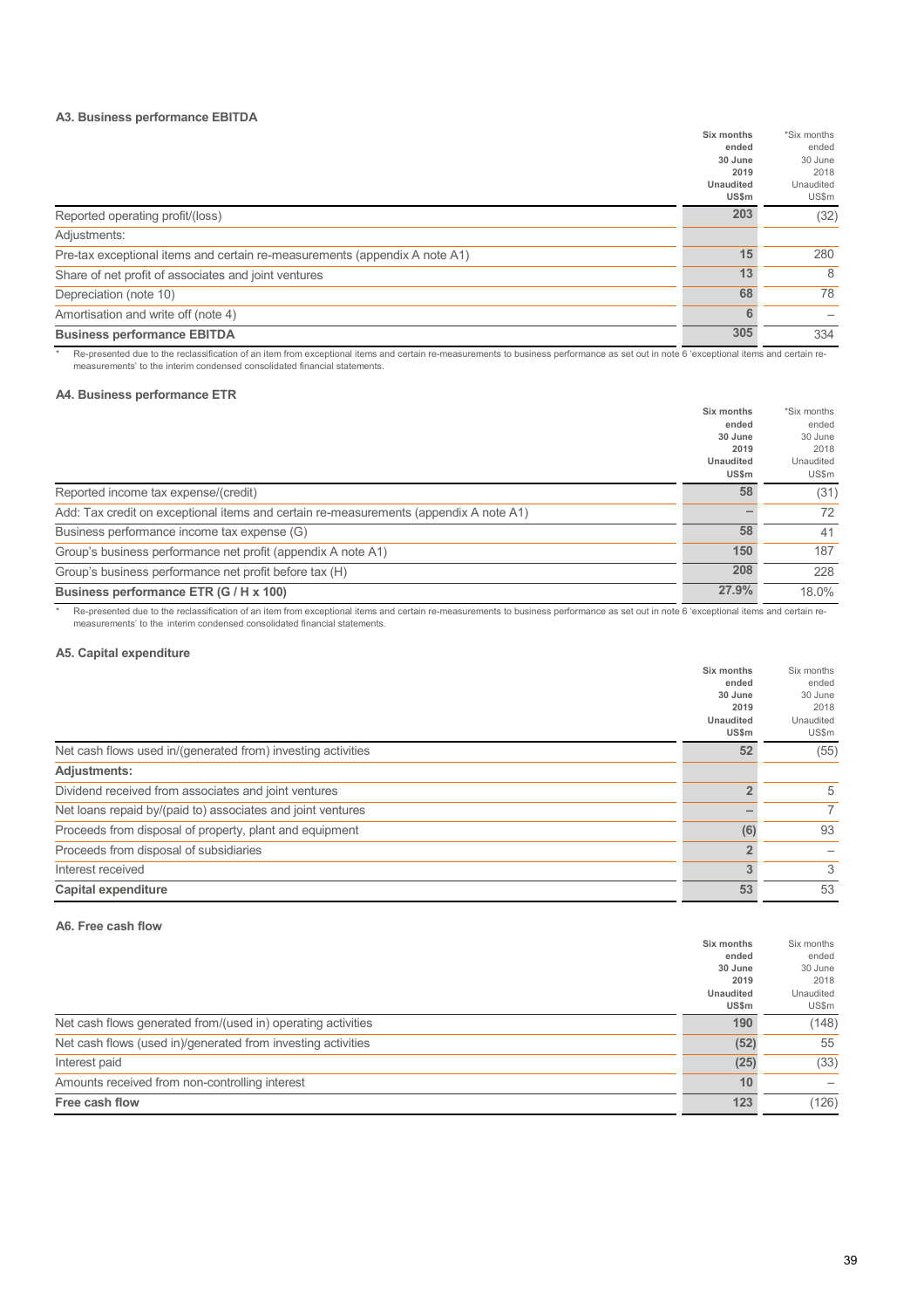### A3. Business performance EBITDA

| | Six months ended 30 June 2019 Unaudited US$m | *Six months ended 30 June 2018 Unaudited US$m |
|---|---|---|
| Reported operating profit/(loss) | 203 | (32) |
| Adjustments: | | |
| Pre-tax exceptional items and certain re-measurements (appendix A note A1) | 15 | 280 |
| Share of net profit of associates and joint ventures | 13 | 8 |
| Depreciation (note 10) | 68 | 78 |
| Amortisation and write off (note 4) | 6 | – |
| **Business performance EBITDA** | 305 | 334 |

\* Re-presented due to the reclassification of an item from exceptional items and certain re-measurements to business performance as set out in note 6 'exceptional items and certain re-measurements' to the interim condensed consolidated financial statements.

### A4. Business performance ETR

| | Six months ended 30 June 2019 Unaudited US$m | *Six months ended 30 June 2018 Unaudited US$m |
|---|---|---|
| Reported income tax expense/(credit) | 58 | (31) |
| Add: Tax credit on exceptional items and certain re-measurements (appendix A note A1) | – | 72 |
| Business performance income tax expense (G) | 58 | 41 |
| Group's business performance net profit (appendix A note A1) | 150 | 187 |
| Group's business performance net profit before tax (H) | 208 | 228 |
| **Business performance ETR (G / H x 100)** | 27.9% | 18.0% |

\* Re-presented due to the reclassification of an item from exceptional items and certain re-measurements to business performance as set out in note 6 'exceptional items and certain re-measurements' to the interim condensed consolidated financial statements.

### A5. Capital expenditure

| | Six months ended 30 June 2019 Unaudited US$m | Six months ended 30 June 2018 Unaudited US$m |
|---|---|---|
| Net cash flows used in/(generated from) investing activities | 52 | (55) |
| **Adjustments:** | | |
| Dividend received from associates and joint ventures | 2 | 5 |
| Net loans repaid by/(paid to) associates and joint ventures | – | 7 |
| Proceeds from disposal of property, plant and equipment | (6) | 93 |
| Proceeds from disposal of subsidiaries | 2 | – |
| Interest received | 3 | 3 |
| **Capital expenditure** | 53 | 53 |

### A6. Free cash flow

| | Six months ended 30 June 2019 Unaudited US$m | Six months ended 30 June 2018 Unaudited US$m |
|---|---|---|
| Net cash flows generated from/(used in) operating activities | 190 | (148) |
| Net cash flows (used in)/generated from investing activities | (52) | 55 |
| Interest paid | (25) | (33) |
| Amounts received from non-controlling interest | 10 | – |
| **Free cash flow** | 123 | (126) |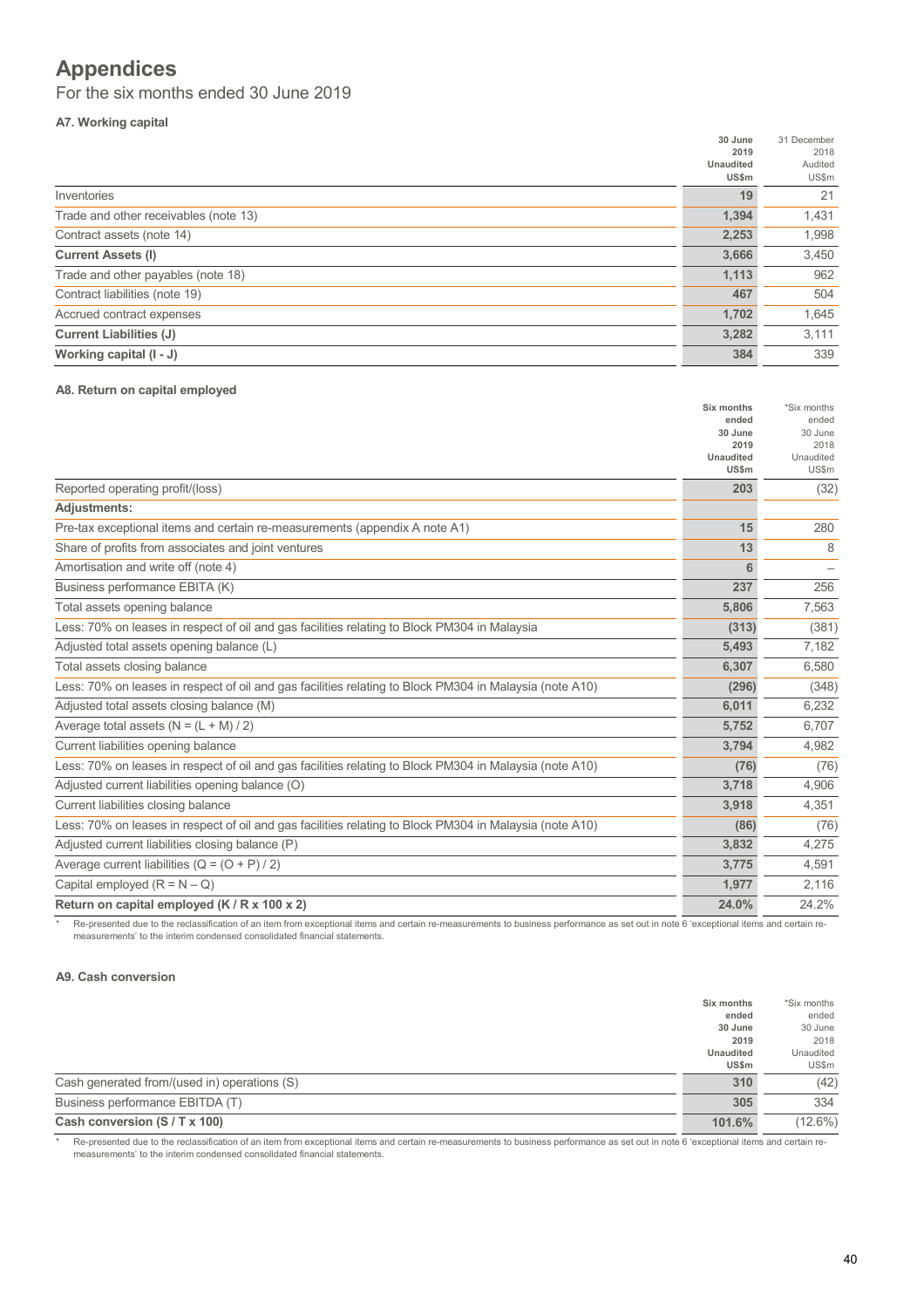# Appendices

For the six months ended 30 June 2019

### A7. Working capital

| | 30 June 2019 Unaudited US$m | 31 December 2018 Audited US$m |
|---|---|---|
| Inventories | **19** | 21 |
| Trade and other receivables (note 13) | **1,394** | 1,431 |
| Contract assets (note 14) | **2,253** | 1,998 |
| **Current Assets (I)** | **3,666** | 3,450 |
| Trade and other payables (note 18) | **1,113** | 962 |
| Contract liabilities (note 19) | **467** | 504 |
| Accrued contract expenses | **1,702** | 1,645 |
| **Current Liabilities (J)** | **3,282** | 3,111 |
| **Working capital (I - J)** | **384** | 339 |

### A8. Return on capital employed

| | Six months ended 30 June 2019 Unaudited US$m | *Six months ended 30 June 2018 Unaudited US$m |
|---|---|---|
| Reported operating profit/(loss) | **203** | (32) |
| **Adjustments:** | | |
| Pre-tax exceptional items and certain re-measurements (appendix A note A1) | **15** | 280 |
| Share of profits from associates and joint ventures | **13** | 8 |
| Amortisation and write off (note 4) | **6** | – |
| Business performance EBITA (K) | **237** | 256 |
| Total assets opening balance | **5,806** | 7,563 |
| Less: 70% on leases in respect of oil and gas facilities relating to Block PM304 in Malaysia | **(313)** | (381) |
| Adjusted total assets opening balance (L) | **5,493** | 7,182 |
| Total assets closing balance | **6,307** | 6,580 |
| Less: 70% on leases in respect of oil and gas facilities relating to Block PM304 in Malaysia (note A10) | **(296)** | (348) |
| Adjusted total assets closing balance (M) | **6,011** | 6,232 |
| Average total assets (N = (L + M) / 2) | **5,752** | 6,707 |
| Current liabilities opening balance | **3,794** | 4,982 |
| Less: 70% on leases in respect of oil and gas facilities relating to Block PM304 in Malaysia (note A10) | **(76)** | (76) |
| Adjusted current liabilities opening balance (O) | **3,718** | 4,906 |
| Current liabilities closing balance | **3,918** | 4,351 |
| Less: 70% on leases in respect of oil and gas facilities relating to Block PM304 in Malaysia (note A10) | **(86)** | (76) |
| Adjusted current liabilities closing balance (P) | **3,832** | 4,275 |
| Average current liabilities (Q = (O + P) / 2) | **3,775** | 4,591 |
| Capital employed (R = N – Q) | **1,977** | 2,116 |
| **Return on capital employed (K / R x 100 x 2)** | **24.0%** | 24.2% |

\* Re-presented due to the reclassification of an item from exceptional items and certain re-measurements to business performance as set out in note 6 'exceptional items and certain re-measurements' to the interim condensed consolidated financial statements.

### A9. Cash conversion

| | Six months ended 30 June 2019 Unaudited US$m | *Six months ended 30 June 2018 Unaudited US$m |
|---|---|---|
| Cash generated from/(used in) operations (S) | **310** | (42) |
| Business performance EBITDA (T) | **305** | 334 |
| **Cash conversion (S / T x 100)** | **101.6%** | (12.6%) |

\* Re-presented due to the reclassification of an item from exceptional items and certain re-measurements to business performance as set out in note 6 'exceptional items and certain re-measurements' to the interim condensed consolidated financial statements.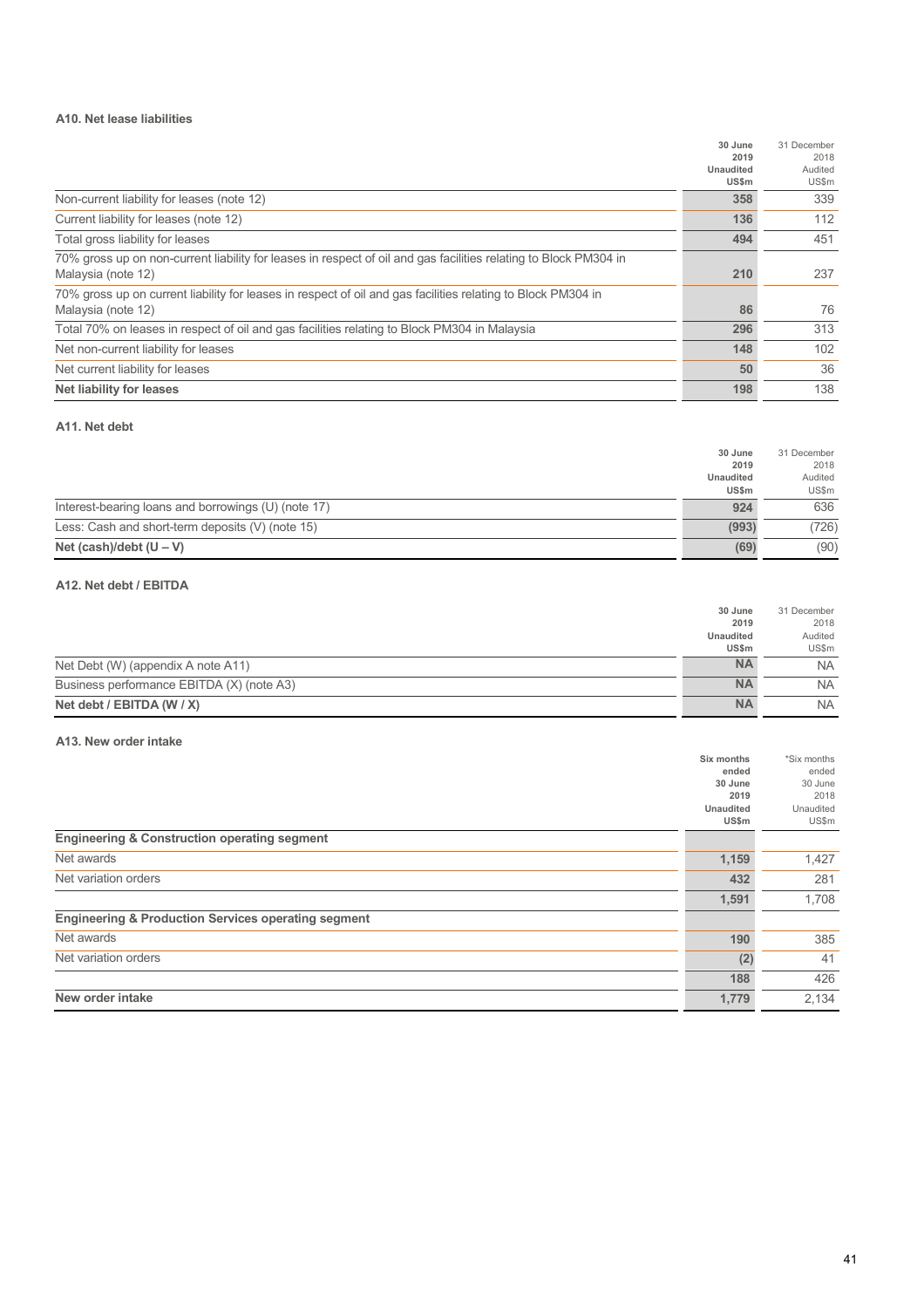### A10. Net lease liabilities

| | 30 June 2019 Unaudited US$m | 31 December 2018 Audited US$m |
|---|---|---|
| Non-current liability for leases (note 12) | **358** | 339 |
| Current liability for leases (note 12) | **136** | 112 |
| Total gross liability for leases | **494** | 451 |
| 70% gross up on non-current liability for leases in respect of oil and gas facilities relating to Block PM304 in Malaysia (note 12) | **210** | 237 |
| 70% gross up on current liability for leases in respect of oil and gas facilities relating to Block PM304 in Malaysia (note 12) | **86** | 76 |
| Total 70% on leases in respect of oil and gas facilities relating to Block PM304 in Malaysia | **296** | 313 |
| Net non-current liability for leases | **148** | 102 |
| Net current liability for leases | **50** | 36 |
| **Net liability for leases** | **198** | 138 |

### A11. Net debt

| | 30 June 2019 Unaudited US$m | 31 December 2018 Audited US$m |
|---|---|---|
| Interest-bearing loans and borrowings (U) (note 17) | **924** | 636 |
| Less: Cash and short-term deposits (V) (note 15) | **(993)** | (726) |
| **Net (cash)/debt (U – V)** | **(69)** | (90) |

### A12. Net debt / EBITDA

| | 30 June 2019 Unaudited US$m | 31 December 2018 Audited US$m |
|---|---|---|
| Net Debt (W) (appendix A note A11) | **NA** | NA |
| Business performance EBITDA (X) (note A3) | **NA** | NA |
| **Net debt / EBITDA (W / X)** | **NA** | NA |

### A13. New order intake

| | Six months ended 30 June 2019 Unaudited US$m | *Six months ended 30 June 2018 Unaudited US$m |
|---|---|---|
| **Engineering & Construction operating segment** | | |
| Net awards | **1,159** | 1,427 |
| Net variation orders | **432** | 281 |
| | **1,591** | 1,708 |
| **Engineering & Production Services operating segment** | | |
| Net awards | **190** | 385 |
| Net variation orders | **(2)** | 41 |
| | **188** | 426 |
| **New order intake** | **1,779** | 2,134 |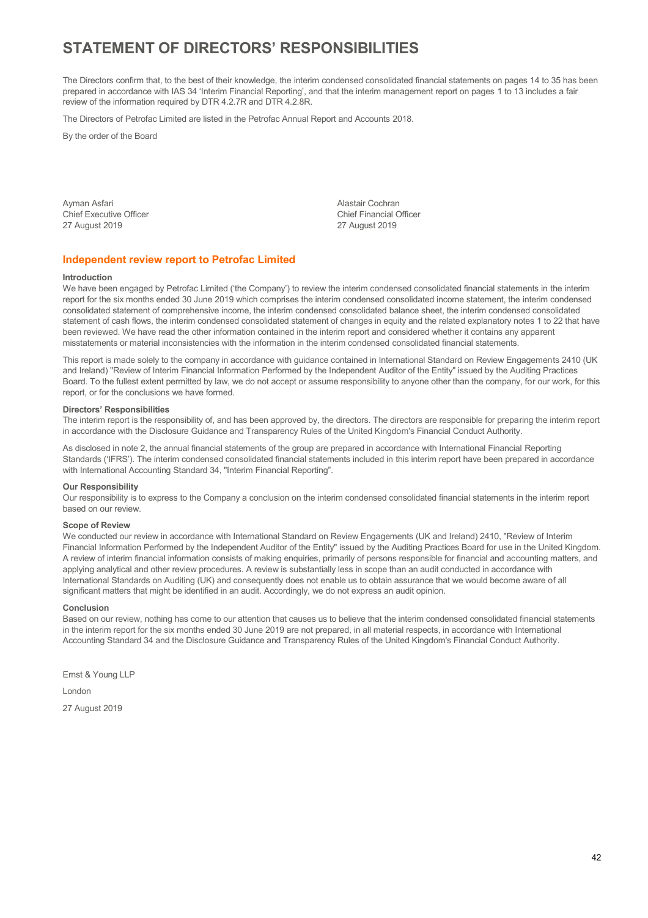# STATEMENT OF DIRECTORS' RESPONSIBILITIES

The Directors confirm that, to the best of their knowledge, the interim condensed consolidated financial statements on pages 14 to 35 has been prepared in accordance with IAS 34 'Interim Financial Reporting', and that the interim management report on pages 1 to 13 includes a fair review of the information required by DTR 4.2.7R and DTR 4.2.8R.

The Directors of Petrofac Limited are listed in the Petrofac Annual Report and Accounts 2018.

By the order of the Board

Ayman Asfari
Chief Executive Officer
27 August 2019

Alastair Cochran
Chief Financial Officer
27 August 2019

## Independent review report to Petrofac Limited

**Introduction**

We have been engaged by Petrofac Limited ('the Company') to review the interim condensed consolidated financial statements in the interim report for the six months ended 30 June 2019 which comprises the interim condensed consolidated income statement, the interim condensed consolidated statement of comprehensive income, the interim condensed consolidated balance sheet, the interim condensed consolidated statement of cash flows, the interim condensed consolidated statement of changes in equity and the related explanatory notes 1 to 22 that have been reviewed. We have read the other information contained in the interim report and considered whether it contains any apparent misstatements or material inconsistencies with the information in the interim condensed consolidated financial statements.

This report is made solely to the company in accordance with guidance contained in International Standard on Review Engagements 2410 (UK and Ireland) "Review of Interim Financial Information Performed by the Independent Auditor of the Entity" issued by the Auditing Practices Board. To the fullest extent permitted by law, we do not accept or assume responsibility to anyone other than the company, for our work, for this report, or for the conclusions we have formed.

**Directors' Responsibilities**

The interim report is the responsibility of, and has been approved by, the directors. The directors are responsible for preparing the interim report in accordance with the Disclosure Guidance and Transparency Rules of the United Kingdom's Financial Conduct Authority.

As disclosed in note 2, the annual financial statements of the group are prepared in accordance with International Financial Reporting Standards ('IFRS'). The interim condensed consolidated financial statements included in this interim report have been prepared in accordance with International Accounting Standard 34, "Interim Financial Reporting".

**Our Responsibility**

Our responsibility is to express to the Company a conclusion on the interim condensed consolidated financial statements in the interim report based on our review.

**Scope of Review**

We conducted our review in accordance with International Standard on Review Engagements (UK and Ireland) 2410, "Review of Interim Financial Information Performed by the Independent Auditor of the Entity" issued by the Auditing Practices Board for use in the United Kingdom. A review of interim financial information consists of making enquiries, primarily of persons responsible for financial and accounting matters, and applying analytical and other review procedures. A review is substantially less in scope than an audit conducted in accordance with International Standards on Auditing (UK) and consequently does not enable us to obtain assurance that we would become aware of all significant matters that might be identified in an audit. Accordingly, we do not express an audit opinion.

**Conclusion**

Based on our review, nothing has come to our attention that causes us to believe that the interim condensed consolidated financial statements in the interim report for the six months ended 30 June 2019 are not prepared, in all material respects, in accordance with International Accounting Standard 34 and the Disclosure Guidance and Transparency Rules of the United Kingdom's Financial Conduct Authority.

Ernst & Young LLP

London

27 August 2019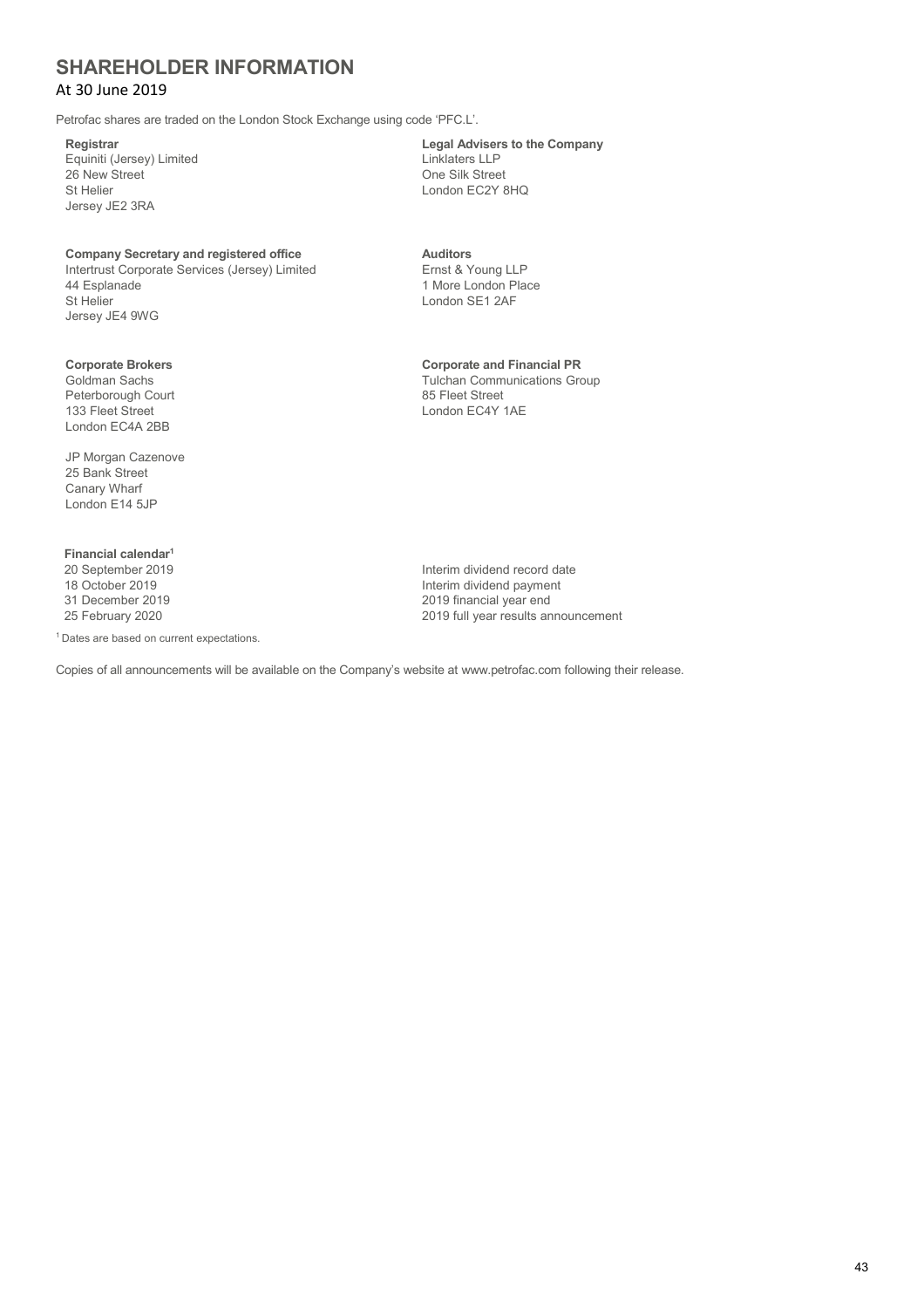# SHAREHOLDER INFORMATION

At 30 June 2019

Petrofac shares are traded on the London Stock Exchange using code 'PFC.L'.

**Registrar**
Equiniti (Jersey) Limited
26 New Street
St Helier
Jersey JE2 3RA

**Legal Advisers to the Company**
Linklaters LLP
One Silk Street
London EC2Y 8HQ

**Company Secretary and registered office**
Intertrust Corporate Services (Jersey) Limited
44 Esplanade
St Helier
Jersey JE4 9WG

**Auditors**
Ernst & Young LLP
1 More London Place
London SE1 2AF

**Corporate Brokers**
Goldman Sachs
Peterborough Court
133 Fleet Street
London EC4A 2BB

JP Morgan Cazenove
25 Bank Street
Canary Wharf
London E14 5JP

**Corporate and Financial PR**
Tulchan Communications Group
85 Fleet Street
London EC4Y 1AE

**Financial calendar**[1]

| | |
|---|---|
| 20 September 2019 | Interim dividend record date |
| 18 October 2019 | Interim dividend payment |
| 31 December 2019 | 2019 financial year end |
| 25 February 2020 | 2019 full year results announcement |

[1] Dates are based on current expectations.

Copies of all announcements will be available on the Company's website at www.petrofac.com following their release.